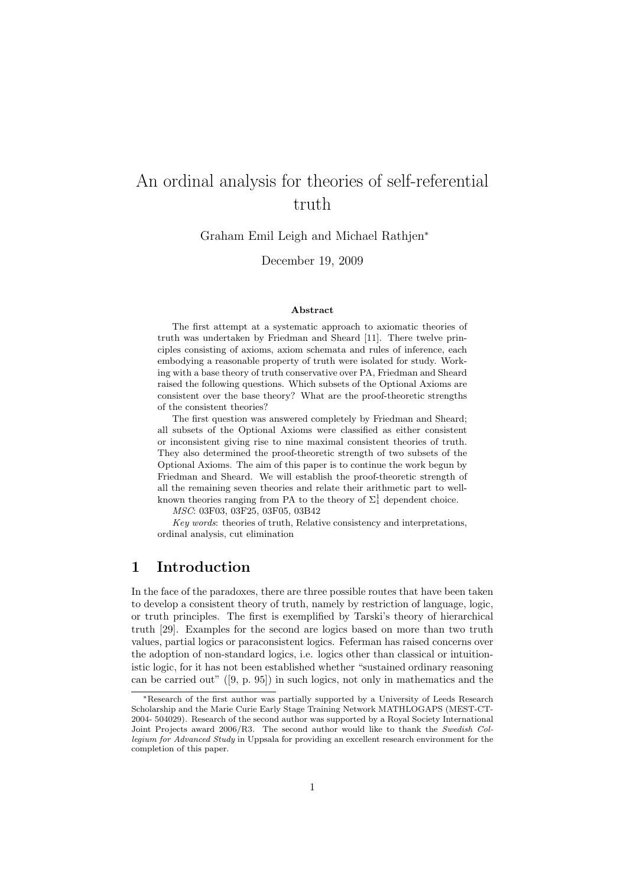# An ordinal analysis for theories of self-referential truth

Graham Emil Leigh and Michael Rathjen*

December 19, 2009

### Abstract

The first attempt at a systematic approach to axiomatic theories of truth was undertaken by Friedman and Sheard [11]. There twelve principles consisting of axioms, axiom schemata and rules of inference, each embodying a reasonable property of truth were isolated for study. Working with a base theory of truth conservative over PA, Friedman and Sheard raised the following questions. Which subsets of the Optional Axioms are consistent over the base theory? What are the proof-theoretic strengths of the consistent theories?

The first question was answered completely by Friedman and Sheard; all subsets of the Optional Axioms were classified as either consistent or inconsistent giving rise to nine maximal consistent theories of truth. They also determined the proof-theoretic strength of two subsets of the Optional Axioms. The aim of this paper is to continue the work begun by Friedman and Sheard. We will establish the proof-theoretic strength of all the remaining seven theories and relate their arithmetic part to well-known theories ranging from PA to the theory of $\Sigma^1_1$ dependent choice.

*MSC*: 03F03, 03F25, 03F05, 03B42

*Key words*: theories of truth, Relative consistency and interpretations, ordinal analysis, cut elimination

## 1 Introduction

In the face of the paradoxes, there are three possible routes that have been taken to develop a consistent theory of truth, namely by restriction of language, logic, or truth principles. The first is exemplified by Tarski's theory of hierarchical truth [29]. Examples for the second are logics based on more than two truth values, partial logics or paraconsistent logics. Feferman has raised concerns over the adoption of non-standard logics, i.e. logics other than classical or intuitionistic logic, for it has not been established whether "sustained ordinary reasoning can be carried out" ([9, p. 95]) in such logics, not only in mathematics and the

---

*Research of the first author was partially supported by a University of Leeds Research Scholarship and the Marie Curie Early Stage Training Network MATHLOGAPS (MEST-CT-2004- 504029). Research of the second author was supported by a Royal Society International Joint Projects award 2006/R3. The second author would like to thank the *Swedish Collegium for Advanced Study* in Uppsala for providing an excellent research environment for the completion of this paper.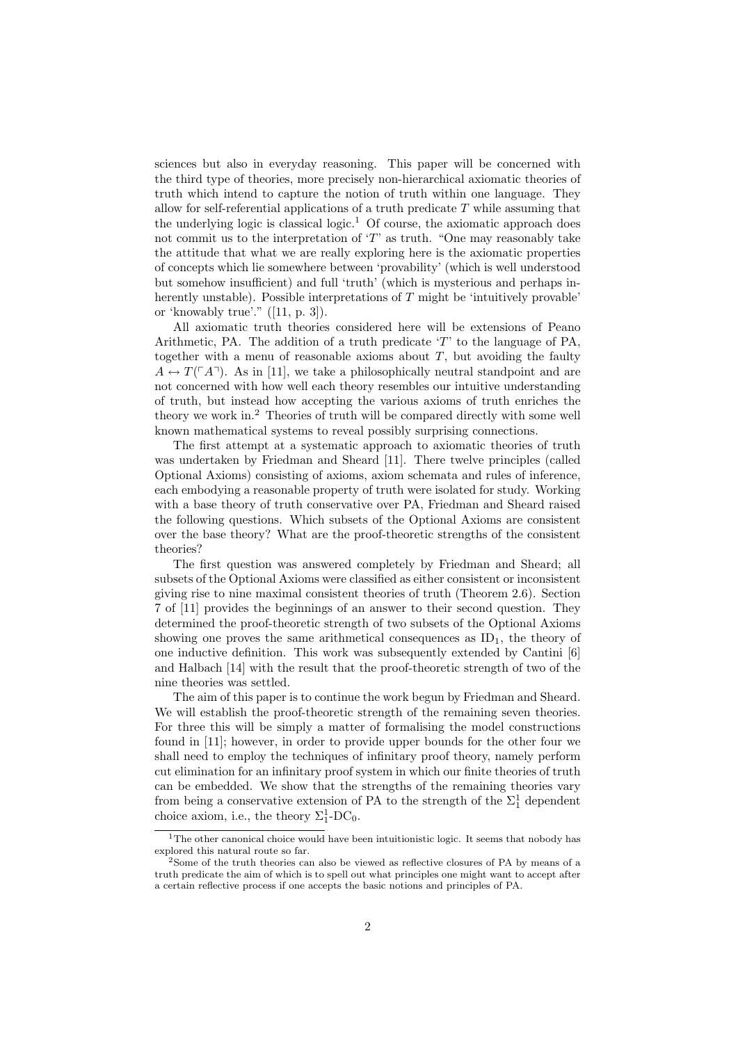sciences but also in everyday reasoning. This paper will be concerned with the third type of theories, more precisely non-hierarchical axiomatic theories of truth which intend to capture the notion of truth within one language. They allow for self-referential applications of a truth predicate $T$ while assuming that the underlying logic is classical logic.[1] Of course, the axiomatic approach does not commit us to the interpretation of '$T$' as truth. "One may reasonably take the attitude that what we are really exploring here is the axiomatic properties of concepts which lie somewhere between 'provability' (which is well understood but somehow insufficient) and full 'truth' (which is mysterious and perhaps inherently unstable). Possible interpretations of $T$ might be 'intuitively provable' or 'knowably true'." ([11, p. 3]).

All axiomatic truth theories considered here will be extensions of Peano Arithmetic, PA. The addition of a truth predicate '$T$' to the language of PA, together with a menu of reasonable axioms about $T$, but avoiding the faulty $A \leftrightarrow T(\ulcorner A \urcorner)$. As in [11], we take a philosophically neutral standpoint and are not concerned with how well each theory resembles our intuitive understanding of truth, but instead how accepting the various axioms of truth enriches the theory we work in.[2] Theories of truth will be compared directly with some well known mathematical systems to reveal possibly surprising connections.

The first attempt at a systematic approach to axiomatic theories of truth was undertaken by Friedman and Sheard [11]. There twelve principles (called Optional Axioms) consisting of axioms, axiom schemata and rules of inference, each embodying a reasonable property of truth were isolated for study. Working with a base theory of truth conservative over PA, Friedman and Sheard raised the following questions. Which subsets of the Optional Axioms are consistent over the base theory? What are the proof-theoretic strengths of the consistent theories?

The first question was answered completely by Friedman and Sheard; all subsets of the Optional Axioms were classified as either consistent or inconsistent giving rise to nine maximal consistent theories of truth (Theorem 2.6). Section 7 of [11] provides the beginnings of an answer to their second question. They determined the proof-theoretic strength of two subsets of the Optional Axioms showing one proves the same arithmetical consequences as $\mathrm{ID}_1$, the theory of one inductive definition. This work was subsequently extended by Cantini [6] and Halbach [14] with the result that the proof-theoretic strength of two of the nine theories was settled.

The aim of this paper is to continue the work begun by Friedman and Sheard. We will establish the proof-theoretic strength of the remaining seven theories. For three this will be simply a matter of formalising the model constructions found in [11]; however, in order to provide upper bounds for the other four we shall need to employ the techniques of infinitary proof theory, namely perform cut elimination for an infinitary proof system in which our finite theories of truth can be embedded. We show that the strengths of the remaining theories vary from being a conservative extension of PA to the strength of the $\Sigma^1_1$ dependent choice axiom, i.e., the theory $\Sigma^1_1$-$\mathrm{DC}_0$.

[1] The other canonical choice would have been intuitionistic logic. It seems that nobody has explored this natural route so far.

[2] Some of the truth theories can also be viewed as reflective closures of PA by means of a truth predicate the aim of which is to spell out what principles one might want to accept after a certain reflective process if one accepts the basic notions and principles of PA.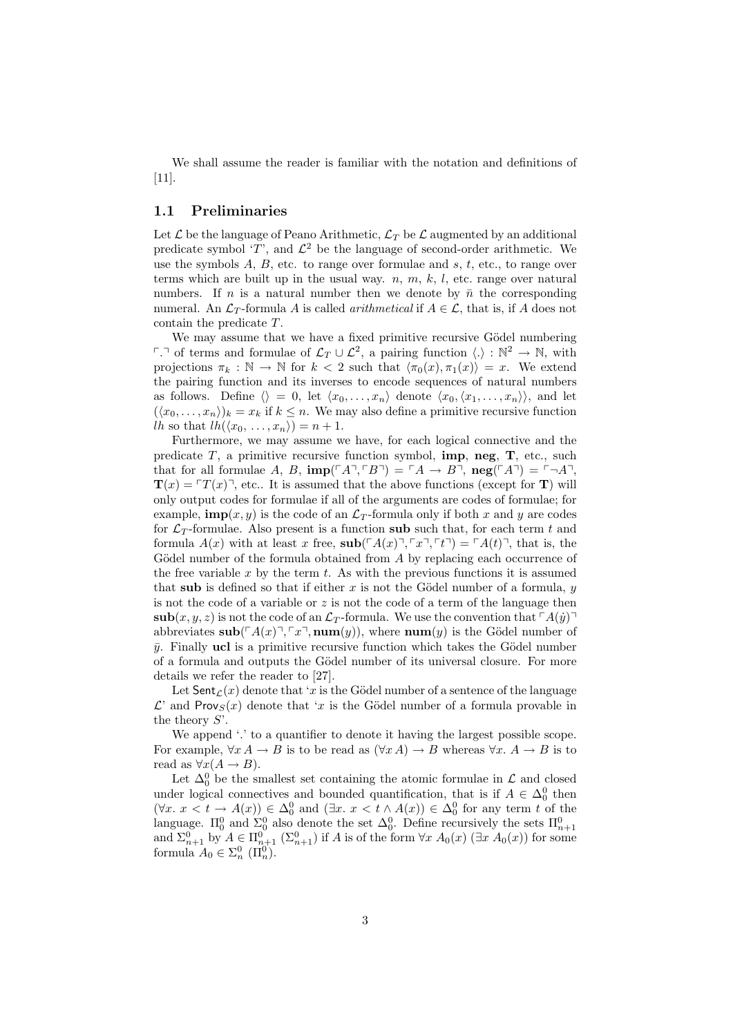We shall assume the reader is familiar with the notation and definitions of [11].

### 1.1 Preliminaries

Let $\mathcal{L}$ be the language of Peano Arithmetic, $\mathcal{L}_T$ be $\mathcal{L}$ augmented by an additional predicate symbol '$T$', and $\mathcal{L}^2$ be the language of second-order arithmetic. We use the symbols $A$, $B$, etc. to range over formulae and $s$, $t$, etc., to range over terms which are built up in the usual way. $n$, $m$, $k$, $l$, etc. range over natural numbers. If $n$ is a natural number then we denote by $\bar{n}$ the corresponding numeral. An $\mathcal{L}_T$-formula $A$ is called *arithmetical* if $A \in \mathcal{L}$, that is, if $A$ does not contain the predicate $T$.

We may assume that we have a fixed primitive recursive Gödel numbering $\ulcorner . \urcorner$ of terms and formulae of $\mathcal{L}_T \cup \mathcal{L}^2$, a pairing function $\langle . \rangle : \mathbb{N}^2 \to \mathbb{N}$, with projections $\pi_k : \mathbb{N} \to \mathbb{N}$ for $k < 2$ such that $\langle \pi_0(x), \pi_1(x) \rangle = x$. We extend the pairing function and its inverses to encode sequences of natural numbers as follows. Define $\langle \rangle = 0$, let $\langle x_0, \ldots, x_n \rangle$ denote $\langle x_0, \langle x_1, \ldots, x_n \rangle \rangle$, and let $(\langle x_0, \ldots, x_n \rangle)_k = x_k$ if $k \leq n$. We may also define a primitive recursive function $lh$ so that $lh(\langle x_0, \ldots, x_n \rangle) = n + 1$.

Furthermore, we may assume we have, for each logical connective and the predicate $T$, a primitive recursive function symbol, **imp**, **neg**, **T**, etc., such that for all formulae $A$, $B$, $\mathbf{imp}(\ulcorner A \urcorner, \ulcorner B \urcorner) = \ulcorner A \to B \urcorner$, $\mathbf{neg}(\ulcorner A \urcorner) = \ulcorner \neg A \urcorner$, $\mathbf{T}(x) = \ulcorner T(x) \urcorner$, etc.. It is assumed that the above functions (except for **T**) will only output codes for formulae if all of the arguments are codes of formulae; for example, $\mathbf{imp}(x, y)$ is the code of an $\mathcal{L}_T$-formula only if both $x$ and $y$ are codes for $\mathcal{L}_T$-formulae. Also present is a function **sub** such that, for each term $t$ and formula $A(x)$ with at least $x$ free, $\mathbf{sub}(\ulcorner A(x) \urcorner, \ulcorner x \urcorner, \ulcorner t \urcorner) = \ulcorner A(t) \urcorner$, that is, the Gödel number of the formula obtained from $A$ by replacing each occurrence of the free variable $x$ by the term $t$. As with the previous functions it is assumed that **sub** is defined so that if either $x$ is not the Gödel number of a formula, $y$ is not the code of a variable or $z$ is not the code of a term of the language then $\mathbf{sub}(x, y, z)$ is not the code of an $\mathcal{L}_T$-formula. We use the convention that $\ulcorner A(\dot{y}) \urcorner$ abbreviates $\mathbf{sub}(\ulcorner A(x) \urcorner, \ulcorner x \urcorner, \mathbf{num}(y))$, where $\mathbf{num}(y)$ is the Gödel number of $\bar{y}$. Finally **ucl** is a primitive recursive function which takes the Gödel number of a formula and outputs the Gödel number of its universal closure. For more details we refer the reader to [27].

Let $\mathsf{Sent}_{\mathcal{L}}(x)$ denote that '$x$ is the Gödel number of a sentence of the language $\mathcal{L}$' and $\mathsf{Prov}_S(x)$ denote that '$x$ is the Gödel number of a formula provable in the theory $S$'.

We append '.' to a quantifier to denote it having the largest possible scope. For example, $\forall x\, A \to B$ is to be read as $(\forall x\, A) \to B$ whereas $\forall x.\ A \to B$ is to read as $\forall x(A \to B)$.

Let $\Delta^0_0$ be the smallest set containing the atomic formulae in $\mathcal{L}$ and closed under logical connectives and bounded quantification, that is if $A \in \Delta^0_0$ then $(\forall x.\ x < t \to A(x)) \in \Delta^0_0$ and $(\exists x.\ x < t \wedge A(x)) \in \Delta^0_0$ for any term $t$ of the language. $\Pi^0_0$ and $\Sigma^0_0$ also denote the set $\Delta^0_0$. Define recursively the sets $\Pi^0_{n+1}$ and $\Sigma^0_{n+1}$ by $A \in \Pi^0_{n+1}$ ($\Sigma^0_{n+1}$) if $A$ is of the form $\forall x\, A_0(x)$ ($\exists x\, A_0(x)$) for some formula $A_0 \in \Sigma^0_n$ ($\Pi^0_n$).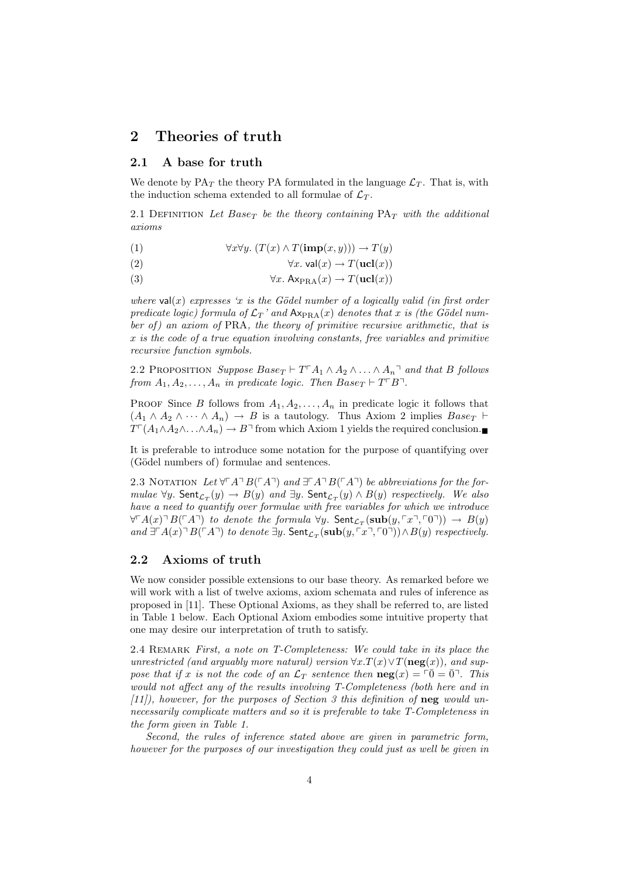## 2 Theories of truth

### 2.1 A base for truth

We denote by $\mathrm{PA}_T$ the theory PA formulated in the language $\mathcal{L}_T$. That is, with the induction schema extended to all formulae of $\mathcal{L}_T$.

2.1 Definition *Let $Base_T$ be the theory containing $\mathrm{PA}_T$ with the additional axioms*

$$\forall x \forall y.\ (T(x) \wedge T(\mathbf{imp}(x, y))) \rightarrow T(y) \tag{1}$$

$$\forall x.\ \mathsf{val}(x) \rightarrow T(\mathbf{ucl}(x)) \tag{2}$$

$$\forall x.\ \mathsf{Ax}_{\mathrm{PRA}}(x) \rightarrow T(\mathbf{ucl}(x)) \tag{3}$$

*where $\mathsf{val}(x)$ expresses 'x is the Gödel number of a logically valid (in first order predicate logic) formula of $\mathcal{L}_T$' and $\mathsf{Ax}_{\mathrm{PRA}}(x)$ denotes that x is (the Gödel number of) an axiom of* PRA*, the theory of primitive recursive arithmetic, that is x is the code of a true equation involving constants, free variables and primitive recursive function symbols.*

2.2 Proposition *Suppose $Base_T \vdash T\ulcorner A_1 \wedge A_2 \wedge \ldots \wedge A_n \urcorner$ and that B follows from $A_1, A_2, \ldots, A_n$ in predicate logic. Then $Base_T \vdash T\ulcorner B \urcorner$.*

Proof Since $B$ follows from $A_1, A_2, \ldots, A_n$ in predicate logic it follows that $(A_1 \wedge A_2 \wedge \cdots \wedge A_n) \rightarrow B$ is a tautology. Thus Axiom 2 implies $Base_T \vdash T\ulcorner(A_1 \wedge A_2 \wedge \ldots \wedge A_n) \rightarrow B\urcorner$ from which Axiom 1 yields the required conclusion. ■

It is preferable to introduce some notation for the purpose of quantifying over (Gödel numbers of) formulae and sentences.

2.3 Notation *Let $\forall\ulcorner A \urcorner B(\ulcorner A \urcorner)$ and $\exists\ulcorner A \urcorner B(\ulcorner A \urcorner)$ be abbreviations for the formulae $\forall y.\ \mathsf{Sent}_{\mathcal{L}_T}(y) \rightarrow B(y)$ and $\exists y.\ \mathsf{Sent}_{\mathcal{L}_T}(y) \wedge B(y)$ respectively. We also have a need to quantify over formulae with free variables for which we introduce $\forall\ulcorner A(x) \urcorner B(\ulcorner A \urcorner)$ to denote the formula $\forall y.\ \mathsf{Sent}_{\mathcal{L}_T}(\mathbf{sub}(y, \ulcorner x \urcorner, \ulcorner 0 \urcorner)) \rightarrow B(y)$ and $\exists\ulcorner A(x) \urcorner B(\ulcorner A \urcorner)$ to denote $\exists y.\ \mathsf{Sent}_{\mathcal{L}_T}(\mathbf{sub}(y, \ulcorner x \urcorner, \ulcorner 0 \urcorner)) \wedge B(y)$ respectively.*

### 2.2 Axioms of truth

We now consider possible extensions to our base theory. As remarked before we will work with a list of twelve axioms, axiom schemata and rules of inference as proposed in [11]. These Optional Axioms, as they shall be referred to, are listed in Table 1 below. Each Optional Axiom embodies some intuitive property that one may desire our interpretation of truth to satisfy.

2.4 Remark *First, a note on T-Completeness: We could take in its place the unrestricted (and arguably more natural) version $\forall x.T(x) \vee T(\mathbf{neg}(x))$, and suppose that if x is not the code of an $\mathcal{L}_T$ sentence then $\mathbf{neg}(x) = \ulcorner \bar{0} = \bar{0} \urcorner$. This would not affect any of the results involving T-Completeness (both here and in [11]), however, for the purposes of Section 3 this definition of **neg** would unnecessarily complicate matters and so it is preferable to take T-Completeness in the form given in Table 1.*

*Second, the rules of inference stated above are given in parametric form, however for the purposes of our investigation they could just as well be given in*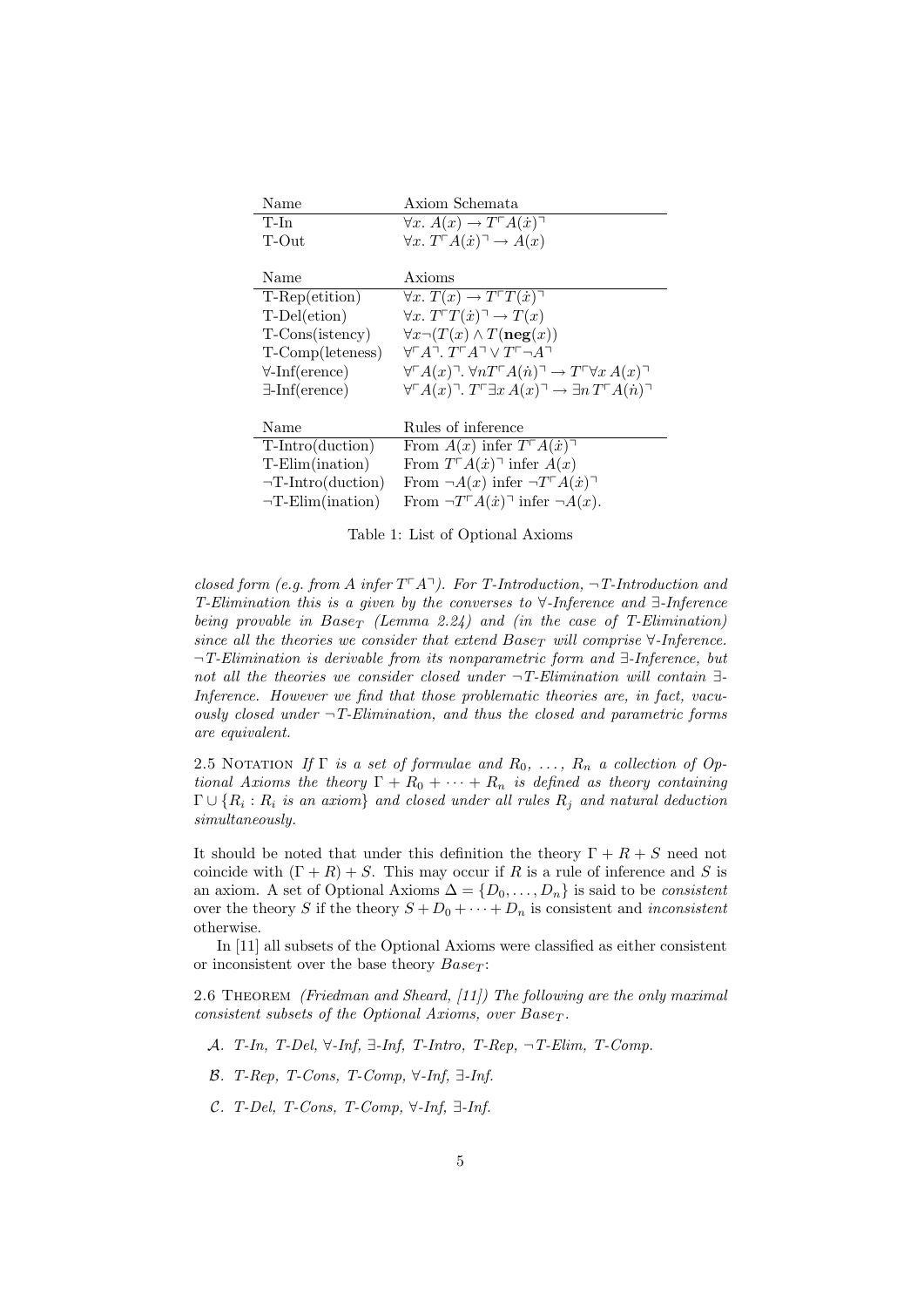| Name | Axiom Schemata |
| --- | --- |
| T-In | $\forall x.\ A(x) \rightarrow T\ulcorner A(\dot{x})\urcorner$ |
| T-Out | $\forall x.\ T\ulcorner A(\dot{x})\urcorner \rightarrow A(x)$ |

| Name | Axioms |
| --- | --- |
| T-Rep(etition) | $\forall x.\ T(x) \rightarrow T\ulcorner T(\dot{x})\urcorner$ |
| T-Del(etion) | $\forall x.\ T\ulcorner T(\dot{x})\urcorner \rightarrow T(x)$ |
| T-Cons(istency) | $\forall x \neg(T(x) \wedge T(\mathbf{neg}(x))$ |
| T-Comp(leteness) | $\forall\ulcorner A\urcorner.\ T\ulcorner A\urcorner \vee T\ulcorner\neg A\urcorner$ |
| $\forall$-Inf(erence) | $\forall\ulcorner A(x)\urcorner.\ \forall n T\ulcorner A(\dot{n})\urcorner \rightarrow T\ulcorner\forall x\, A(x)\urcorner$ |
| $\exists$-Inf(erence) | $\forall\ulcorner A(x)\urcorner.\ T\ulcorner\exists x\, A(x)\urcorner \rightarrow \exists n\, T\ulcorner A(\dot{n})\urcorner$ |

| Name | Rules of inference |
| --- | --- |
| T-Intro(duction) | From $A(x)$ infer $T\ulcorner A(\dot{x})\urcorner$ |
| T-Elim(ination) | From $T\ulcorner A(\dot{x})\urcorner$ infer $A(x)$ |
| $\neg$T-Intro(duction) | From $\neg A(x)$ infer $\neg T\ulcorner A(\dot{x})\urcorner$ |
| $\neg$T-Elim(ination) | From $\neg T\ulcorner A(\dot{x})\urcorner$ infer $\neg A(x)$. |

Table 1: List of Optional Axioms

*closed form (e.g. from $A$ infer $T\ulcorner A\urcorner$). For T-Introduction, $\neg$T-Introduction and T-Elimination this is a given by the converses to $\forall$-Inference and $\exists$-Inference being provable in $Base_T$ (Lemma 2.24) and (in the case of T-Elimination) since all the theories we consider that extend $Base_T$ will comprise $\forall$-Inference. $\neg$T-Elimination is derivable from its nonparametric form and $\exists$-Inference, but not all the theories we consider closed under $\neg$T-Elimination will contain $\exists$-Inference. However we find that those problematic theories are, in fact, vacuously closed under $\neg$T-Elimination, and thus the closed and parametric forms are equivalent.*

2.5 Notation *If $\Gamma$ is a set of formulae and $R_0, \ldots, R_n$ a collection of Optional Axioms the theory $\Gamma + R_0 + \cdots + R_n$ is defined as theory containing $\Gamma \cup \{R_i : R_i$ is an axiom$\}$ and closed under all rules $R_j$ and natural deduction simultaneously.*

It should be noted that under this definition the theory $\Gamma + R + S$ need not coincide with $(\Gamma + R) + S$. This may occur if $R$ is a rule of inference and $S$ is an axiom. A set of Optional Axioms $\Delta = \{D_0, \ldots, D_n\}$ is said to be *consistent* over the theory $S$ if the theory $S + D_0 + \cdots + D_n$ is consistent and *inconsistent* otherwise.

In [11] all subsets of the Optional Axioms were classified as either consistent or inconsistent over the base theory $Base_T$:

2.6 Theorem *(Friedman and Sheard, [11]) The following are the only maximal consistent subsets of the Optional Axioms, over $Base_T$.*

- $\mathcal{A}$. *T-In, T-Del, $\forall$-Inf, $\exists$-Inf, T-Intro, T-Rep, $\neg$T-Elim, T-Comp.*
- $\mathcal{B}$. *T-Rep, T-Cons, T-Comp, $\forall$-Inf, $\exists$-Inf.*
- $\mathcal{C}$. *T-Del, T-Cons, T-Comp, $\forall$-Inf, $\exists$-Inf.*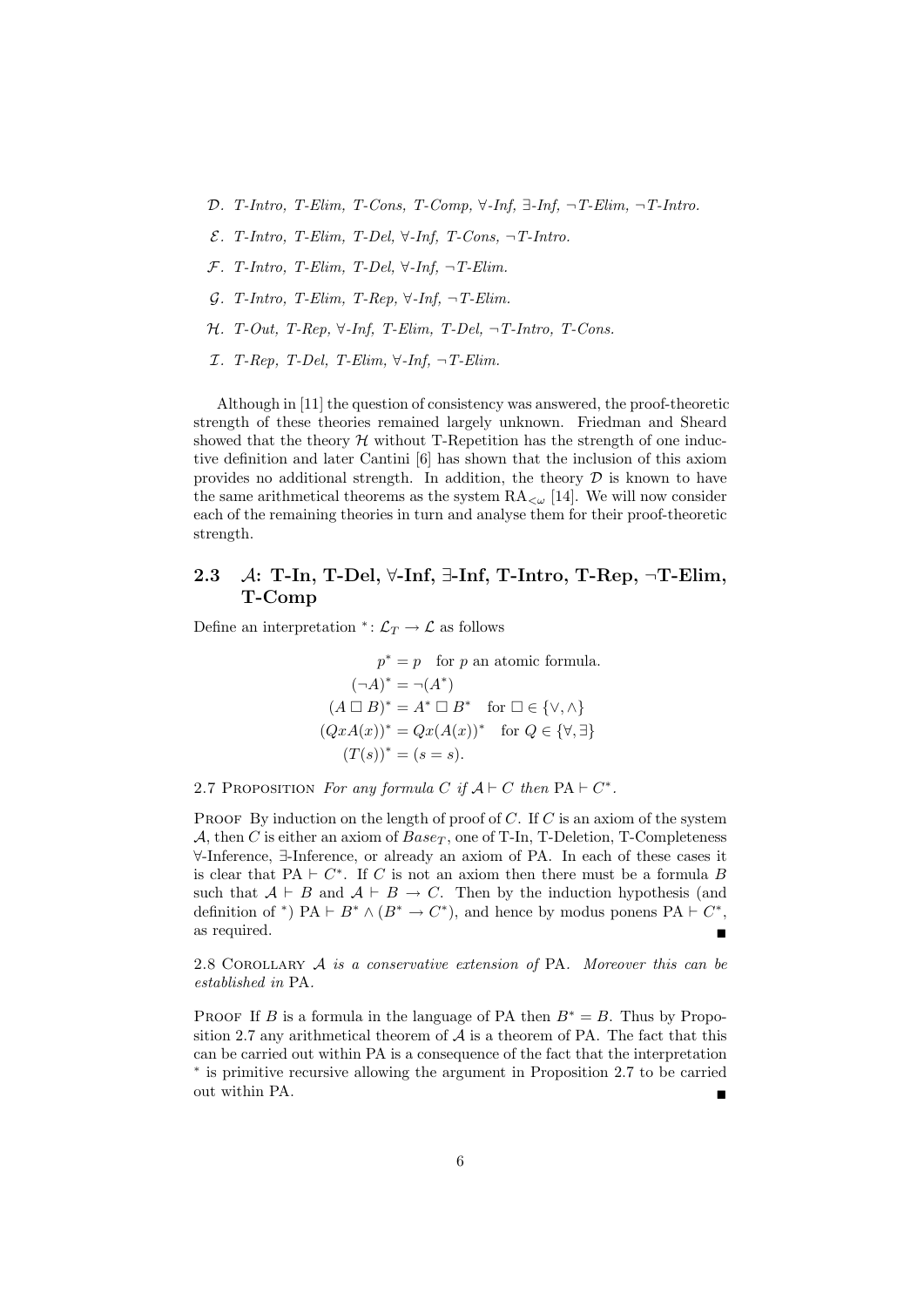- $\mathcal{D}$. *T-Intro, T-Elim, T-Cons, T-Comp, ∀-Inf, ∃-Inf, ¬T-Elim, ¬T-Intro.*
- $\mathcal{E}$. *T-Intro, T-Elim, T-Del, ∀-Inf, T-Cons, ¬T-Intro.*
- $\mathcal{F}$. *T-Intro, T-Elim, T-Del, ∀-Inf, ¬T-Elim.*
- $\mathcal{G}$. *T-Intro, T-Elim, T-Rep, ∀-Inf, ¬T-Elim.*
- $\mathcal{H}$. *T-Out, T-Rep, ∀-Inf, T-Elim, T-Del, ¬T-Intro, T-Cons.*
- $\mathcal{I}$. *T-Rep, T-Del, T-Elim, ∀-Inf, ¬T-Elim.*

Although in [11] the question of consistency was answered, the proof-theoretic strength of these theories remained largely unknown. Friedman and Sheard showed that the theory $\mathcal{H}$ without T-Repetition has the strength of one inductive definition and later Cantini [6] has shown that the inclusion of this axiom provides no additional strength. In addition, the theory $\mathcal{D}$ is known to have the same arithmetical theorems as the system $\mathrm{RA}_{<\omega}$ [14]. We will now consider each of the remaining theories in turn and analyse them for their proof-theoretic strength.

## 2.3 $\mathcal{A}$: T-In, T-Del, ∀-Inf, ∃-Inf, T-Intro, T-Rep, ¬T-Elim, T-Comp

Define an interpretation ${}^*\colon \mathcal{L}_T \to \mathcal{L}$ as follows

$$
\begin{aligned}
p^* &= p \quad \text{for } p \text{ an atomic formula.}\\
(\neg A)^* &= \neg(A^*)\\
(A \mathbin{\square} B)^* &= A^* \mathbin{\square} B^* \quad \text{for } \square \in \{\vee, \wedge\}\\
(QxA(x))^* &= Qx(A(x))^* \quad \text{for } Q \in \{\forall, \exists\}\\
(T(s))^* &= (s = s).
\end{aligned}
$$

2.7 Proposition *For any formula $C$ if $\mathcal{A} \vdash C$ then $\mathrm{PA} \vdash C^*$.*

Proof By induction on the length of proof of $C$. If $C$ is an axiom of the system $\mathcal{A}$, then $C$ is either an axiom of $Base_T$, one of T-In, T-Deletion, T-Completeness ∀-Inference, ∃-Inference, or already an axiom of PA. In each of these cases it is clear that $\mathrm{PA} \vdash C^*$. If $C$ is not an axiom then there must be a formula $B$ such that $\mathcal{A} \vdash B$ and $\mathcal{A} \vdash B \to C$. Then by the induction hypothesis (and definition of $^*$) $\mathrm{PA} \vdash B^* \wedge (B^* \to C^*)$, and hence by modus ponens $\mathrm{PA} \vdash C^*$, as required. ∎

2.8 Corollary *$\mathcal{A}$ is a conservative extension of PA. Moreover this can be established in PA.*

Proof If $B$ is a formula in the language of PA then $B^* = B$. Thus by Proposition 2.7 any arithmetical theorem of $\mathcal{A}$ is a theorem of PA. The fact that this can be carried out within PA is a consequence of the fact that the interpretation $^*$ is primitive recursive allowing the argument in Proposition 2.7 to be carried out within PA. ∎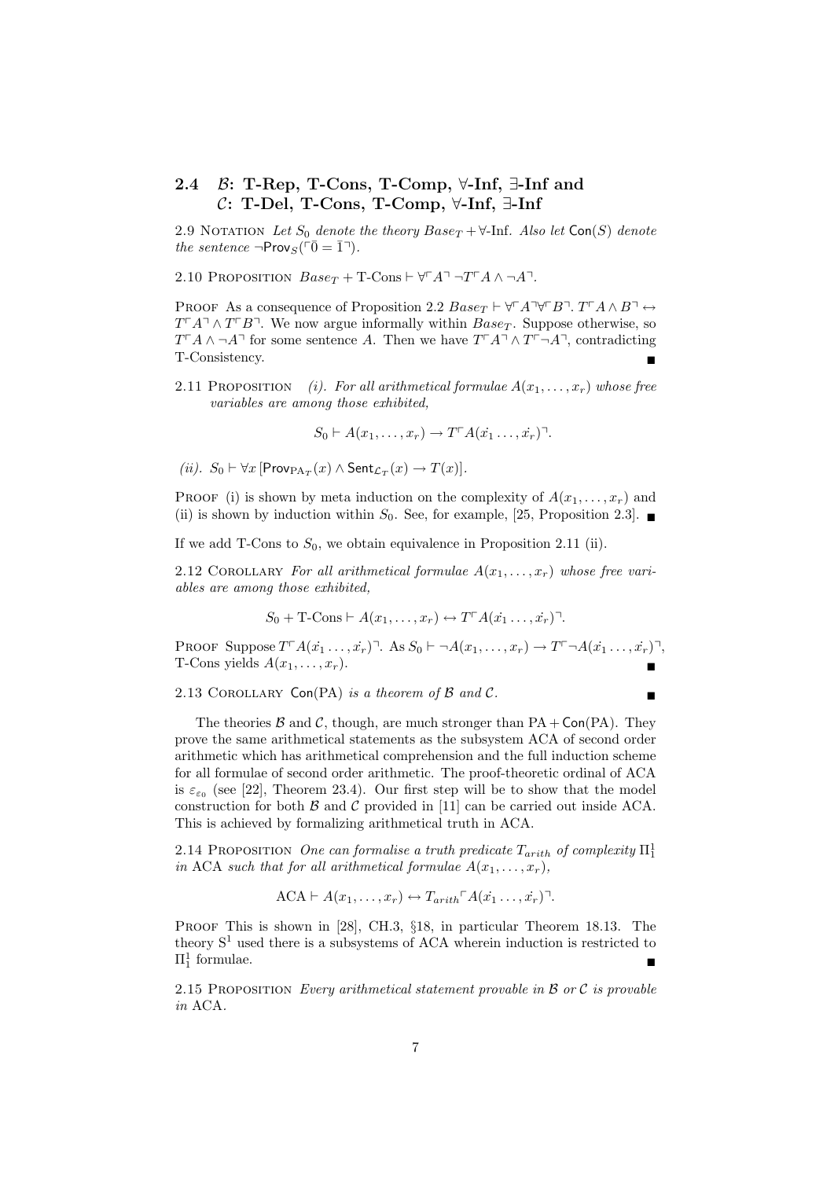## 2.4 $\mathcal{B}$: T-Rep, T-Cons, T-Comp, $\forall$-Inf, $\exists$-Inf and $\mathcal{C}$: T-Del, T-Cons, T-Comp, $\forall$-Inf, $\exists$-Inf

2.9 Notation *Let $S_0$ denote the theory $Base_T + \forall$-Inf. Also let $\mathsf{Con}(S)$ denote the sentence $\neg\mathsf{Prov}_S(\ulcorner\bar{0} = \bar{1}\urcorner)$.*

2.10 Proposition $Base_T + \text{T-Cons} \vdash \forall\ulcorner A\urcorner\, \neg T\ulcorner A \wedge \neg A\urcorner$.

Proof As a consequence of Proposition 2.2 $Base_T \vdash \forall\ulcorner A\urcorner\forall\ulcorner B\urcorner.\, T\ulcorner A \wedge B\urcorner \leftrightarrow T\ulcorner A\urcorner \wedge T\ulcorner B\urcorner$. We now argue informally within $Base_T$. Suppose otherwise, so $T\ulcorner A \wedge \neg A\urcorner$ for some sentence $A$. Then we have $T\ulcorner A\urcorner \wedge T\ulcorner\neg A\urcorner$, contradicting T-Consistency. ∎

2.11 Proposition *(i). For all arithmetical formulae $A(x_1, \ldots, x_r)$ whose free variables are among those exhibited,*

$$S_0 \vdash A(x_1, \ldots, x_r) \rightarrow T\ulcorner A(\dot{x_1} \ldots, \dot{x_r})\urcorner.$$

*(ii). $S_0 \vdash \forall x\, [\mathsf{Prov}_{\mathrm{PA}_T}(x) \wedge \mathsf{Sent}_{\mathcal{L}_T}(x) \rightarrow T(x)]$.*

Proof (i) is shown by meta induction on the complexity of $A(x_1, \ldots, x_r)$ and (ii) is shown by induction within $S_0$. See, for example, [25, Proposition 2.3]. ∎

If we add T-Cons to $S_0$, we obtain equivalence in Proposition 2.11 (ii).

2.12 Corollary *For all arithmetical formulae $A(x_1, \ldots, x_r)$ whose free variables are among those exhibited,*

$$S_0 + \text{T-Cons} \vdash A(x_1, \ldots, x_r) \leftrightarrow T\ulcorner A(\dot{x_1} \ldots, \dot{x_r})\urcorner.$$

Proof Suppose $T\ulcorner A(\dot{x_1} \ldots, \dot{x_r})\urcorner$. As $S_0 \vdash \neg A(x_1, \ldots, x_r) \rightarrow T\ulcorner\neg A(\dot{x_1} \ldots, \dot{x_r})\urcorner$, T-Cons yields $A(x_1, \ldots, x_r)$. ∎

2.13 Corollary *$\mathsf{Con}(\mathrm{PA})$ is a theorem of $\mathcal{B}$ and $\mathcal{C}$.* ∎

The theories $\mathcal{B}$ and $\mathcal{C}$, though, are much stronger than $\mathrm{PA} + \mathsf{Con}(\mathrm{PA})$. They prove the same arithmetical statements as the subsystem ACA of second order arithmetic which has arithmetical comprehension and the full induction scheme for all formulae of second order arithmetic. The proof-theoretic ordinal of ACA is $\varepsilon_{\varepsilon_0}$ (see [22], Theorem 23.4). Our first step will be to show that the model construction for both $\mathcal{B}$ and $\mathcal{C}$ provided in [11] can be carried out inside ACA. This is achieved by formalizing arithmetical truth in ACA.

2.14 Proposition *One can formalise a truth predicate $T_{arith}$ of complexity $\Pi^1_1$ in ACA such that for all arithmetical formulae $A(x_1, \ldots, x_r)$,*

$$\mathrm{ACA} \vdash A(x_1, \ldots, x_r) \leftrightarrow T_{arith}\ulcorner A(\dot{x_1} \ldots, \dot{x_r})\urcorner.$$

Proof This is shown in [28], CH.3, §18, in particular Theorem 18.13. The theory $\mathrm{S}^1$ used there is a subsystems of ACA wherein induction is restricted to $\Pi^1_1$ formulae. ∎

2.15 Proposition *Every arithmetical statement provable in $\mathcal{B}$ or $\mathcal{C}$ is provable in* ACA.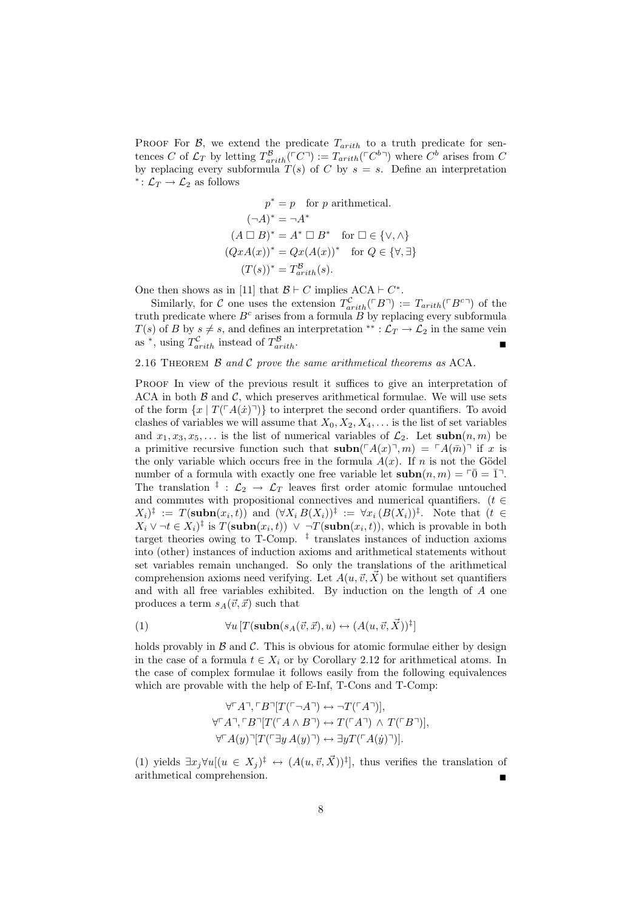Proof For $\mathcal{B}$, we extend the predicate $T_{arith}$ to a truth predicate for sentences $C$ of $\mathcal{L}_T$ by letting $T^{\mathcal{B}}_{arith}(\ulcorner C \urcorner) := T_{arith}(\ulcorner C^b \urcorner)$ where $C^b$ arises from $C$ by replacing every subformula $T(s)$ of $C$ by $s = s$. Define an interpretation ${}^*\colon \mathcal{L}_T \to \mathcal{L}_2$ as follows

$$
\begin{aligned}
p^* &= p \quad \text{for } p \text{ arithmetical.}\\
(\neg A)^* &= \neg A^*\\
(A \,\Box\, B)^* &= A^* \,\Box\, B^* \quad \text{for } \Box \in \{\vee, \wedge\}\\
(QxA(x))^* &= Qx(A(x))^* \quad \text{for } Q \in \{\forall, \exists\}\\
(T(s))^* &= T^{\mathcal{B}}_{arith}(s).
\end{aligned}
$$

One then shows as in [11] that $\mathcal{B} \vdash C$ implies $\mathrm{ACA} \vdash C^*$.

Similarly, for $\mathcal{C}$ one uses the extension $T^{\mathcal{C}}_{arith}(\ulcorner B \urcorner) := T_{arith}(\ulcorner B^c \urcorner)$ of the truth predicate where $B^c$ arises from a formula $B$ by replacing every subformula $T(s)$ of $B$ by $s \neq s$, and defines an interpretation ${}^{**}\colon \mathcal{L}_T \to \mathcal{L}_2$ in the same vein as ${}^*$, using $T^{\mathcal{C}}_{arith}$ instead of $T^{\mathcal{B}}_{arith}$. ∎

2.16 Theorem *$\mathcal{B}$ and $\mathcal{C}$ prove the same arithmetical theorems as* ACA.

Proof In view of the previous result it suffices to give an interpretation of ACA in both $\mathcal{B}$ and $\mathcal{C}$, which preserves arithmetical formulae. We will use sets of the form $\{x \mid T(\ulcorner A(\dot{x}) \urcorner)\}$ to interpret the second order quantifiers. To avoid clashes of variables we will assume that $X_0, X_2, X_4, \ldots$ is the list of set variables and $x_1, x_3, x_5, \ldots$ is the list of numerical variables of $\mathcal{L}_2$. Let $\mathbf{subn}(n,m)$ be a primitive recursive function such that $\mathbf{subn}(\ulcorner A(x) \urcorner, m) = \ulcorner A(\bar{m}) \urcorner$ if $x$ is the only variable which occurs free in the formula $A(x)$. If $n$ is not the Gödel number of a formula with exactly one free variable let $\mathbf{subn}(n,m) = \ulcorner \bar{0} = \bar{1} \urcorner$. The translation ${}^{\ddagger}\colon \mathcal{L}_2 \to \mathcal{L}_T$ leaves first order atomic formulae untouched and commutes with propositional connectives and numerical quantifiers. $(t \in X_i)^{\ddagger} := T(\mathbf{subn}(x_i, t))$ and $(\forall X_i\, B(X_i))^{\ddagger} := \forall x_i\, (B(X_i))^{\ddagger}$. Note that $(t \in X_i \vee \neg t \in X_i)^{\ddagger}$ is $T(\mathbf{subn}(x_i, t)) \vee \neg T(\mathbf{subn}(x_i, t))$, which is provable in both target theories owing to T-Comp. ${}^{\ddagger}$ translates instances of induction axioms into (other) instances of induction axioms and arithmetical statements without set variables remain unchanged. So only the translations of the arithmetical comprehension axioms need verifying. Let $A(u, \vec{v}, \vec{X})$ be without set quantifiers and with all free variables exhibited. By induction on the length of $A$ one produces a term $s_A(\vec{v}, \vec{x})$ such that

$$
\forall u\, [T(\mathbf{subn}(s_A(\vec{v}, \vec{x}), u) \leftrightarrow (A(u, \vec{v}, \vec{X}))^{\ddagger}] \tag{1}
$$

holds provably in $\mathcal{B}$ and $\mathcal{C}$. This is obvious for atomic formulae either by design in the case of a formula $t \in X_i$ or by Corollary 2.12 for arithmetical atoms. In the case of complex formulae it follows easily from the following equivalences which are provable with the help of E-Inf, T-Cons and T-Comp:

$$
\begin{aligned}
&\forall \ulcorner A \urcorner, \ulcorner B \urcorner [T(\ulcorner \neg A \urcorner) \leftrightarrow \neg T(\ulcorner A \urcorner)],\\
&\forall \ulcorner A \urcorner, \ulcorner B \urcorner [T(\ulcorner A \wedge B \urcorner) \leftrightarrow T(\ulcorner A \urcorner) \wedge T(\ulcorner B \urcorner)],\\
&\forall \ulcorner A(y) \urcorner [T(\ulcorner \exists y\, A(y) \urcorner) \leftrightarrow \exists y T(\ulcorner A(\dot{y}) \urcorner)].
\end{aligned}
$$

(1) yields $\exists x_j \forall u [(u \in X_j)^{\ddagger} \leftrightarrow (A(u, \vec{v}, \vec{X}))^{\ddagger}]$, thus verifies the translation of arithmetical comprehension. ∎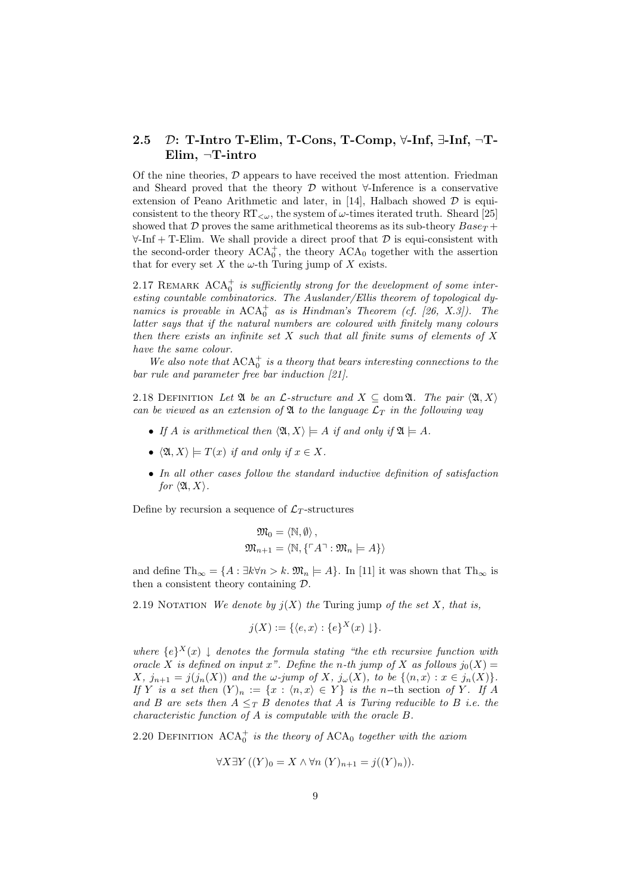### 2.5 $\mathcal{D}$: T-Intro T-Elim, T-Cons, T-Comp, $\forall$-Inf, $\exists$-Inf, $\neg$T-Elim, $\neg$T-intro

Of the nine theories, $\mathcal{D}$ appears to have received the most attention. Friedman and Sheard proved that the theory $\mathcal{D}$ without $\forall$-Inference is a conservative extension of Peano Arithmetic and later, in [14], Halbach showed $\mathcal{D}$ is equi-consistent to the theory $\mathrm{RT}_{<\omega}$, the system of $\omega$-times iterated truth. Sheard [25] showed that $\mathcal{D}$ proves the same arithmetical theorems as its sub-theory $Base_T +$ $\forall$-Inf + T-Elim. We shall provide a direct proof that $\mathcal{D}$ is equi-consistent with the second-order theory $\mathrm{ACA}_0^+$, the theory $\mathrm{ACA}_0$ together with the assertion that for every set $X$ the $\omega$-th Turing jump of $X$ exists.

2.17 Remark *$\mathrm{ACA}_0^+$ is sufficiently strong for the development of some interesting countable combinatorics. The Auslander/Ellis theorem of topological dynamics is provable in $\mathrm{ACA}_0^+$ as is Hindman's Theorem (cf. [26, X.3]). The latter says that if the natural numbers are coloured with finitely many colours then there exists an infinite set $X$ such that all finite sums of elements of $X$ have the same colour.*

*We also note that $\mathrm{ACA}_0^+$ is a theory that bears interesting connections to the bar rule and parameter free bar induction [21].*

2.18 Definition *Let $\mathfrak{A}$ be an $\mathcal{L}$-structure and $X \subseteq \operatorname{dom}\mathfrak{A}$. The pair $\langle \mathfrak{A}, X\rangle$ can be viewed as an extension of $\mathfrak{A}$ to the language $\mathcal{L}_T$ in the following way*

- *If $A$ is arithmetical then $\langle \mathfrak{A}, X\rangle \models A$ if and only if $\mathfrak{A} \models A$.*
- *$\langle \mathfrak{A}, X\rangle \models T(x)$ if and only if $x \in X$.*
- *In all other cases follow the standard inductive definition of satisfaction for $\langle \mathfrak{A}, X\rangle$.*

Define by recursion a sequence of $\mathcal{L}_T$-structures

$$\mathfrak{M}_0 = \langle \mathbb{N}, \emptyset\rangle,$$
$$\mathfrak{M}_{n+1} = \langle \mathbb{N}, \{\ulcorner A \urcorner : \mathfrak{M}_n \models A\}\rangle$$

and define $\mathrm{Th}_\infty = \{A : \exists k \forall n > k.\ \mathfrak{M}_n \models A\}$. In [11] it was shown that $\mathrm{Th}_\infty$ is then a consistent theory containing $\mathcal{D}$.

2.19 Notation *We denote by $j(X)$ the* Turing jump *of the set $X$, that is,*

$$j(X) := \{\langle e, x\rangle : \{e\}^X(x)\downarrow\}.$$

*where $\{e\}^X(x)\downarrow$ denotes the formula stating "the eth recursive function with oracle $X$ is defined on input $x$". Define the $n$-th jump of $X$ as follows $j_0(X) = X$, $j_{n+1} = j(j_n(X))$ and the $\omega$-jump of $X$, $j_\omega(X)$, to be $\{\langle n, x\rangle : x \in j_n(X)\}$. If $Y$ is a set then $(Y)_n := \{x : \langle n, x\rangle \in Y\}$ is the $n$–th section of $Y$. If $A$ and $B$ are sets then $A \leq_T B$ denotes that $A$ is Turing reducible to $B$ i.e. the characteristic function of $A$ is computable with the oracle $B$.*

2.20 Definition *$\mathrm{ACA}_0^+$ is the theory of $\mathrm{ACA}_0$ together with the axiom*

$$\forall X \exists Y\, ((Y)_0 = X \wedge \forall n\ (Y)_{n+1} = j((Y)_n)).$$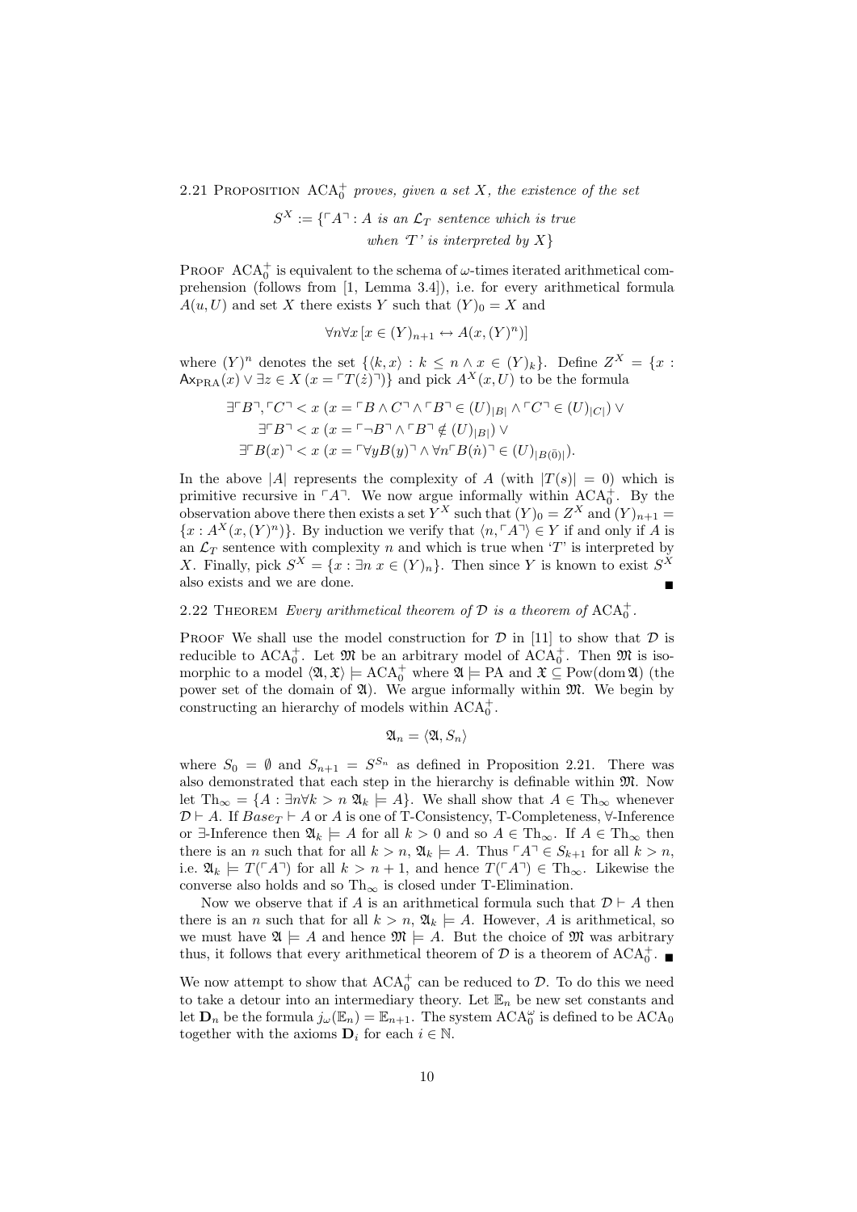2.21 PROPOSITION $\mathrm{ACA}_0^+$ *proves, given a set* $X$*, the existence of the set*

$$S^X := \{\ulcorner A \urcorner : A \text{ is an } \mathcal{L}_T \text{ sentence which is true when '}T\text{' is interpreted by } X\}$$

PROOF $\mathrm{ACA}_0^+$ is equivalent to the schema of $\omega$-times iterated arithmetical comprehension (follows from [1, Lemma 3.4]), i.e. for every arithmetical formula $A(u, U)$ and set $X$ there exists $Y$ such that $(Y)_0 = X$ and

$$\forall n \forall x \, [x \in (Y)_{n+1} \leftrightarrow A(x, (Y)^n)]$$

where $(Y)^n$ denotes the set $\{\langle k, x \rangle : k \leq n \wedge x \in (Y)_k\}$. Define $Z^X = \{x : \mathsf{Ax}_{\mathrm{PRA}}(x) \vee \exists z \in X \, (x = \ulcorner T(\dot{z}) \urcorner)\}$ and pick $A^X(x, U)$ to be the formula

$$\begin{aligned}
&\exists \ulcorner B \urcorner, \ulcorner C \urcorner < x \, (x = \ulcorner B \wedge C \urcorner \wedge \ulcorner B \urcorner \in (U)_{|B|} \wedge \ulcorner C \urcorner \in (U)_{|C|}) \vee \\
&\quad \exists \ulcorner B \urcorner < x \, (x = \ulcorner \neg B \urcorner \wedge \ulcorner B \urcorner \notin (U)_{|B|}) \vee \\
&\quad \exists \ulcorner B(x) \urcorner < x \, (x = \ulcorner \forall y B(y) \urcorner \wedge \forall n \ulcorner B(\dot{n}) \urcorner \in (U)_{|B(\bar{0})|}).
\end{aligned}$$

In the above $|A|$ represents the complexity of $A$ (with $|T(s)| = 0$) which is primitive recursive in $\ulcorner A \urcorner$. We now argue informally within $\mathrm{ACA}_0^+$. By the observation above there then exists a set $Y^X$ such that $(Y)_0 = Z^X$ and $(Y)_{n+1} = \{x : A^X(x, (Y)^n)\}$. By induction we verify that $\langle n, \ulcorner A \urcorner \rangle \in Y$ if and only if $A$ is an $\mathcal{L}_T$ sentence with complexity $n$ and which is true when '$T$' is interpreted by $X$. Finally, pick $S^X = \{x : \exists n \; x \in (Y)_n\}$. Then since $Y$ is known to exist $S^X$ also exists and we are done. ∎

2.22 THEOREM *Every arithmetical theorem of* $\mathcal{D}$ *is a theorem of* $\mathrm{ACA}_0^+$*.*

PROOF We shall use the model construction for $\mathcal{D}$ in [11] to show that $\mathcal{D}$ is reducible to $\mathrm{ACA}_0^+$. Let $\mathfrak{M}$ be an arbitrary model of $\mathrm{ACA}_0^+$. Then $\mathfrak{M}$ is isomorphic to a model $\langle \mathfrak{A}, \mathfrak{X} \rangle \models \mathrm{ACA}_0^+$ where $\mathfrak{A} \models \mathrm{PA}$ and $\mathfrak{X} \subseteq \mathrm{Pow}(\mathrm{dom}\, \mathfrak{A})$ (the power set of the domain of $\mathfrak{A}$). We argue informally within $\mathfrak{M}$. We begin by constructing an hierarchy of models within $\mathrm{ACA}_0^+$.

$$\mathfrak{A}_n = \langle \mathfrak{A}, S_n \rangle$$

where $S_0 = \emptyset$ and $S_{n+1} = S^{S_n}$ as defined in Proposition 2.21. There was also demonstrated that each step in the hierarchy is definable within $\mathfrak{M}$. Now let $\mathrm{Th}_\infty = \{A : \exists n \forall k > n \; \mathfrak{A}_k \models A\}$. We shall show that $A \in \mathrm{Th}_\infty$ whenever $\mathcal{D} \vdash A$. If $Base_T \vdash A$ or $A$ is one of T-Consistency, T-Completeness, $\forall$-Inference or $\exists$-Inference then $\mathfrak{A}_k \models A$ for all $k > 0$ and so $A \in \mathrm{Th}_\infty$. If $A \in \mathrm{Th}_\infty$ then there is an $n$ such that for all $k > n$, $\mathfrak{A}_k \models A$. Thus $\ulcorner A \urcorner \in S_{k+1}$ for all $k > n$, i.e. $\mathfrak{A}_k \models T(\ulcorner A \urcorner)$ for all $k > n+1$, and hence $T(\ulcorner A \urcorner) \in \mathrm{Th}_\infty$. Likewise the converse also holds and so $\mathrm{Th}_\infty$ is closed under T-Elimination.

Now we observe that if $A$ is an arithmetical formula such that $\mathcal{D} \vdash A$ then there is an $n$ such that for all $k > n$, $\mathfrak{A}_k \models A$. However, $A$ is arithmetical, so we must have $\mathfrak{A} \models A$ and hence $\mathfrak{M} \models A$. But the choice of $\mathfrak{M}$ was arbitrary thus, it follows that every arithmetical theorem of $\mathcal{D}$ is a theorem of $\mathrm{ACA}_0^+$. ∎

We now attempt to show that $\mathrm{ACA}_0^+$ can be reduced to $\mathcal{D}$. To do this we need to take a detour into an intermediary theory. Let $\mathbb{E}_n$ be new set constants and let $\mathbf{D}_n$ be the formula $j_\omega(\mathbb{E}_n) = \mathbb{E}_{n+1}$. The system $\mathrm{ACA}_0^\omega$ is defined to be $\mathrm{ACA}_0$ together with the axioms $\mathbf{D}_i$ for each $i \in \mathbb{N}$.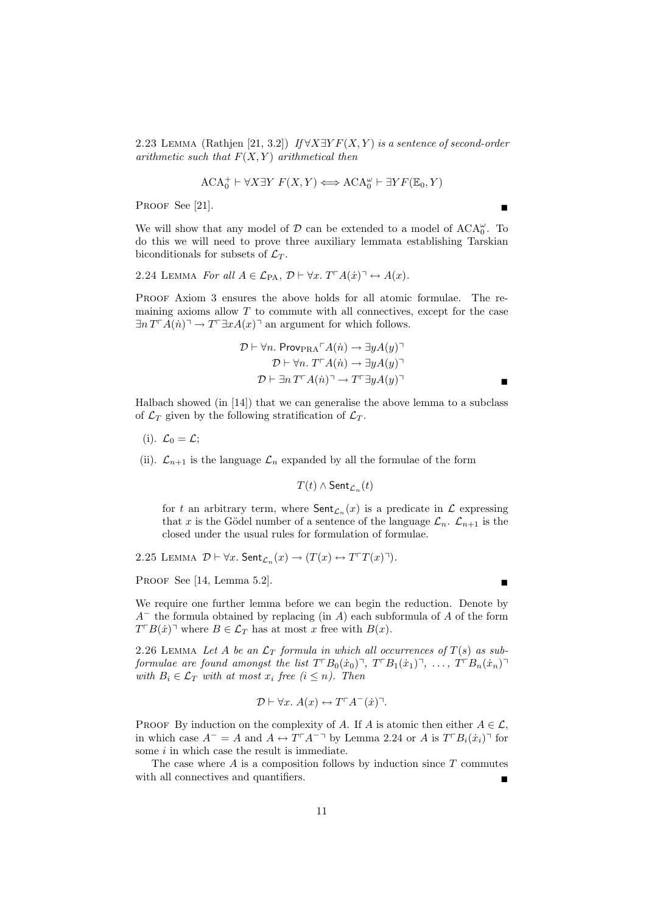2.23 Lemma (Rathjen [21, 3.2]) *If $\forall X \exists Y F(X,Y)$ is a sentence of second-order arithmetic such that $F(X,Y)$ arithmetical then*

$$\mathrm{ACA}_0^+ \vdash \forall X \exists Y\ F(X,Y) \Longleftrightarrow \mathrm{ACA}_0^\omega \vdash \exists Y F(\mathbb{E}_0, Y)$$

Proof See [21]. ∎

We will show that any model of $\mathcal{D}$ can be extended to a model of $\mathrm{ACA}_0^\omega$. To do this we will need to prove three auxiliary lemmata establishing Tarskian biconditionals for subsets of $\mathcal{L}_T$.

2.24 Lemma *For all $A \in \mathcal{L}_{\mathrm{PA}}$, $\mathcal{D} \vdash \forall x.\ T\ulcorner A(\dot{x})\urcorner \leftrightarrow A(x)$.*

Proof Axiom 3 ensures the above holds for all atomic formulae. The remaining axioms allow $T$ to commute with all connectives, except for the case $\exists n\, T\ulcorner A(\dot{n})\urcorner \rightarrow T\ulcorner \exists x A(x)\urcorner$ an argument for which follows.

$$\mathcal{D} \vdash \forall n.\ \mathsf{Prov}_{\mathrm{PRA}}\ulcorner A(\dot{n}) \rightarrow \exists y A(y)\urcorner$$
$$\mathcal{D} \vdash \forall n.\ T\ulcorner A(\dot{n}) \rightarrow \exists y A(y)\urcorner$$
$$\mathcal{D} \vdash \exists n\, T\ulcorner A(\dot{n})\urcorner \rightarrow T\ulcorner \exists y A(y)\urcorner$$

∎

Halbach showed (in [14]) that we can generalise the above lemma to a subclass of $\mathcal{L}_T$ given by the following stratification of $\mathcal{L}_T$.

(i). $\mathcal{L}_0 = \mathcal{L}$;

(ii). $\mathcal{L}_{n+1}$ is the language $\mathcal{L}_n$ expanded by all the formulae of the form

$$T(t) \wedge \mathsf{Sent}_{\mathcal{L}_n}(t)$$

for $t$ an arbitrary term, where $\mathsf{Sent}_{\mathcal{L}_n}(x)$ is a predicate in $\mathcal{L}$ expressing that $x$ is the Gödel number of a sentence of the language $\mathcal{L}_n$. $\mathcal{L}_{n+1}$ is the closed under the usual rules for formulation of formulae.

2.25 Lemma $\mathcal{D} \vdash \forall x.\ \mathsf{Sent}_{\mathcal{L}_n}(x) \rightarrow (T(x) \leftrightarrow T\ulcorner T(x)\urcorner)$.

Proof See [14, Lemma 5.2]. ∎

We require one further lemma before we can begin the reduction. Denote by $A^-$ the formula obtained by replacing (in $A$) each subformula of $A$ of the form $T\ulcorner B(\dot{x})\urcorner$ where $B \in \mathcal{L}_T$ has at most $x$ free with $B(x)$.

2.26 Lemma *Let $A$ be an $\mathcal{L}_T$ formula in which all occurrences of $T(s)$ as subformulae are found amongst the list $T\ulcorner B_0(\dot{x}_0)\urcorner$, $T\ulcorner B_1(\dot{x}_1)\urcorner$, ..., $T\ulcorner B_n(\dot{x}_n)\urcorner$ with $B_i \in \mathcal{L}_T$ with at most $x_i$ free ($i \leq n$). Then*

$$\mathcal{D} \vdash \forall x.\ A(x) \leftrightarrow T\ulcorner A^-(\dot{x})\urcorner.$$

Proof By induction on the complexity of $A$. If $A$ is atomic then either $A \in \mathcal{L}$, in which case $A^- = A$ and $A \leftrightarrow T\ulcorner A^-\urcorner$ by Lemma 2.24 or $A$ is $T\ulcorner B_i(\dot{x}_i)\urcorner$ for some $i$ in which case the result is immediate.

The case where $A$ is a composition follows by induction since $T$ commutes with all connectives and quantifiers. ∎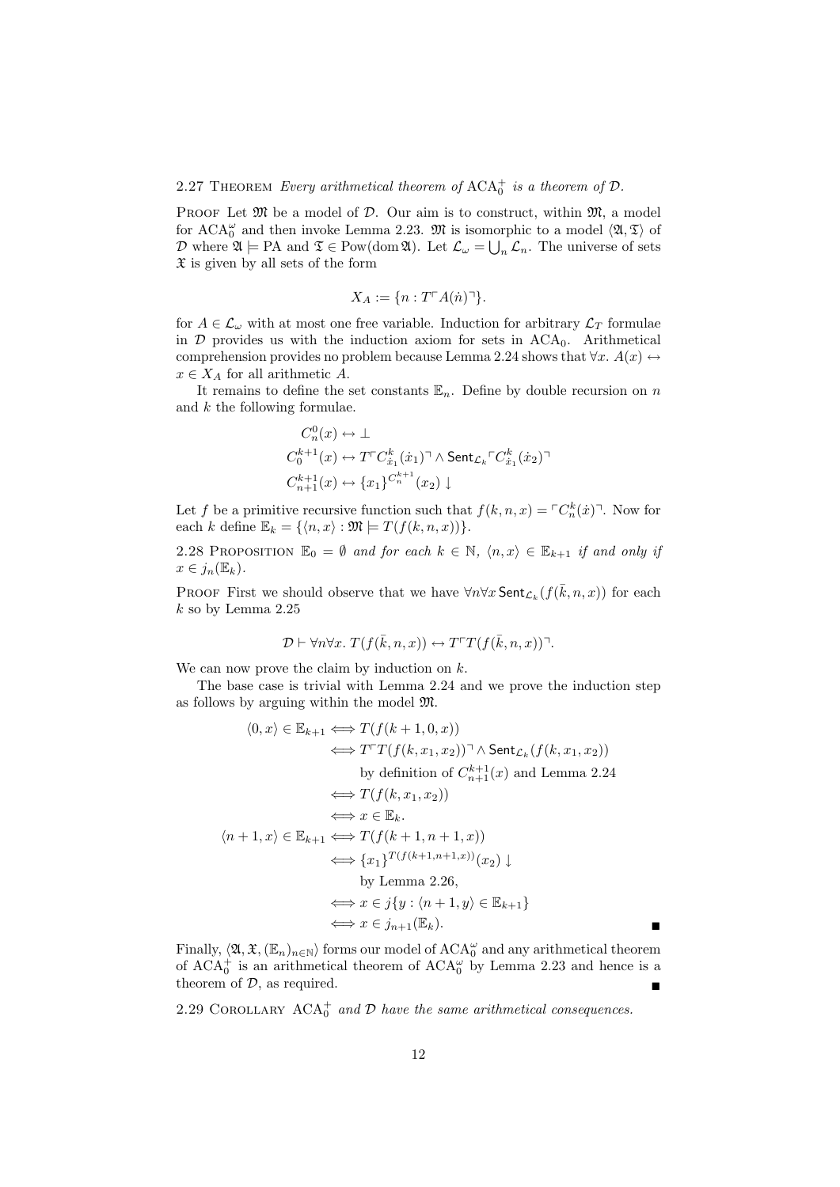2.27 Theorem *Every arithmetical theorem of* $\mathrm{ACA}_0^+$ *is a theorem of* $\mathcal{D}$.

Proof Let $\mathfrak{M}$ be a model of $\mathcal{D}$. Our aim is to construct, within $\mathfrak{M}$, a model for $\mathrm{ACA}_0^\omega$ and then invoke Lemma 2.23. $\mathfrak{M}$ is isomorphic to a model $\langle \mathfrak{A}, \mathfrak{T} \rangle$ of $\mathcal{D}$ where $\mathfrak{A} \models \mathrm{PA}$ and $\mathfrak{T} \in \mathrm{Pow}(\mathrm{dom}\,\mathfrak{A})$. Let $\mathcal{L}_\omega = \bigcup_n \mathcal{L}_n$. The universe of sets $\mathfrak{X}$ is given by all sets of the form

$$X_A := \{n : T\ulcorner A(\dot{n})\urcorner\}.$$

for $A \in \mathcal{L}_\omega$ with at most one free variable. Induction for arbitrary $\mathcal{L}_T$ formulae in $\mathcal{D}$ provides us with the induction axiom for sets in $\mathrm{ACA}_0$. Arithmetical comprehension provides no problem because Lemma 2.24 shows that $\forall x.\ A(x) \leftrightarrow x \in X_A$ for all arithmetic $A$.

It remains to define the set constants $\mathbb{E}_n$. Define by double recursion on $n$ and $k$ the following formulae.

$$\begin{aligned}
&C_n^0(x) \leftrightarrow \bot \\
&C_0^{k+1}(x) \leftrightarrow T\ulcorner C_{\dot{x}_1}^k(\dot{x}_1)\urcorner \wedge \mathsf{Sent}_{\mathcal{L}_k}\ulcorner C_{\dot{x}_1}^k(\dot{x}_2)\urcorner \\
&C_{n+1}^{k+1}(x) \leftrightarrow \{x_1\}^{C_n^{k+1}}(x_2)\downarrow
\end{aligned}$$

Let $f$ be a primitive recursive function such that $f(k,n,x) = \ulcorner C_n^k(\dot{x})\urcorner$. Now for each $k$ define $\mathbb{E}_k = \{\langle n, x\rangle : \mathfrak{M} \models T(f(k,n,x))\}$.

2.28 Proposition $\mathbb{E}_0 = \emptyset$ *and for each* $k \in \mathbb{N}$, $\langle n, x\rangle \in \mathbb{E}_{k+1}$ *if and only if* $x \in j_n(\mathbb{E}_k)$.

Proof First we should observe that we have $\forall n \forall x\, \mathsf{Sent}_{\mathcal{L}_k}(f(\bar{k}, n, x))$ for each $k$ so by Lemma 2.25

$$\mathcal{D} \vdash \forall n \forall x.\ T(f(\bar{k}, n, x)) \leftrightarrow T\ulcorner T(f(\bar{k}, n, x))\urcorner.$$

We can now prove the claim by induction on $k$.

The base case is trivial with Lemma 2.24 and we prove the induction step as follows by arguing within the model $\mathfrak{M}$.

$$\begin{aligned}
\langle 0, x\rangle \in \mathbb{E}_{k+1} &\iff T(f(k+1, 0, x)) \\
&\iff T\ulcorner T(f(k, x_1, x_2))\urcorner \wedge \mathsf{Sent}_{\mathcal{L}_k}(f(k, x_1, x_2)) \\
&\qquad \text{by definition of } C_{n+1}^{k+1}(x) \text{ and Lemma 2.24} \\
&\iff T(f(k, x_1, x_2)) \\
&\iff x \in \mathbb{E}_k. \\
\langle n+1, x\rangle \in \mathbb{E}_{k+1} &\iff T(f(k+1, n+1, x)) \\
&\iff \{x_1\}^{T(f(k+1,n+1,x))}(x_2)\downarrow \\
&\qquad \text{by Lemma 2.26,} \\
&\iff x \in j\{y : \langle n+1, y\rangle \in \mathbb{E}_{k+1}\} \\
&\iff x \in j_{n+1}(\mathbb{E}_k).
\end{aligned}$$

∎

Finally, $\langle \mathfrak{A}, \mathfrak{X}, (\mathbb{E}_n)_{n\in\mathbb{N}}\rangle$ forms our model of $\mathrm{ACA}_0^\omega$ and any arithmetical theorem of $\mathrm{ACA}_0^+$ is an arithmetical theorem of $\mathrm{ACA}_0^\omega$ by Lemma 2.23 and hence is a theorem of $\mathcal{D}$, as required. ∎

2.29 Corollary $\mathrm{ACA}_0^+$ *and* $\mathcal{D}$ *have the same arithmetical consequences.*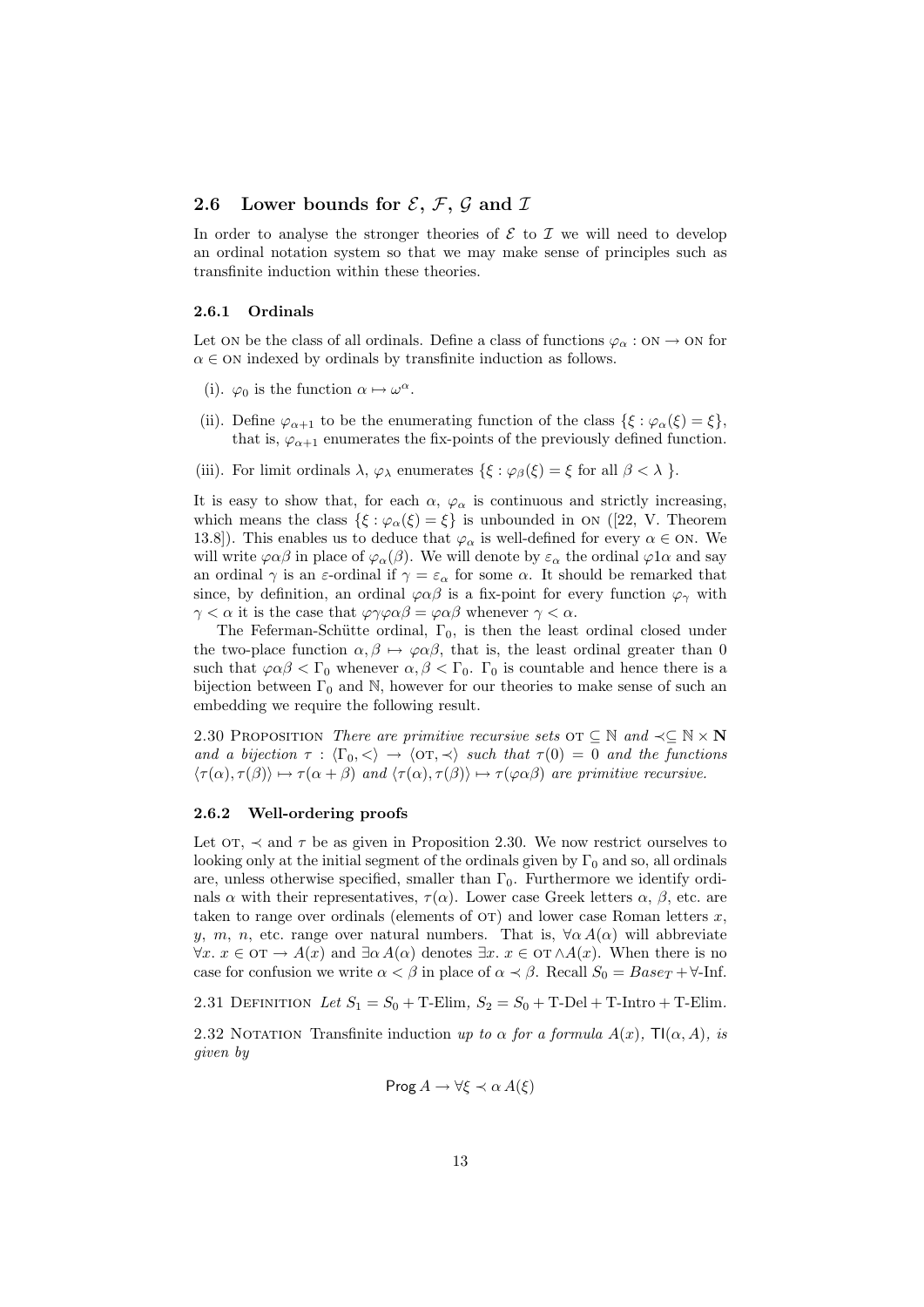## 2.6 Lower bounds for $\mathcal{E}$, $\mathcal{F}$, $\mathcal{G}$ and $\mathcal{I}$

In order to analyse the stronger theories of $\mathcal{E}$ to $\mathcal{I}$ we will need to develop an ordinal notation system so that we may make sense of principles such as transfinite induction within these theories.

### 2.6.1 Ordinals

Let ON be the class of all ordinals. Define a class of functions $\varphi_\alpha : \text{ON} \to \text{ON}$ for $\alpha \in \text{ON}$ indexed by ordinals by transfinite induction as follows.

(i). $\varphi_0$ is the function $\alpha \mapsto \omega^\alpha$.

(ii). Define $\varphi_{\alpha+1}$ to be the enumerating function of the class $\{\xi : \varphi_\alpha(\xi) = \xi\}$, that is, $\varphi_{\alpha+1}$ enumerates the fix-points of the previously defined function.

(iii). For limit ordinals $\lambda$, $\varphi_\lambda$ enumerates $\{\xi : \varphi_\beta(\xi) = \xi \text{ for all } \beta < \lambda\}$.

It is easy to show that, for each $\alpha$, $\varphi_\alpha$ is continuous and strictly increasing, which means the class $\{\xi : \varphi_\alpha(\xi) = \xi\}$ is unbounded in ON ([22, V. Theorem 13.8]). This enables us to deduce that $\varphi_\alpha$ is well-defined for every $\alpha \in \text{ON}$. We will write $\varphi\alpha\beta$ in place of $\varphi_\alpha(\beta)$. We will denote by $\varepsilon_\alpha$ the ordinal $\varphi 1 \alpha$ and say an ordinal $\gamma$ is an $\varepsilon$-ordinal if $\gamma = \varepsilon_\alpha$ for some $\alpha$. It should be remarked that since, by definition, an ordinal $\varphi\alpha\beta$ is a fix-point for every function $\varphi_\gamma$ with $\gamma < \alpha$ it is the case that $\varphi\gamma\varphi\alpha\beta = \varphi\alpha\beta$ whenever $\gamma < \alpha$.

The Feferman-Schütte ordinal, $\Gamma_0$, is then the least ordinal closed under the two-place function $\alpha, \beta \mapsto \varphi\alpha\beta$, that is, the least ordinal greater than 0 such that $\varphi\alpha\beta < \Gamma_0$ whenever $\alpha, \beta < \Gamma_0$. $\Gamma_0$ is countable and hence there is a bijection between $\Gamma_0$ and $\mathbb{N}$, however for our theories to make sense of such an embedding we require the following result.

2.30 Proposition *There are primitive recursive sets* $\text{OT} \subseteq \mathbb{N}$ *and* $\prec \subseteq \mathbb{N} \times \mathbf{N}$ *and a bijection* $\tau : \langle \Gamma_0, < \rangle \to \langle \text{OT}, \prec \rangle$ *such that* $\tau(0) = 0$ *and the functions* $\langle \tau(\alpha), \tau(\beta) \rangle \mapsto \tau(\alpha + \beta)$ *and* $\langle \tau(\alpha), \tau(\beta) \rangle \mapsto \tau(\varphi\alpha\beta)$ *are primitive recursive.*

### 2.6.2 Well-ordering proofs

Let OT, $\prec$ and $\tau$ be as given in Proposition 2.30. We now restrict ourselves to looking only at the initial segment of the ordinals given by $\Gamma_0$ and so, all ordinals are, unless otherwise specified, smaller than $\Gamma_0$. Furthermore we identify ordinals $\alpha$ with their representatives, $\tau(\alpha)$. Lower case Greek letters $\alpha$, $\beta$, etc. are taken to range over ordinals (elements of OT) and lower case Roman letters $x$, $y$, $m$, $n$, etc. range over natural numbers. That is, $\forall \alpha\, A(\alpha)$ will abbreviate $\forall x.\ x \in \text{OT} \to A(x)$ and $\exists \alpha\, A(\alpha)$ denotes $\exists x.\ x \in \text{OT} \wedge A(x)$. When there is no case for confusion we write $\alpha < \beta$ in place of $\alpha \prec \beta$. Recall $S_0 = Base_T + \forall$-Inf.

2.31 Definition *Let* $S_1 = S_0 +$ T-Elim, $S_2 = S_0 +$ T-Del + T-Intro + T-Elim.

2.32 Notation Transfinite induction *up to* $\alpha$ *for a formula* $A(x)$, $\mathsf{TI}(\alpha, A)$, *is given by*

$$\mathsf{Prog}\, A \to \forall \xi \prec \alpha\, A(\xi)$$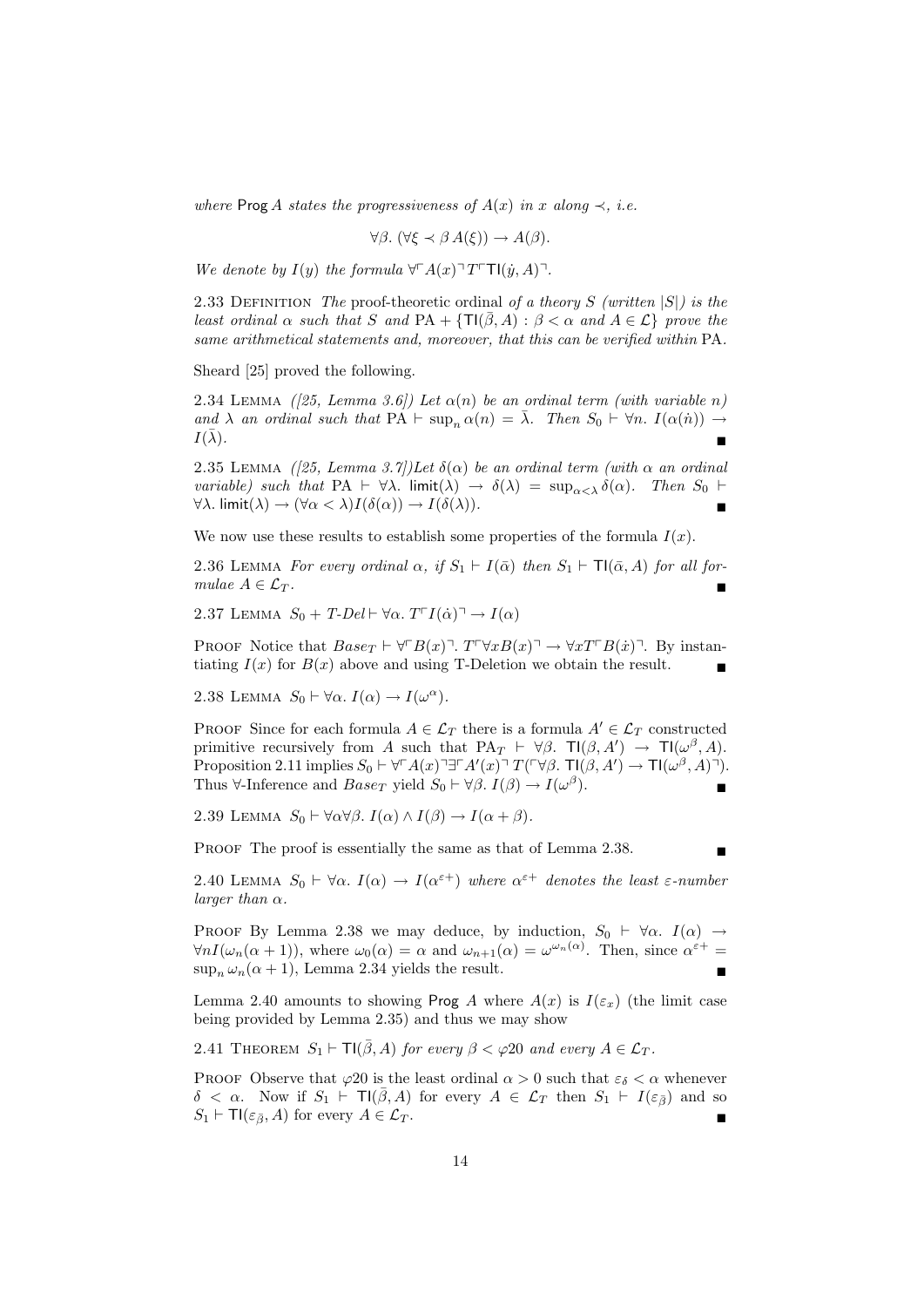*where* $\mathsf{Prog}\, A$ *states the progressiveness of* $A(x)$ *in* $x$ *along* $\prec$*, i.e.*

$$\forall \beta.\ (\forall \xi \prec \beta\, A(\xi)) \rightarrow A(\beta).$$

*We denote by* $I(y)$ *the formula* $\forall \ulcorner A(x) \urcorner T \ulcorner \mathsf{TI}(\dot{y}, A) \urcorner$.

2.33 Definition *The* proof-theoretic ordinal *of a theory* $S$ *(written* $|S|$*) is the least ordinal* $\alpha$ *such that* $S$ *and* $\mathrm{PA} + \{\mathsf{TI}(\bar{\beta}, A) : \beta < \alpha \text{ and } A \in \mathcal{L}\}$ *prove the same arithmetical statements and, moreover, that this can be verified within* PA*.*

Sheard [25] proved the following.

2.34 Lemma *([25, Lemma 3.6]) Let* $\alpha(n)$ *be an ordinal term (with variable* $n$*) and* $\lambda$ *an ordinal such that* $\mathrm{PA} \vdash \sup_n \alpha(n) = \bar{\lambda}$*. Then* $S_0 \vdash \forall n.\ I(\alpha(\dot{n})) \rightarrow I(\bar{\lambda})$*.* ∎

2.35 Lemma *([25, Lemma 3.7])Let* $\delta(\alpha)$ *be an ordinal term (with* $\alpha$ *an ordinal variable) such that* $\mathrm{PA} \vdash \forall \lambda.\ \mathsf{limit}(\lambda) \rightarrow \delta(\lambda) = \sup_{\alpha < \lambda} \delta(\alpha)$*. Then* $S_0 \vdash \forall \lambda.\ \mathsf{limit}(\lambda) \rightarrow (\forall \alpha < \lambda) I(\delta(\alpha)) \rightarrow I(\delta(\lambda))$*.* ∎

We now use these results to establish some properties of the formula $I(x)$.

2.36 Lemma *For every ordinal* $\alpha$*, if* $S_1 \vdash I(\bar{\alpha})$ *then* $S_1 \vdash \mathsf{TI}(\bar{\alpha}, A)$ *for all formulae* $A \in \mathcal{L}_T$*.* ∎

2.37 Lemma $S_0 + T\text{-}Del \vdash \forall \alpha.\ T \ulcorner I(\dot{\alpha}) \urcorner \rightarrow I(\alpha)$

Proof Notice that $Base_T \vdash \forall \ulcorner B(x) \urcorner.\ T \ulcorner \forall x B(x) \urcorner \rightarrow \forall x T \ulcorner B(\dot{x}) \urcorner$. By instantiating $I(x)$ for $B(x)$ above and using T-Deletion we obtain the result. ∎

2.38 Lemma $S_0 \vdash \forall \alpha.\ I(\alpha) \rightarrow I(\omega^\alpha)$.

Proof Since for each formula $A \in \mathcal{L}_T$ there is a formula $A' \in \mathcal{L}_T$ constructed primitive recursively from $A$ such that $\mathrm{PA}_T \vdash \forall \beta.\ \mathsf{TI}(\beta, A') \rightarrow \mathsf{TI}(\omega^\beta, A)$. Proposition 2.11 implies $S_0 \vdash \forall \ulcorner A(x) \urcorner \exists \ulcorner A'(x) \urcorner\, T(\ulcorner \forall \beta.\ \mathsf{TI}(\beta, A') \rightarrow \mathsf{TI}(\omega^\beta, A) \urcorner)$. Thus $\forall$-Inference and $Base_T$ yield $S_0 \vdash \forall \beta.\ I(\beta) \rightarrow I(\omega^\beta)$. ∎

2.39 Lemma $S_0 \vdash \forall \alpha \forall \beta.\ I(\alpha) \wedge I(\beta) \rightarrow I(\alpha + \beta)$.

Proof The proof is essentially the same as that of Lemma 2.38. ∎

2.40 Lemma $S_0 \vdash \forall \alpha.\ I(\alpha) \rightarrow I(\alpha^{\varepsilon+})$ *where* $\alpha^{\varepsilon+}$ *denotes the least* $\varepsilon$*-number larger than* $\alpha$*.*

Proof By Lemma 2.38 we may deduce, by induction, $S_0 \vdash \forall \alpha.\ I(\alpha) \rightarrow \forall n I(\omega_n(\alpha+1))$, where $\omega_0(\alpha) = \alpha$ and $\omega_{n+1}(\alpha) = \omega^{\omega_n(\alpha)}$. Then, since $\alpha^{\varepsilon+} = \sup_n \omega_n(\alpha+1)$, Lemma 2.34 yields the result. ∎

Lemma 2.40 amounts to showing $\mathsf{Prog}\, A$ where $A(x)$ is $I(\varepsilon_x)$ (the limit case being provided by Lemma 2.35) and thus we may show

2.41 Theorem $S_1 \vdash \mathsf{TI}(\bar{\beta}, A)$ *for every* $\beta < \varphi 20$ *and every* $A \in \mathcal{L}_T$*.*

Proof Observe that $\varphi 20$ is the least ordinal $\alpha > 0$ such that $\varepsilon_\delta < \alpha$ whenever $\delta < \alpha$. Now if $S_1 \vdash \mathsf{TI}(\bar{\beta}, A)$ for every $A \in \mathcal{L}_T$ then $S_1 \vdash I(\varepsilon_{\bar{\beta}})$ and so $S_1 \vdash \mathsf{TI}(\varepsilon_{\bar{\beta}}, A)$ for every $A \in \mathcal{L}_T$. ∎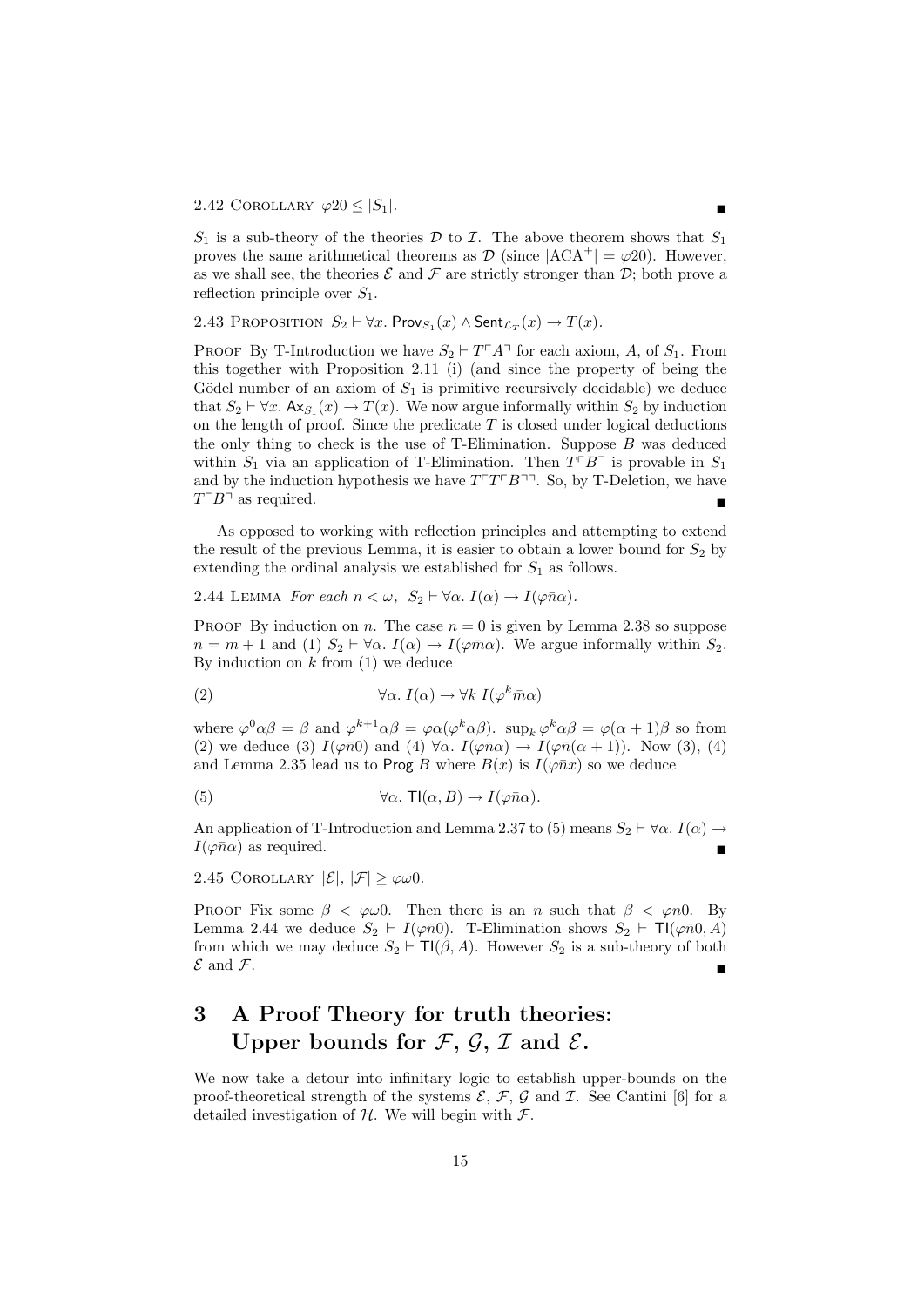2.42 Corollary $\varphi 20 \leq |S_1|$. ∎

$S_1$ is a sub-theory of the theories $\mathcal{D}$ to $\mathcal{I}$. The above theorem shows that $S_1$ proves the same arithmetical theorems as $\mathcal{D}$ (since $|\mathrm{ACA}^+| = \varphi 20$). However, as we shall see, the theories $\mathcal{E}$ and $\mathcal{F}$ are strictly stronger than $\mathcal{D}$; both prove a reflection principle over $S_1$.

2.43 Proposition $S_2 \vdash \forall x.\ \mathsf{Prov}_{S_1}(x) \wedge \mathsf{Sent}_{\mathcal{L}_T}(x) \rightarrow T(x)$.

Proof By T-Introduction we have $S_2 \vdash T\ulcorner A \urcorner$ for each axiom, $A$, of $S_1$. From this together with Proposition 2.11 (i) (and since the property of being the Gödel number of an axiom of $S_1$ is primitive recursively decidable) we deduce that $S_2 \vdash \forall x.\ \mathsf{Ax}_{S_1}(x) \rightarrow T(x)$. We now argue informally within $S_2$ by induction on the length of proof. Since the predicate $T$ is closed under logical deductions the only thing to check is the use of T-Elimination. Suppose $B$ was deduced within $S_1$ via an application of T-Elimination. Then $T\ulcorner B \urcorner$ is provable in $S_1$ and by the induction hypothesis we have $T\ulcorner T\ulcorner B \urcorner\urcorner$. So, by T-Deletion, we have $T\ulcorner B \urcorner$ as required. ∎

As opposed to working with reflection principles and attempting to extend the result of the previous Lemma, it is easier to obtain a lower bound for $S_2$ by extending the ordinal analysis we established for $S_1$ as follows.

2.44 Lemma *For each* $n < \omega$, $S_2 \vdash \forall \alpha.\ I(\alpha) \rightarrow I(\varphi \bar{n} \alpha)$.

Proof By induction on $n$. The case $n = 0$ is given by Lemma 2.38 so suppose $n = m + 1$ and (1) $S_2 \vdash \forall \alpha.\ I(\alpha) \rightarrow I(\varphi \bar{m} \alpha)$. We argue informally within $S_2$. By induction on $k$ from (1) we deduce

$$\forall \alpha.\ I(\alpha) \rightarrow \forall k\ I(\varphi^k \bar{m} \alpha) \tag{2}$$

where $\varphi^0 \alpha \beta = \beta$ and $\varphi^{k+1} \alpha \beta = \varphi \alpha (\varphi^k \alpha \beta)$. $\sup_k \varphi^k \alpha \beta = \varphi(\alpha+1)\beta$ so from (2) we deduce (3) $I(\varphi \bar{n} 0)$ and (4) $\forall \alpha.\ I(\varphi \bar{n} \alpha) \rightarrow I(\varphi \bar{n}(\alpha + 1))$. Now (3), (4) and Lemma 2.35 lead us to $\mathsf{Prog}\ B$ where $B(x)$ is $I(\varphi \bar{n} x)$ so we deduce

$$\forall \alpha.\ \mathsf{TI}(\alpha, B) \rightarrow I(\varphi \bar{n} \alpha). \tag{5}$$

An application of T-Introduction and Lemma 2.37 to (5) means $S_2 \vdash \forall \alpha.\ I(\alpha) \rightarrow I(\varphi \bar{n} \alpha)$ as required. ∎

2.45 Corollary $|\mathcal{E}|$, $|\mathcal{F}| \geq \varphi \omega 0$.

Proof Fix some $\beta < \varphi \omega 0$. Then there is an $n$ such that $\beta < \varphi n 0$. By Lemma 2.44 we deduce $S_2 \vdash I(\varphi \bar{n} 0)$. T-Elimination shows $S_2 \vdash \mathsf{TI}(\varphi \bar{n} 0, A)$ from which we may deduce $S_2 \vdash \mathsf{TI}(\bar{\beta}, A)$. However $S_2$ is a sub-theory of both $\mathcal{E}$ and $\mathcal{F}$. ∎

# 3 A Proof Theory for truth theories: Upper bounds for $\mathcal{F}$, $\mathcal{G}$, $\mathcal{I}$ and $\mathcal{E}$.

We now take a detour into infinitary logic to establish upper-bounds on the proof-theoretical strength of the systems $\mathcal{E}$, $\mathcal{F}$, $\mathcal{G}$ and $\mathcal{I}$. See Cantini [6] for a detailed investigation of $\mathcal{H}$. We will begin with $\mathcal{F}$.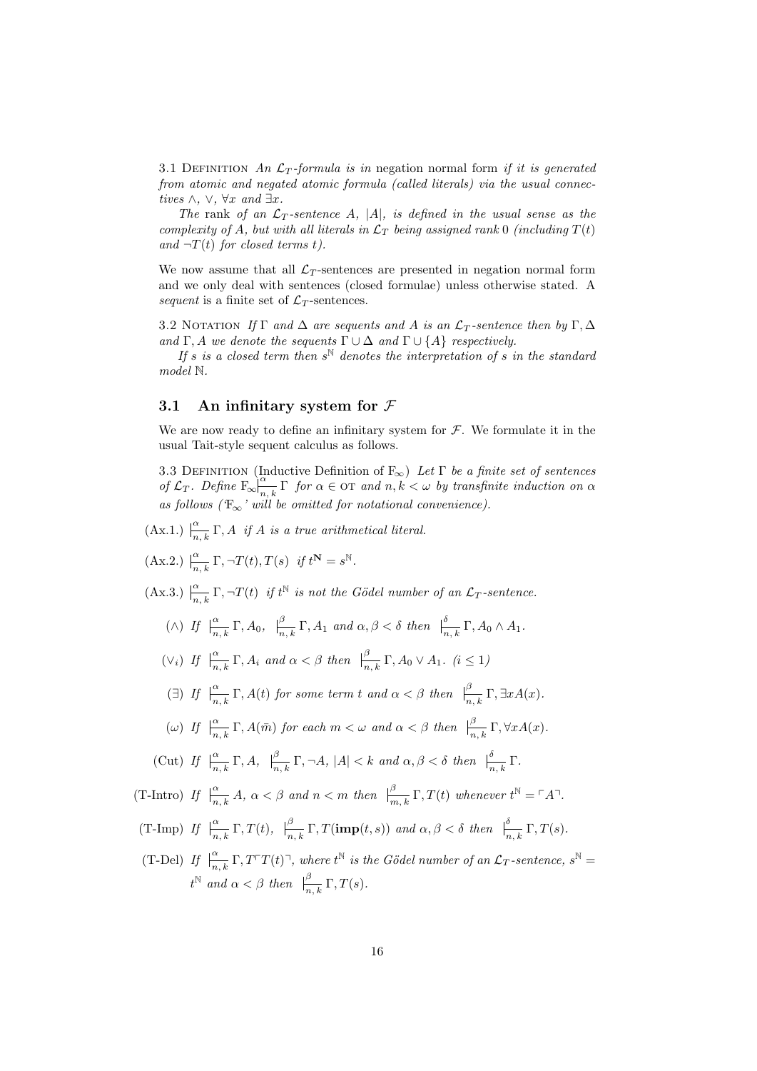3.1 Definition *An $\mathcal{L}_T$-formula is in* negation normal form *if it is generated from atomic and negated atomic formula (called literals) via the usual connectives $\wedge$, $\vee$, $\forall x$ and $\exists x$.*

*The* rank *of an $\mathcal{L}_T$-sentence $A$, $|A|$, is defined in the usual sense as the complexity of $A$, but with all literals in $\mathcal{L}_T$ being assigned rank 0 (including $T(t)$ and $\neg T(t)$ for closed terms $t$).*

We now assume that all $\mathcal{L}_T$-sentences are presented in negation normal form and we only deal with sentences (closed formulae) unless otherwise stated. A *sequent* is a finite set of $\mathcal{L}_T$-sentences.

3.2 Notation *If $\Gamma$ and $\Delta$ are sequents and $A$ is an $\mathcal{L}_T$-sentence then by $\Gamma, \Delta$ and $\Gamma, A$ we denote the sequents $\Gamma \cup \Delta$ and $\Gamma \cup \{A\}$ respectively.*

*If $s$ is a closed term then $s^{\mathbb{N}}$ denotes the interpretation of $s$ in the standard model $\mathbb{N}$.*

## 3.1 An infinitary system for $\mathcal{F}$

We are now ready to define an infinitary system for $\mathcal{F}$. We formulate it in the usual Tait-style sequent calculus as follows.

3.3 Definition (Inductive Definition of $\mathrm{F}_\infty$) *Let $\Gamma$ be a finite set of sentences of $\mathcal{L}_T$. Define $\mathrm{F}_\infty \vdash^{\alpha}_{n,k} \Gamma$ for $\alpha \in \mathrm{OT}$ and $n, k < \omega$ by transfinite induction on $\alpha$ as follows ('$\mathrm{F}_\infty$' will be omitted for notational convenience).*

(Ax.1.) $\vdash^{\alpha}_{n,k} \Gamma, A$ *if $A$ is a true arithmetical literal.*

(Ax.2.) $\vdash^{\alpha}_{n,k} \Gamma, \neg T(t), T(s)$ *if $t^{\mathbf{N}} = s^{\mathbb{N}}$.*

(Ax.3.) $\vdash^{\alpha}_{n,k} \Gamma, \neg T(t)$ *if $t^{\mathbb{N}}$ is not the Gödel number of an $\mathcal{L}_T$-sentence.*

($\wedge$) *If* $\vdash^{\alpha}_{n,k} \Gamma, A_0$, $\vdash^{\beta}_{n,k} \Gamma, A_1$ *and $\alpha, \beta < \delta$ then* $\vdash^{\delta}_{n,k} \Gamma, A_0 \wedge A_1$.

($\vee_i$) *If* $\vdash^{\alpha}_{n,k} \Gamma, A_i$ *and $\alpha < \beta$ then* $\vdash^{\beta}_{n,k} \Gamma, A_0 \vee A_1$. *($i \leq 1$)*

($\exists$) *If* $\vdash^{\alpha}_{n,k} \Gamma, A(t)$ *for some term $t$ and $\alpha < \beta$ then* $\vdash^{\beta}_{n,k} \Gamma, \exists x A(x)$.

($\omega$) *If* $\vdash^{\alpha}_{n,k} \Gamma, A(\bar{m})$ *for each $m < \omega$ and $\alpha < \beta$ then* $\vdash^{\beta}_{n,k} \Gamma, \forall x A(x)$.

(Cut) *If* $\vdash^{\alpha}_{n,k} \Gamma, A$, $\vdash^{\beta}_{n,k} \Gamma, \neg A$, *$|A| < k$ and $\alpha, \beta < \delta$ then* $\vdash^{\delta}_{n,k} \Gamma$.

(T-Intro) *If* $\vdash^{\alpha}_{n,k} A$, *$\alpha < \beta$ and $n < m$ then* $\vdash^{\beta}_{m,k} \Gamma, T(t)$ *whenever $t^{\mathbb{N}} = \ulcorner A \urcorner$.*

(T-Imp) *If* $\vdash^{\alpha}_{n,k} \Gamma, T(t)$, $\vdash^{\beta}_{n,k} \Gamma, T(\mathbf{imp}(t, s))$ *and $\alpha, \beta < \delta$ then* $\vdash^{\delta}_{n,k} \Gamma, T(s)$.

(T-Del) *If* $\vdash^{\alpha}_{n,k} \Gamma, T\ulcorner T(t) \urcorner$, *where $t^{\mathbb{N}}$ is the Gödel number of an $\mathcal{L}_T$-sentence, $s^{\mathbb{N}} = t^{\mathbb{N}}$ and $\alpha < \beta$ then* $\vdash^{\beta}_{n,k} \Gamma, T(s)$.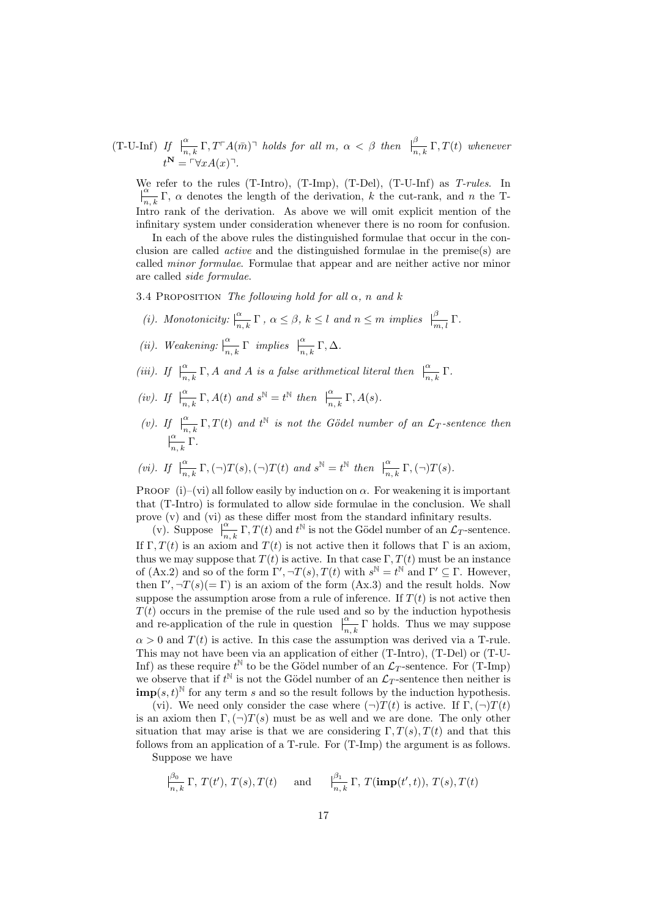(T-U-Inf) *If* $\vdash^{\alpha}_{n,k} \Gamma, T\ulcorner A(\bar{m})\urcorner$ *holds for all* $m$, $\alpha < \beta$ *then* $\vdash^{\beta}_{n,k} \Gamma, T(t)$ *whenever* $t^{\mathbf{N}} = \ulcorner \forall x A(x) \urcorner$.

We refer to the rules (T-Intro), (T-Imp), (T-Del), (T-U-Inf) as *T-rules*. In $\vdash^{\alpha}_{n,k} \Gamma$, $\alpha$ denotes the length of the derivation, $k$ the cut-rank, and $n$ the T-Intro rank of the derivation. As above we will omit explicit mention of the infinitary system under consideration whenever there is no room for confusion.

In each of the above rules the distinguished formulae that occur in the conclusion are called *active* and the distinguished formulae in the premise(s) are called *minor formulae*. Formulae that appear and are neither active nor minor are called *side formulae*.

3.4 Proposition *The following hold for all* $\alpha$, $n$ *and* $k$

*(i). Monotonicity:* $\vdash^{\alpha}_{n,k} \Gamma$, $\alpha \leq \beta$, $k \leq l$ *and* $n \leq m$ *implies* $\vdash^{\beta}_{m,l} \Gamma$.

*(ii). Weakening:* $\vdash^{\alpha}_{n,k} \Gamma$ *implies* $\vdash^{\alpha}_{n,k} \Gamma, \Delta$.

*(iii). If* $\vdash^{\alpha}_{n,k} \Gamma, A$ *and* $A$ *is a false arithmetical literal then* $\vdash^{\alpha}_{n,k} \Gamma$.

*(iv). If* $\vdash^{\alpha}_{n,k} \Gamma, A(t)$ *and* $s^{\mathbb{N}} = t^{\mathbb{N}}$ *then* $\vdash^{\alpha}_{n,k} \Gamma, A(s)$.

*(v). If* $\vdash^{\alpha}_{n,k} \Gamma, T(t)$ *and* $t^{\mathbb{N}}$ *is not the Gödel number of an* $\mathcal{L}_T$*-sentence then* $\vdash^{\alpha}_{n,k} \Gamma$.

*(vi). If* $\vdash^{\alpha}_{n,k} \Gamma, (\neg)T(s), (\neg)T(t)$ *and* $s^{\mathbb{N}} = t^{\mathbb{N}}$ *then* $\vdash^{\alpha}_{n,k} \Gamma, (\neg)T(s)$.

Proof (i)–(vi) all follow easily by induction on $\alpha$. For weakening it is important that (T-Intro) is formulated to allow side formulae in the conclusion. We shall prove (v) and (vi) as these differ most from the standard infinitary results.

(v). Suppose $\vdash^{\alpha}_{n,k} \Gamma, T(t)$ and $t^{\mathbb{N}}$ is not the Gödel number of an $\mathcal{L}_T$-sentence. If $\Gamma, T(t)$ is an axiom and $T(t)$ is not active then it follows that $\Gamma$ is an axiom, thus we may suppose that $T(t)$ is active. In that case $\Gamma, T(t)$ must be an instance of (Ax.2) and so of the form $\Gamma', \neg T(s), T(t)$ with $s^{\mathbb{N}} = t^{\mathbb{N}}$ and $\Gamma' \subseteq \Gamma$. However, then $\Gamma', \neg T(s) (= \Gamma)$ is an axiom of the form (Ax.3) and the result holds. Now suppose the assumption arose from a rule of inference. If $T(t)$ is not active then $T(t)$ occurs in the premise of the rule used and so by the induction hypothesis and re-application of the rule in question $\vdash^{\alpha}_{n,k} \Gamma$ holds. Thus we may suppose $\alpha > 0$ and $T(t)$ is active. In this case the assumption was derived via a T-rule. This may not have been via an application of either (T-Intro), (T-Del) or (T-U-Inf) as these require $t^{\mathbb{N}}$ to be the Gödel number of an $\mathcal{L}_T$-sentence. For (T-Imp) we observe that if $t^{\mathbb{N}}$ is not the Gödel number of an $\mathcal{L}_T$-sentence then neither is $\mathbf{imp}(s,t)^{\mathbb{N}}$ for any term $s$ and so the result follows by the induction hypothesis.

(vi). We need only consider the case where $(\neg)T(t)$ is active. If $\Gamma, (\neg)T(t)$ is an axiom then $\Gamma, (\neg)T(s)$ must be as well and we are done. The only other situation that may arise is that we are considering $\Gamma, T(s), T(t)$ and that this follows from an application of a T-rule. For (T-Imp) the argument is as follows.

Suppose we have

$$\vdash^{\beta_0}_{n,k} \Gamma,\, T(t'),\, T(s), T(t) \qquad \text{and} \qquad \vdash^{\beta_1}_{n,k} \Gamma,\, T(\mathbf{imp}(t',t)),\, T(s), T(t)$$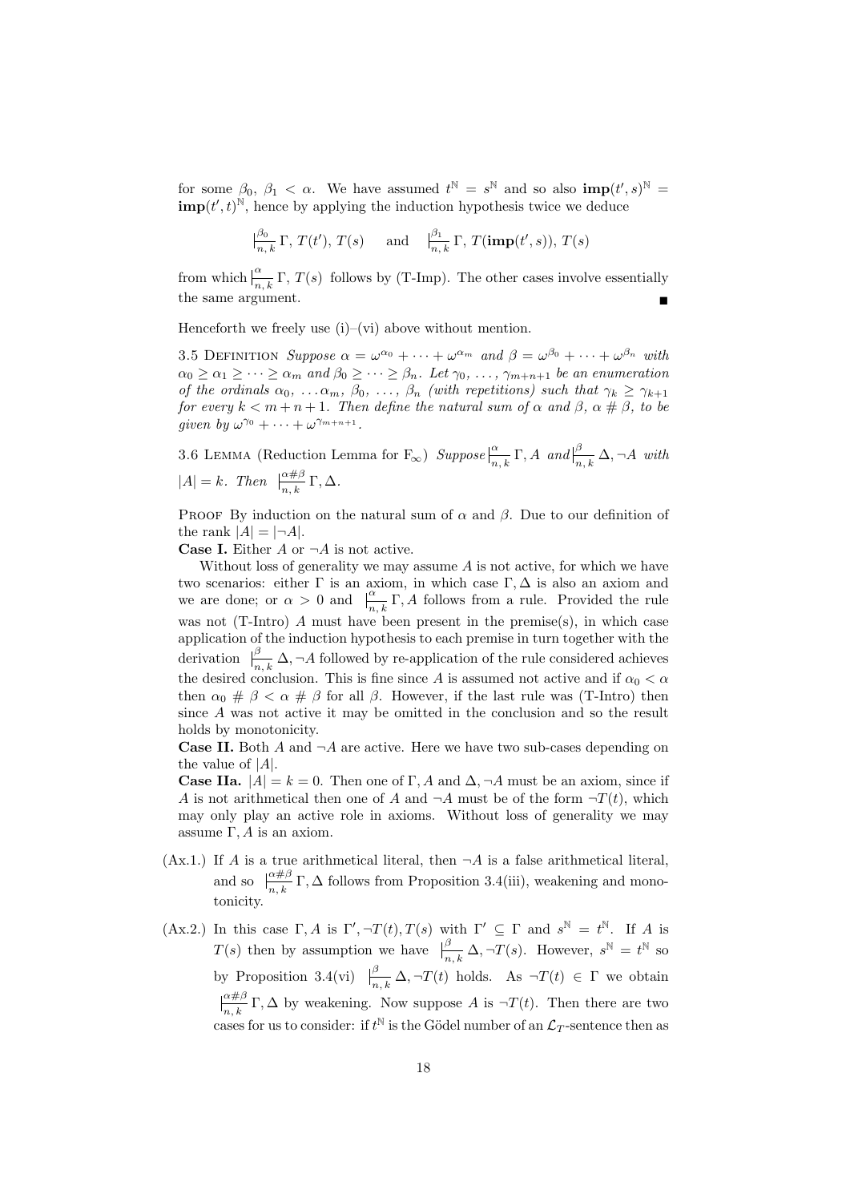for some $\beta_0,\ \beta_1 < \alpha$. We have assumed $t^{\mathbb{N}} = s^{\mathbb{N}}$ and so also $\mathbf{imp}(t', s)^{\mathbb{N}} = \mathbf{imp}(t', t)^{\mathbb{N}}$, hence by applying the induction hypothesis twice we deduce

$$\left|\frac{\beta_0}{n,\,k}\right.\Gamma,\, T(t'),\, T(s) \qquad \text{and} \qquad \left|\frac{\beta_1}{n,\,k}\right.\Gamma,\, T(\mathbf{imp}(t', s)),\, T(s)$$

from which $\left|\frac{\alpha}{n,\,k}\right.\Gamma,\, T(s)$ follows by (T-Imp). The other cases involve essentially the same argument. ■

Henceforth we freely use (i)–(vi) above without mention.

3.5 Definition *Suppose* $\alpha = \omega^{\alpha_0} + \cdots + \omega^{\alpha_m}$ *and* $\beta = \omega^{\beta_0} + \cdots + \omega^{\beta_n}$ *with* $\alpha_0 \geq \alpha_1 \geq \cdots \geq \alpha_m$ *and* $\beta_0 \geq \cdots \geq \beta_n$*. Let* $\gamma_0, \ldots, \gamma_{m+n+1}$ *be an enumeration of the ordinals* $\alpha_0, \ldots \alpha_m, \beta_0, \ldots, \beta_n$ *(with repetitions) such that* $\gamma_k \geq \gamma_{k+1}$ *for every* $k < m + n + 1$*. Then define the natural sum of* $\alpha$ *and* $\beta$*,* $\alpha \# \beta$*, to be given by* $\omega^{\gamma_0} + \cdots + \omega^{\gamma_{m+n+1}}$*.*

3.6 Lemma (Reduction Lemma for $\mathrm{F}_\infty$) *Suppose* $\left|\frac{\alpha}{n,\,k}\right.\Gamma, A$ *and* $\left|\frac{\beta}{n,\,k}\right.\Delta, \neg A$ *with* $|A| = k$*. Then* $\left|\frac{\alpha\#\beta}{n,\,k}\right.\Gamma, \Delta$*.*

Proof By induction on the natural sum of $\alpha$ and $\beta$. Due to our definition of the rank $|A| = |\neg A|$.

**Case I.** Either $A$ or $\neg A$ is not active.

Without loss of generality we may assume $A$ is not active, for which we have two scenarios: either $\Gamma$ is an axiom, in which case $\Gamma, \Delta$ is also an axiom and we are done; or $\alpha > 0$ and $\left|\frac{\alpha}{n,\,k}\right.\Gamma, A$ follows from a rule. Provided the rule was not (T-Intro) $A$ must have been present in the premise(s), in which case application of the induction hypothesis to each premise in turn together with the derivation $\left|\frac{\beta}{n,\,k}\right.\Delta, \neg A$ followed by re-application of the rule considered achieves the desired conclusion. This is fine since $A$ is assumed not active and if $\alpha_0 < \alpha$ then $\alpha_0 \# \beta < \alpha \# \beta$ for all $\beta$. However, if the last rule was (T-Intro) then since $A$ was not active it may be omitted in the conclusion and so the result holds by monotonicity.

**Case II.** Both $A$ and $\neg A$ are active. Here we have two sub-cases depending on the value of $|A|$.

**Case IIa.** $|A| = k = 0$. Then one of $\Gamma, A$ and $\Delta, \neg A$ must be an axiom, since if $A$ is not arithmetical then one of $A$ and $\neg A$ must be of the form $\neg T(t)$, which may only play an active role in axioms. Without loss of generality we may assume $\Gamma, A$ is an axiom.

(Ax.1.) If $A$ is a true arithmetical literal, then $\neg A$ is a false arithmetical literal, and so $\left|\frac{\alpha\#\beta}{n,\,k}\right.\Gamma, \Delta$ follows from Proposition 3.4(iii), weakening and monotonicity.

(Ax.2.) In this case $\Gamma, A$ is $\Gamma', \neg T(t), T(s)$ with $\Gamma' \subseteq \Gamma$ and $s^{\mathbb{N}} = t^{\mathbb{N}}$. If $A$ is $T(s)$ then by assumption we have $\left|\frac{\beta}{n,\,k}\right.\Delta, \neg T(s)$. However, $s^{\mathbb{N}} = t^{\mathbb{N}}$ so by Proposition 3.4(vi) $\left|\frac{\beta}{n,\,k}\right.\Delta, \neg T(t)$ holds. As $\neg T(t) \in \Gamma$ we obtain $\left|\frac{\alpha\#\beta}{n,\,k}\right.\Gamma, \Delta$ by weakening. Now suppose $A$ is $\neg T(t)$. Then there are two cases for us to consider: if $t^{\mathbb{N}}$ is the Gödel number of an $\mathcal{L}_T$-sentence then as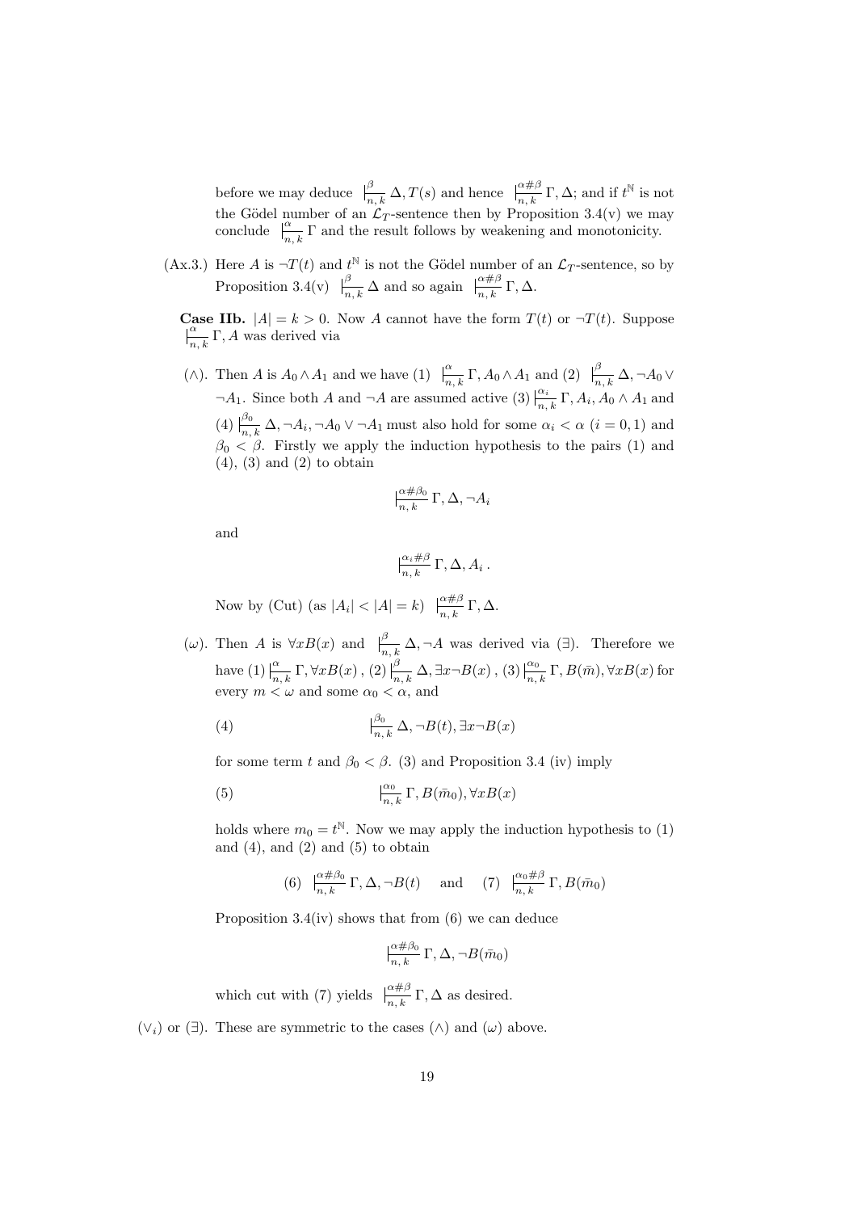before we may deduce $\vdash^{\beta}_{n,k} \Delta, T(s)$ and hence $\vdash^{\alpha\#\beta}_{n,k} \Gamma, \Delta$; and if $t^{\mathbb{N}}$ is not the Gödel number of an $\mathcal{L}_T$-sentence then by Proposition 3.4(v) we may conclude $\vdash^{\alpha}_{n,k} \Gamma$ and the result follows by weakening and monotonicity.

(Ax.3.) Here $A$ is $\neg T(t)$ and $t^{\mathbb{N}}$ is not the Gödel number of an $\mathcal{L}_T$-sentence, so by Proposition 3.4(v) $\vdash^{\beta}_{n,k} \Delta$ and so again $\vdash^{\alpha\#\beta}_{n,k} \Gamma, \Delta$.

**Case IIb.** $|A| = k > 0$. Now $A$ cannot have the form $T(t)$ or $\neg T(t)$. Suppose $\vdash^{\alpha}_{n,k} \Gamma, A$ was derived via

($\wedge$). Then $A$ is $A_0 \wedge A_1$ and we have (1) $\vdash^{\alpha}_{n,k} \Gamma, A_0 \wedge A_1$ and (2) $\vdash^{\beta}_{n,k} \Delta, \neg A_0 \vee \neg A_1$. Since both $A$ and $\neg A$ are assumed active (3) $\vdash^{\alpha_i}_{n,k} \Gamma, A_i, A_0 \wedge A_1$ and (4) $\vdash^{\beta_0}_{n,k} \Delta, \neg A_i, \neg A_0 \vee \neg A_1$ must also hold for some $\alpha_i < \alpha$ $(i = 0, 1)$ and $\beta_0 < \beta$. Firstly we apply the induction hypothesis to the pairs (1) and (4), (3) and (2) to obtain

$$\vdash^{\alpha\#\beta_0}_{n,k} \Gamma, \Delta, \neg A_i$$

and

$$\vdash^{\alpha_i\#\beta}_{n,k} \Gamma, \Delta, A_i\,.$$

Now by (Cut) (as $|A_i| < |A| = k$) $\vdash^{\alpha\#\beta}_{n,k} \Gamma, \Delta$.

($\omega$). Then $A$ is $\forall x B(x)$ and $\vdash^{\beta}_{n,k} \Delta, \neg A$ was derived via ($\exists$). Therefore we have (1) $\vdash^{\alpha}_{n,k} \Gamma, \forall x B(x)$, (2) $\vdash^{\beta}_{n,k} \Delta, \exists x \neg B(x)$, (3) $\vdash^{\alpha_0}_{n,k} \Gamma, B(\bar{m}), \forall x B(x)$ for every $m < \omega$ and some $\alpha_0 < \alpha$, and

$$\text{(4)} \qquad \vdash^{\beta_0}_{n,k} \Delta, \neg B(t), \exists x \neg B(x)$$

for some term $t$ and $\beta_0 < \beta$. (3) and Proposition 3.4 (iv) imply

$$\text{(5)} \qquad \vdash^{\alpha_0}_{n,k} \Gamma, B(\bar{m}_0), \forall x B(x)$$

holds where $m_0 = t^{\mathbb{N}}$. Now we may apply the induction hypothesis to (1) and (4), and (2) and (5) to obtain

$$\text{(6)} \ \vdash^{\alpha\#\beta_0}_{n,k} \Gamma, \Delta, \neg B(t) \quad \text{and} \quad \text{(7)} \ \vdash^{\alpha_0\#\beta}_{n,k} \Gamma, B(\bar{m}_0)$$

Proposition 3.4(iv) shows that from (6) we can deduce

$$\vdash^{\alpha\#\beta_0}_{n,k} \Gamma, \Delta, \neg B(\bar{m}_0)$$

which cut with (7) yields $\vdash^{\alpha\#\beta}_{n,k} \Gamma, \Delta$ as desired.

($\vee_i$) or ($\exists$). These are symmetric to the cases ($\wedge$) and ($\omega$) above.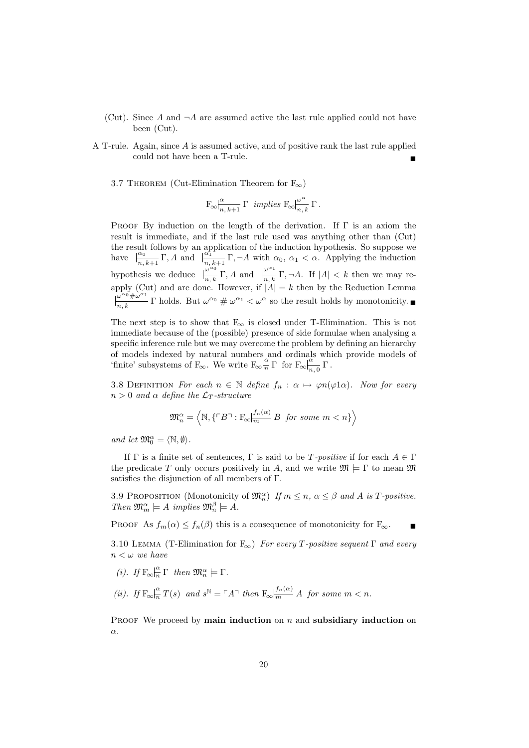(Cut). Since $A$ and $\neg A$ are assumed active the last rule applied could not have been (Cut).

A T-rule. Again, since $A$ is assumed active, and of positive rank the last rule applied could not have been a T-rule. ∎

3.7 THEOREM (Cut-Elimination Theorem for $\mathrm{F}_\infty$)

$$\mathrm{F}_\infty\vert\!\frac{\alpha}{n,\,k+1}\,\Gamma \;\; implies \; \mathrm{F}_\infty\vert\!\frac{\omega^\alpha}{n,\,k}\,\Gamma\,.$$

PROOF By induction on the length of the derivation. If $\Gamma$ is an axiom the result is immediate, and if the last rule used was anything other than (Cut) the result follows by an application of the induction hypothesis. So suppose we have $\vert\!\frac{\alpha_0}{n,\,k+1}\,\Gamma, A$ and $\vert\!\frac{\alpha_1}{n,\,k+1}\,\Gamma, \neg A$ with $\alpha_0,\, \alpha_1 < \alpha$. Applying the induction hypothesis we deduce $\vert\!\frac{\omega^{\alpha_0}}{n,\,k}\,\Gamma, A$ and $\vert\!\frac{\omega^{\alpha_1}}{n,\,k}\,\Gamma, \neg A$. If $|A| < k$ then we may re-apply (Cut) and are done. However, if $|A| = k$ then by the Reduction Lemma $\vert\!\frac{\omega^{\alpha_0}\#\omega^{\alpha_1}}{n,\,k}\,\Gamma$ holds. But $\omega^{\alpha_0} \# \omega^{\alpha_1} < \omega^\alpha$ so the result holds by monotonicity. ∎

The next step is to show that $\mathrm{F}_\infty$ is closed under T-Elimination. This is not immediate because of the (possible) presence of side formulae when analysing a specific inference rule but we may overcome the problem by defining an hierarchy of models indexed by natural numbers and ordinals which provide models of 'finite' subsystems of $\mathrm{F}_\infty$. We write $\mathrm{F}_\infty\vert\!\frac{\alpha}{n}\,\Gamma$ for $\mathrm{F}_\infty\vert\!\frac{\alpha}{n,\,0}\,\Gamma$.

3.8 DEFINITION *For each $n \in \mathbb{N}$ define $f_n : \alpha \mapsto \varphi n(\varphi 1\alpha)$. Now for every $n > 0$ and $\alpha$ define the $\mathcal{L}_T$-structure*

$$\mathfrak{M}^\alpha_n = \left\langle \mathbb{N}, \{\ulcorner B \urcorner : \mathrm{F}_\infty\vert\!\frac{f_n(\alpha)}{m}\, B \;\; \textit{for some } m < n\}\right\rangle$$

*and let $\mathfrak{M}^\alpha_0 = \langle \mathbb{N}, \emptyset\rangle$.*

If $\Gamma$ is a finite set of sentences, $\Gamma$ is said to be *T-positive* if for each $A \in \Gamma$ the predicate $T$ only occurs positively in $A$, and we write $\mathfrak{M} \models \Gamma$ to mean $\mathfrak{M}$ satisfies the disjunction of all members of $\Gamma$.

3.9 PROPOSITION (Monotonicity of $\mathfrak{M}^\alpha_n$) *If $m \leq n$, $\alpha \leq \beta$ and $A$ is T-positive. Then $\mathfrak{M}^\alpha_m \models A$ implies $\mathfrak{M}^\beta_n \models A$.*

PROOF As $f_m(\alpha) \leq f_n(\beta)$ this is a consequence of monotonicity for $\mathrm{F}_\infty$. ∎

3.10 LEMMA (T-Elimination for $\mathrm{F}_\infty$) *For every T-positive sequent $\Gamma$ and every $n < \omega$ we have*

*(i). If $\mathrm{F}_\infty\vert\!\frac{\alpha}{n}\,\Gamma$ then $\mathfrak{M}^\alpha_n \models \Gamma$.*

*(ii). If $\mathrm{F}_\infty\vert\!\frac{\alpha}{n}\,T(s)$ and $s^{\mathbb{N}} = \ulcorner A \urcorner$ then $\mathrm{F}_\infty\vert\!\frac{f_n(\alpha)}{m}\,A$ for some $m < n$.*

PROOF We proceed by **main induction** on $n$ and **subsidiary induction** on $\alpha$.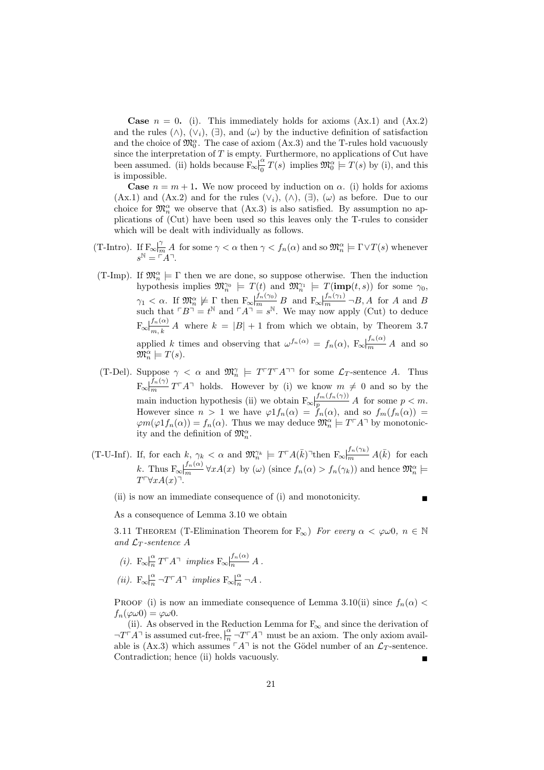**Case** $n = 0$**.** (i). This immediately holds for axioms (Ax.1) and (Ax.2) and the rules ($\wedge$), ($\vee_i$), ($\exists$), and ($\omega$) by the inductive definition of satisfaction and the choice of $\mathfrak{M}_0^\alpha$. The case of axiom (Ax.3) and the T-rules hold vacuously since the interpretation of $T$ is empty. Furthermore, no applications of Cut have been assumed. (ii) holds because $\mathrm{F}_\infty\overset{\alpha}{\underset{0}{|}}\, T(s)$ implies $\mathfrak{M}_0^\alpha \models T(s)$ by (i), and this is impossible.

**Case** $n = m + 1$**.** We now proceed by induction on $\alpha$. (i) holds for axioms (Ax.1) and (Ax.2) and for the rules ($\vee_i$), ($\wedge$), ($\exists$), ($\omega$) as before. Due to our choice for $\mathfrak{M}_n^\alpha$ we observe that (Ax.3) is also satisfied. By assumption no applications of (Cut) have been used so this leaves only the T-rules to consider which will be dealt with individually as follows.

(T-Intro). If $\mathrm{F}_\infty\overset{\gamma}{\underset{m}{|}}\, A$ for some $\gamma < \alpha$ then $\gamma < f_n(\alpha)$ and so $\mathfrak{M}_n^\alpha \models \Gamma \vee T(s)$ whenever $s^{\mathbb{N}} = \ulcorner A \urcorner$.

(T-Imp). If $\mathfrak{M}_n^\alpha \models \Gamma$ then we are done, so suppose otherwise. Then the induction hypothesis implies $\mathfrak{M}_n^{\gamma_0} \models T(t)$ and $\mathfrak{M}_n^{\gamma_1} \models T(\mathbf{imp}(t,s))$ for some $\gamma_0$, $\gamma_1 < \alpha$. If $\mathfrak{M}_n^\alpha \not\models \Gamma$ then $\mathrm{F}_\infty\overset{f_n(\gamma_0)}{\underset{m}{|}}\, B$ and $\mathrm{F}_\infty\overset{f_n(\gamma_1)}{\underset{m}{|}}\, \neg B, A$ for $A$ and $B$ such that $\ulcorner B \urcorner = t^{\mathbb{N}}$ and $\ulcorner A \urcorner = s^{\mathbb{N}}$. We may now apply (Cut) to deduce $\mathrm{F}_\infty\overset{f_n(\alpha)}{\underset{m,\,k}{|}}\, A$ where $k = |B| + 1$ from which we obtain, by Theorem 3.7 applied $k$ times and observing that $\omega^{f_n(\alpha)} = f_n(\alpha)$, $\mathrm{F}_\infty\overset{f_n(\alpha)}{\underset{m}{|}}\, A$ and so $\mathfrak{M}_n^\alpha \models T(s)$.

(T-Del). Suppose $\gamma < \alpha$ and $\mathfrak{M}_n^\gamma \models T\ulcorner T\ulcorner A \urcorner\urcorner$ for some $\mathcal{L}_T$-sentence $A$. Thus $\mathrm{F}_\infty\overset{f_n(\gamma)}{\underset{m}{|}}\, T\ulcorner A \urcorner$ holds. However by (i) we know $m \neq 0$ and so by the main induction hypothesis (ii) we obtain $\mathrm{F}_\infty\overset{f_m(f_n(\gamma))}{\underset{p}{|}}\, A$ for some $p < m$. However since $n > 1$ we have $\varphi 1 f_n(\alpha) = f_n(\alpha)$, and so $f_m(f_n(\alpha)) = \varphi m(\varphi 1 f_n(\alpha)) = f_n(\alpha)$. Thus we may deduce $\mathfrak{M}_n^\alpha \models T\ulcorner A \urcorner$ by monotonicity and the definition of $\mathfrak{M}_n^\alpha$.

(T-U-Inf). If, for each $k$, $\gamma_k < \alpha$ and $\mathfrak{M}_n^{\gamma_k} \models T\ulcorner A(\bar{k})\urcorner$then $\mathrm{F}_\infty\overset{f_n(\gamma_k)}{\underset{m}{|}}\, A(\bar{k})$ for each $k$. Thus $\mathrm{F}_\infty\overset{f_n(\alpha)}{\underset{m}{|}}\, \forall x A(x)$ by ($\omega$) (since $f_n(\alpha) > f_n(\gamma_k)$) and hence $\mathfrak{M}_n^\alpha \models T\ulcorner \forall x A(x) \urcorner$.

(ii) is now an immediate consequence of (i) and monotonicity. ■

As a consequence of Lemma 3.10 we obtain

3.11 Theorem (T-Elimination Theorem for $\mathrm{F}_\infty$) *For every $\alpha < \varphi\omega 0$, $n \in \mathbb{N}$ and $\mathcal{L}_T$-sentence $A$*

*(i).* $\mathrm{F}_\infty\overset{\alpha}{\underset{n}{|}}\, T\ulcorner A \urcorner$ *implies* $\mathrm{F}_\infty\overset{f_n(\alpha)}{\underset{n}{|}}\, A$.

*(ii).* $\mathrm{F}_\infty\overset{\alpha}{\underset{n}{|}}\, \neg T\ulcorner A \urcorner$ *implies* $\mathrm{F}_\infty\overset{\alpha}{\underset{n}{|}}\, \neg A$.

Proof (i) is now an immediate consequence of Lemma 3.10(ii) since $f_n(\alpha) < f_n(\varphi\omega 0) = \varphi\omega 0$.

(ii). As observed in the Reduction Lemma for $\mathrm{F}_\infty$ and since the derivation of $\neg T\ulcorner A \urcorner$ is assumed cut-free, $\overset{\alpha}{\underset{n}{|}}\, \neg T\ulcorner A \urcorner$ must be an axiom. The only axiom available is (Ax.3) which assumes $\ulcorner A \urcorner$ is not the Gödel number of an $\mathcal{L}_T$-sentence. Contradiction; hence (ii) holds vacuously. ■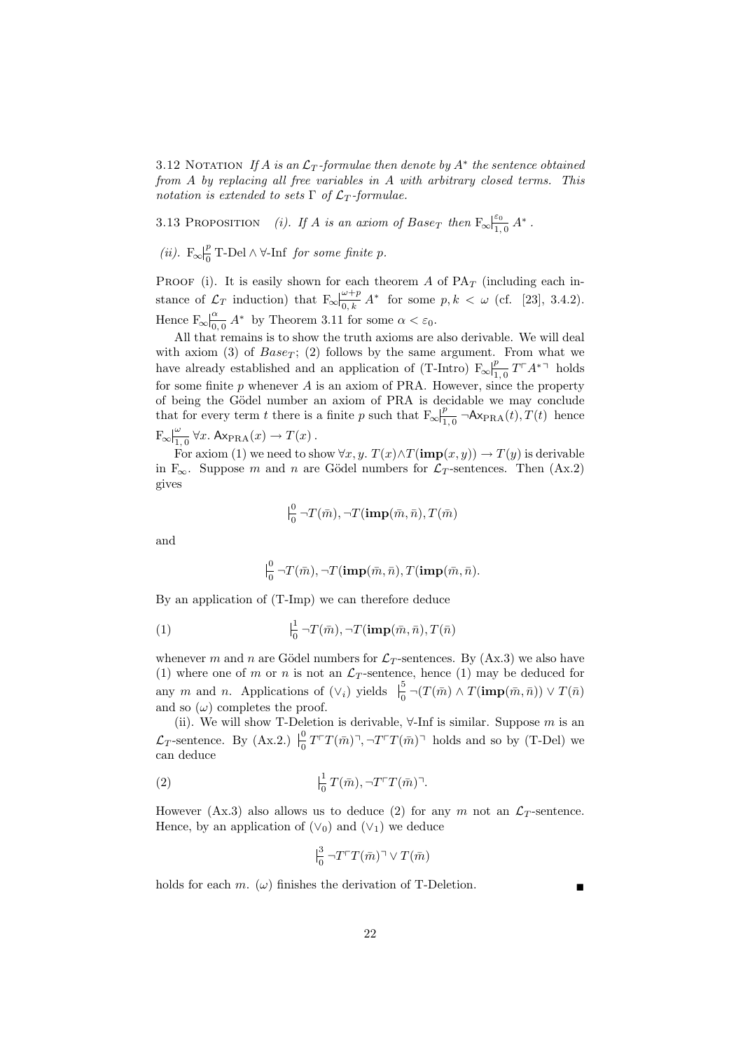3.12 Notation *If $A$ is an $\mathcal{L}_T$-formulae then denote by $A^*$ the sentence obtained from $A$ by replacing all free variables in $A$ with arbitrary closed terms. This notation is extended to sets $\Gamma$ of $\mathcal{L}_T$-formulae.*

3.13 Proposition *(i). If $A$ is an axiom of $Base_T$ then $\mathrm{F}_\infty\big|\!\frac{\varepsilon_0}{1,\,0}\, A^*$.*

*(ii). $\mathrm{F}_\infty\big|\!\frac{p}{0}$ T-Del $\wedge$ $\forall$-Inf for some finite $p$.*

Proof (i). It is easily shown for each theorem $A$ of $\mathrm{PA}_T$ (including each instance of $\mathcal{L}_T$ induction) that $\mathrm{F}_\infty\big|\!\frac{\omega+p}{0,\,k}\, A^*$ for some $p, k < \omega$ (cf. [23], 3.4.2). Hence $\mathrm{F}_\infty\big|\!\frac{\alpha}{0,\,0}\, A^*$ by Theorem 3.11 for some $\alpha < \varepsilon_0$.

All that remains is to show the truth axioms are also derivable. We will deal with axiom (3) of $Base_T$; (2) follows by the same argument. From what we have already established and an application of (T-Intro) $\mathrm{F}_\infty\big|\!\frac{p}{1,\,0}\, T\ulcorner A^*\urcorner$ holds for some finite $p$ whenever $A$ is an axiom of PRA. However, since the property of being the Gödel number an axiom of PRA is decidable we may conclude that for every term $t$ there is a finite $p$ such that $\mathrm{F}_\infty\big|\!\frac{p}{1,\,0}\, \neg\mathsf{Ax}_{\mathrm{PRA}}(t), T(t)$ hence $\mathrm{F}_\infty\big|\!\frac{\omega}{1,\,0}\, \forall x.\, \mathsf{Ax}_{\mathrm{PRA}}(x) \rightarrow T(x)$.

For axiom (1) we need to show $\forall x, y.\ T(x) \wedge T(\mathbf{imp}(x, y)) \rightarrow T(y)$ is derivable in $\mathrm{F}_\infty$. Suppose $m$ and $n$ are Gödel numbers for $\mathcal{L}_T$-sentences. Then (Ax.2) gives

$$\big|\!\tfrac{0}{0}\, \neg T(\bar{m}), \neg T(\mathbf{imp}(\bar{m}, \bar{n}), T(\bar{m})$$

and

$$\big|\!\tfrac{0}{0}\, \neg T(\bar{m}), \neg T(\mathbf{imp}(\bar{m}, \bar{n}), T(\mathbf{imp}(\bar{m}, \bar{n}).$$

By an application of (T-Imp) we can therefore deduce

$$\big|\!\tfrac{1}{0}\, \neg T(\bar{m}), \neg T(\mathbf{imp}(\bar{m}, \bar{n}), T(\bar{n}) \tag{1}$$

whenever $m$ and $n$ are Gödel numbers for $\mathcal{L}_T$-sentences. By (Ax.3) we also have (1) where one of $m$ or $n$ is not an $\mathcal{L}_T$-sentence, hence (1) may be deduced for any $m$ and $n$. Applications of $(\vee_i)$ yields $\big|\!\frac{5}{0}\, \neg(T(\bar{m}) \wedge T(\mathbf{imp}(\bar{m}, \bar{n})) \vee T(\bar{n})$ and so $(\omega)$ completes the proof.

(ii). We will show T-Deletion is derivable, $\forall$-Inf is similar. Suppose $m$ is an $\mathcal{L}_T$-sentence. By (Ax.2.) $\big|\!\frac{0}{0}\, T\ulcorner T(\bar{m})\urcorner, \neg T\ulcorner T(\bar{m})\urcorner$ holds and so by (T-Del) we can deduce

$$\big|\!\tfrac{1}{0}\, T(\bar{m}), \neg T\ulcorner T(\bar{m})\urcorner. \tag{2}$$

However (Ax.3) also allows us to deduce (2) for any $m$ not an $\mathcal{L}_T$-sentence. Hence, by an application of $(\vee_0)$ and $(\vee_1)$ we deduce

$$\big|\!\tfrac{3}{0}\, \neg T\ulcorner T(\bar{m})\urcorner \vee T(\bar{m})$$

holds for each $m$. $(\omega)$ finishes the derivation of T-Deletion. ∎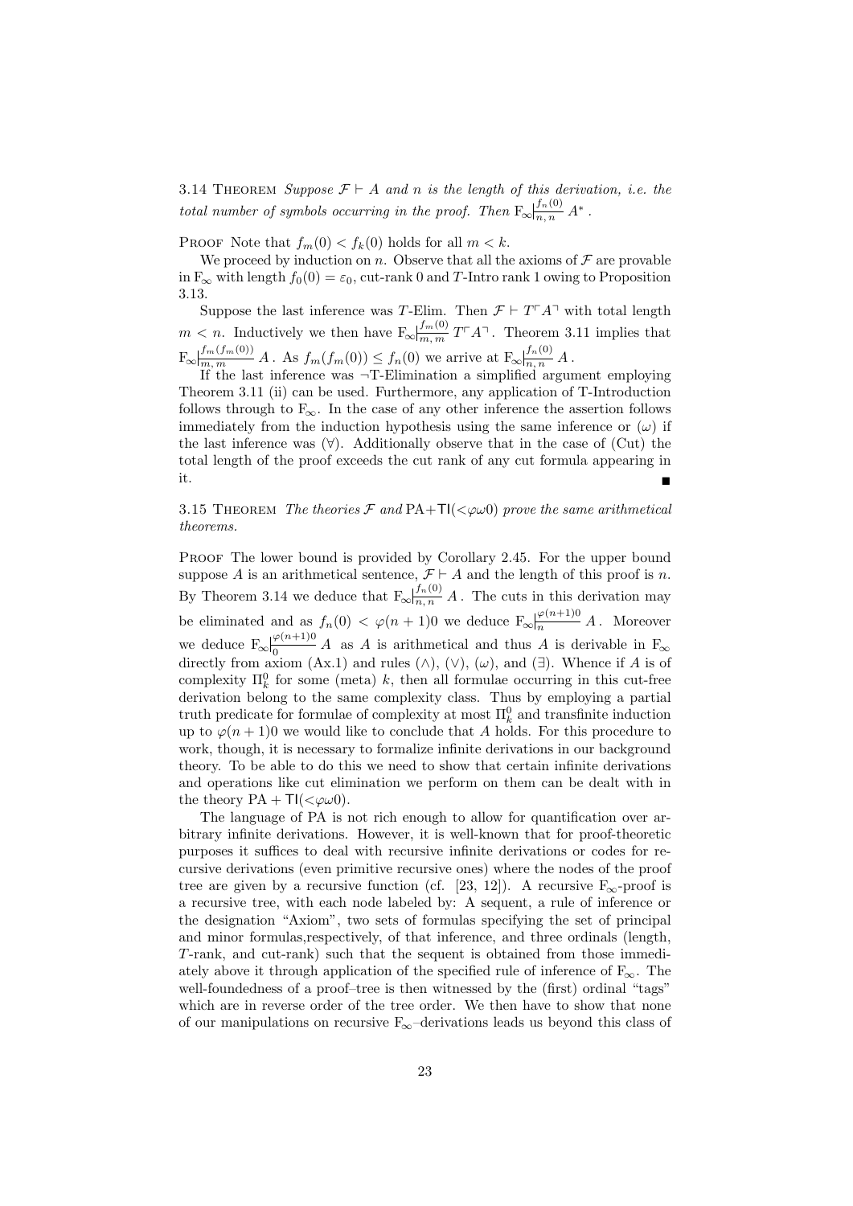3.14 Theorem *Suppose $\mathcal{F} \vdash A$ and $n$ is the length of this derivation, i.e. the total number of symbols occurring in the proof. Then $\mathrm{F}_\infty \overset{f_n(0)}{\underset{n,\,n}{\vdash}} A^*$.*

Proof Note that $f_m(0) < f_k(0)$ holds for all $m < k$.

We proceed by induction on $n$. Observe that all the axioms of $\mathcal{F}$ are provable in $\mathrm{F}_\infty$ with length $f_0(0) = \varepsilon_0$, cut-rank 0 and $T$-Intro rank 1 owing to Proposition 3.13.

Suppose the last inference was $T$-Elim. Then $\mathcal{F} \vdash T\ulcorner A \urcorner$ with total length $m < n$. Inductively we then have $\mathrm{F}_\infty \overset{f_m(0)}{\underset{m,\,m}{\vdash}} T\ulcorner A \urcorner$. Theorem 3.11 implies that $\mathrm{F}_\infty \overset{f_m(f_m(0))}{\underset{m,\,m}{\vdash}} A$. As $f_m(f_m(0)) \leq f_n(0)$ we arrive at $\mathrm{F}_\infty \overset{f_n(0)}{\underset{n,\,n}{\vdash}} A$.

If the last inference was $\neg$T-Elimination a simplified argument employing Theorem 3.11 (ii) can be used. Furthermore, any application of T-Introduction follows through to $\mathrm{F}_\infty$. In the case of any other inference the assertion follows immediately from the induction hypothesis using the same inference or $(\omega)$ if the last inference was $(\forall)$. Additionally observe that in the case of (Cut) the total length of the proof exceeds the cut rank of any cut formula appearing in it. ■

3.15 Theorem *The theories $\mathcal{F}$ and $\mathrm{PA}+\mathsf{TI}(<\varphi\omega 0)$ prove the same arithmetical theorems.*

Proof The lower bound is provided by Corollary 2.45. For the upper bound suppose $A$ is an arithmetical sentence, $\mathcal{F} \vdash A$ and the length of this proof is $n$. By Theorem 3.14 we deduce that $\mathrm{F}_\infty \overset{f_n(0)}{\underset{n,\,n}{\vdash}} A$. The cuts in this derivation may be eliminated and as $f_n(0) < \varphi(n+1)0$ we deduce $\mathrm{F}_\infty \overset{\varphi(n+1)0}{\underset{n}{\vdash}} A$. Moreover we deduce $\mathrm{F}_\infty \overset{\varphi(n+1)0}{\underset{0}{\vdash}} A$ as $A$ is arithmetical and thus $A$ is derivable in $\mathrm{F}_\infty$ directly from axiom (Ax.1) and rules $(\wedge)$, $(\vee)$, $(\omega)$, and $(\exists)$. Whence if $A$ is of complexity $\Pi^0_k$ for some (meta) $k$, then all formulae occurring in this cut-free derivation belong to the same complexity class. Thus by employing a partial truth predicate for formulae of complexity at most $\Pi^0_k$ and transfinite induction up to $\varphi(n+1)0$ we would like to conclude that $A$ holds. For this procedure to work, though, it is necessary to formalize infinite derivations in our background theory. To be able to do this we need to show that certain infinite derivations and operations like cut elimination we perform on them can be dealt with in the theory $\mathrm{PA} + \mathsf{TI}(<\varphi\omega 0)$.

The language of PA is not rich enough to allow for quantification over arbitrary infinite derivations. However, it is well-known that for proof-theoretic purposes it suffices to deal with recursive infinite derivations or codes for recursive derivations (even primitive recursive ones) where the nodes of the proof tree are given by a recursive function (cf. [23, 12]). A recursive $\mathrm{F}_\infty$-proof is a recursive tree, with each node labeled by: A sequent, a rule of inference or the designation "Axiom", two sets of formulas specifying the set of principal and minor formulas,respectively, of that inference, and three ordinals (length, $T$-rank, and cut-rank) such that the sequent is obtained from those immediately above it through application of the specified rule of inference of $\mathrm{F}_\infty$. The well-foundedness of a proof–tree is then witnessed by the (first) ordinal "tags" which are in reverse order of the tree order. We then have to show that none of our manipulations on recursive $\mathrm{F}_\infty$–derivations leads us beyond this class of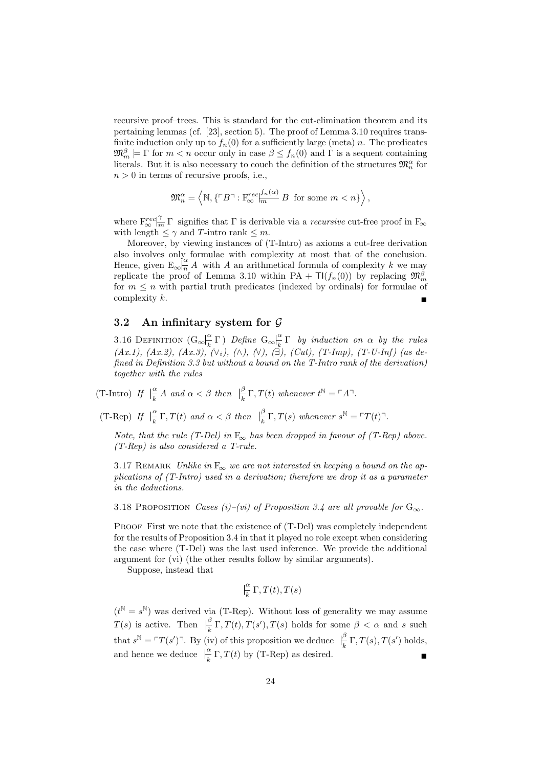recursive proof–trees. This is standard for the cut-elimination theorem and its pertaining lemmas (cf. [23], section 5). The proof of Lemma 3.10 requires transfinite induction only up to $f_n(0)$ for a sufficiently large (meta) $n$. The predicates $\mathfrak{M}^\beta_m \models \Gamma$ for $m < n$ occur only in case $\beta \leq f_n(0)$ and $\Gamma$ is a sequent containing literals. But it is also necessary to couch the definition of the structures $\mathfrak{M}^\alpha_n$ for $n > 0$ in terms of recursive proofs, i.e.,

$$\mathfrak{M}^\alpha_n = \left\langle \mathbb{N}, \{\ulcorner B \urcorner : \mathrm{F}^{rec}_\infty \vdash^{f_n(\alpha)}_m B \text{ for some } m < n\} \right\rangle,$$

where $\mathrm{F}^{rec}_\infty \vdash^\gamma_m \Gamma$ signifies that $\Gamma$ is derivable via a *recursive* cut-free proof in $\mathrm{F}_\infty$ with length $\leq \gamma$ and $T$-intro rank $\leq m$.

Moreover, by viewing instances of (T-Intro) as axioms a cut-free derivation also involves only formulae with complexity at most that of the conclusion. Hence, given $\mathrm{E}_\infty \vdash^\alpha_n A$ with $A$ an arithmetical formula of complexity $k$ we may replicate the proof of Lemma 3.10 within PA + $\mathsf{TI}(f_n(0))$ by replacing $\mathfrak{M}^\beta_m$ for $m \leq n$ with partial truth predicates (indexed by ordinals) for formulae of complexity $k$. ∎

## 3.2 An infinitary system for $\mathcal{G}$

3.16 Definition ($\mathrm{G}_\infty \vdash^\alpha_k \Gamma$) *Define $\mathrm{G}_\infty \vdash^\alpha_k \Gamma$ by induction on $\alpha$ by the rules (Ax.1), (Ax.2), (Ax.3), ($\vee_i$), ($\wedge$), ($\forall$), ($\exists$), (Cut), (T-Imp), (T-U-Inf) (as defined in Definition 3.3 but without a bound on the T-Intro rank of the derivation) together with the rules*

(T-Intro) *If $\vdash^\alpha_k A$ and $\alpha < \beta$ then $\vdash^\beta_k \Gamma, T(t)$ whenever $t^\mathbb{N} = \ulcorner A \urcorner$.*

(T-Rep) *If $\vdash^\alpha_k \Gamma, T(t)$ and $\alpha < \beta$ then $\vdash^\beta_k \Gamma, T(s)$ whenever $s^\mathbb{N} = \ulcorner T(t) \urcorner$.*

*Note, that the rule (T-Del) in $\mathrm{F}_\infty$ has been dropped in favour of (T-Rep) above. (T-Rep) is also considered a T-rule.*

3.17 Remark *Unlike in $\mathrm{F}_\infty$ we are not interested in keeping a bound on the applications of (T-Intro) used in a derivation; therefore we drop it as a parameter in the deductions.*

3.18 Proposition *Cases (i)–(vi) of Proposition 3.4 are all provable for $\mathrm{G}_\infty$.*

Proof First we note that the existence of (T-Del) was completely independent for the results of Proposition 3.4 in that it played no role except when considering the case where (T-Del) was the last used inference. We provide the additional argument for (vi) (the other results follow by similar arguments).

Suppose, instead that

$$\vdash^\alpha_k \Gamma, T(t), T(s)$$

($t^\mathbb{N} = s^\mathbb{N}$) was derived via (T-Rep). Without loss of generality we may assume $T(s)$ is active. Then $\vdash^\beta_k \Gamma, T(t), T(s'), T(s)$ holds for some $\beta < \alpha$ and $s$ such that $s^\mathbb{N} = \ulcorner T(s') \urcorner$. By (iv) of this proposition we deduce $\vdash^\beta_k \Gamma, T(s), T(s')$ holds, and hence we deduce $\vdash^\alpha_k \Gamma, T(t)$ by (T-Rep) as desired. ∎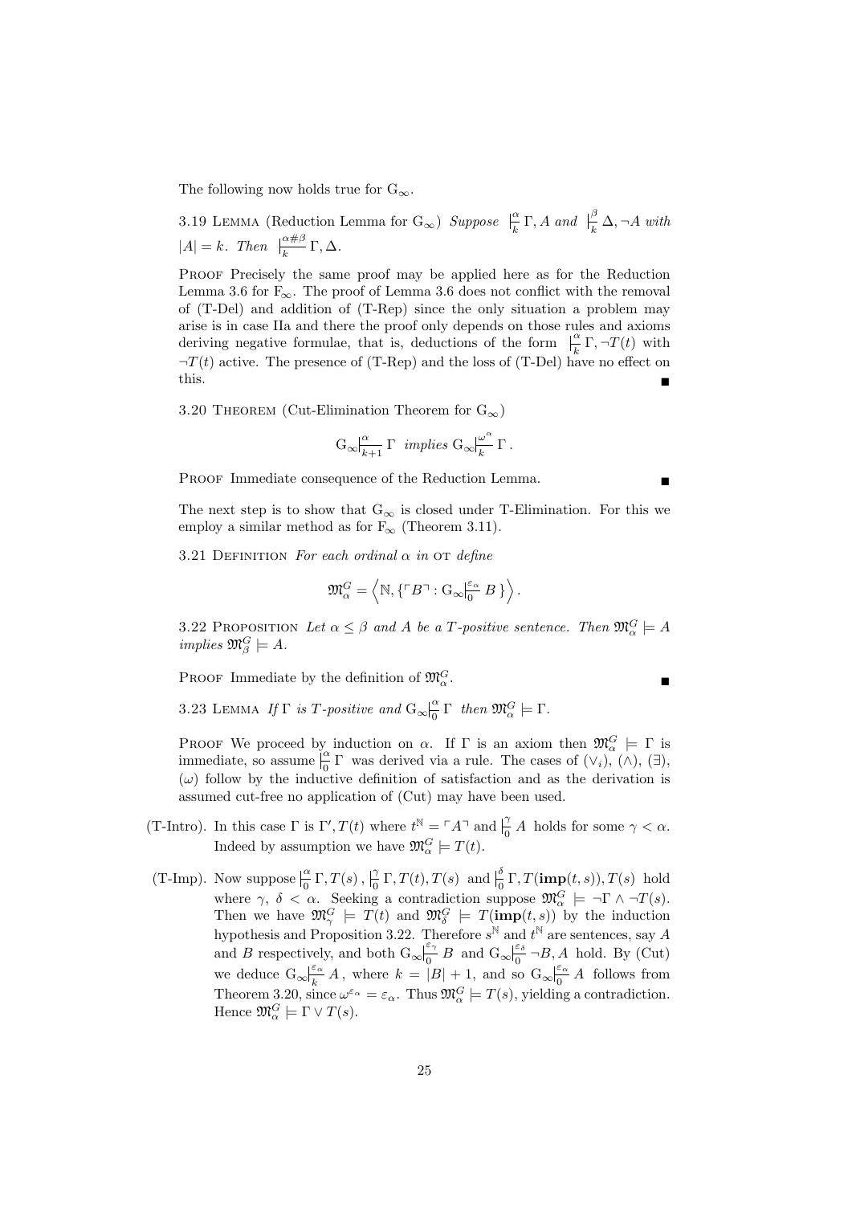The following now holds true for $\mathrm{G}_\infty$.

3.19 Lemma (Reduction Lemma for $\mathrm{G}_\infty$) *Suppose* $\frac{\alpha}{k}\, \Gamma, A$ *and* $\frac{\beta}{k}\, \Delta, \neg A$ *with* $|A| = k$. *Then* $\frac{\alpha \# \beta}{k}\, \Gamma, \Delta$.

Proof Precisely the same proof may be applied here as for the Reduction Lemma 3.6 for $\mathrm{F}_\infty$. The proof of Lemma 3.6 does not conflict with the removal of (T-Del) and addition of (T-Rep) since the only situation a problem may arise is in case IIa and there the proof only depends on those rules and axioms deriving negative formulae, that is, deductions of the form $\frac{\alpha}{k}\, \Gamma, \neg T(t)$ with $\neg T(t)$ active. The presence of (T-Rep) and the loss of (T-Del) have no effect on this. ■

3.20 Theorem (Cut-Elimination Theorem for $\mathrm{G}_\infty$)

$$\mathrm{G}_\infty \frac{\alpha}{k+1}\, \Gamma \ \text{ implies } \mathrm{G}_\infty \frac{\omega^\alpha}{k}\, \Gamma\,.$$

Proof Immediate consequence of the Reduction Lemma. ■

The next step is to show that $\mathrm{G}_\infty$ is closed under T-Elimination. For this we employ a similar method as for $\mathrm{F}_\infty$ (Theorem 3.11).

3.21 Definition *For each ordinal $\alpha$ in* OT *define*

$$\mathfrak{M}^G_\alpha = \left\langle \mathbb{N}, \{\ulcorner B \urcorner : \mathrm{G}_\infty \frac{\varepsilon_\alpha}{0}\, B\,\} \right\rangle.$$

3.22 Proposition *Let $\alpha \le \beta$ and $A$ be a T-positive sentence. Then $\mathfrak{M}^G_\alpha \models A$ implies $\mathfrak{M}^G_\beta \models A$.*

Proof Immediate by the definition of $\mathfrak{M}^G_\alpha$. ■

3.23 Lemma *If $\Gamma$ is T-positive and $\mathrm{G}_\infty \frac{\alpha}{0}\, \Gamma$ then $\mathfrak{M}^G_\alpha \models \Gamma$.*

Proof We proceed by induction on $\alpha$. If $\Gamma$ is an axiom then $\mathfrak{M}^G_\alpha \models \Gamma$ is immediate, so assume $\frac{\alpha}{0}\, \Gamma$ was derived via a rule. The cases of $(\vee_i)$, $(\wedge)$, $(\exists)$, $(\omega)$ follow by the inductive definition of satisfaction and as the derivation is assumed cut-free no application of (Cut) may have been used.

(T-Intro). In this case $\Gamma$ is $\Gamma', T(t)$ where $t^{\mathbb{N}} = \ulcorner A \urcorner$ and $\frac{\gamma}{0}\, A$ holds for some $\gamma < \alpha$. Indeed by assumption we have $\mathfrak{M}^G_\alpha \models T(t)$.

(T-Imp). Now suppose $\frac{\alpha}{0}\, \Gamma, T(s)$ , $\frac{\gamma}{0}\, \Gamma, T(t), T(s)$ and $\frac{\delta}{0}\, \Gamma, T(\mathbf{imp}(t,s)), T(s)$ hold where $\gamma$, $\delta < \alpha$. Seeking a contradiction suppose $\mathfrak{M}^G_\alpha \models \neg\Gamma \wedge \neg T(s)$. Then we have $\mathfrak{M}^G_\gamma \models T(t)$ and $\mathfrak{M}^G_\delta \models T(\mathbf{imp}(t,s))$ by the induction hypothesis and Proposition 3.22. Therefore $s^{\mathbb{N}}$ and $t^{\mathbb{N}}$ are sentences, say $A$ and $B$ respectively, and both $\mathrm{G}_\infty \frac{\varepsilon_\gamma}{0}\, B$ and $\mathrm{G}_\infty \frac{\varepsilon_\delta}{0}\, \neg B, A$ hold. By (Cut) we deduce $\mathrm{G}_\infty \frac{\varepsilon_\alpha}{k}\, A$ , where $k = |B| + 1$, and so $\mathrm{G}_\infty \frac{\varepsilon_\alpha}{0}\, A$ follows from Theorem 3.20, since $\omega^{\varepsilon_\alpha} = \varepsilon_\alpha$. Thus $\mathfrak{M}^G_\alpha \models T(s)$, yielding a contradiction. Hence $\mathfrak{M}^G_\alpha \models \Gamma \vee T(s)$.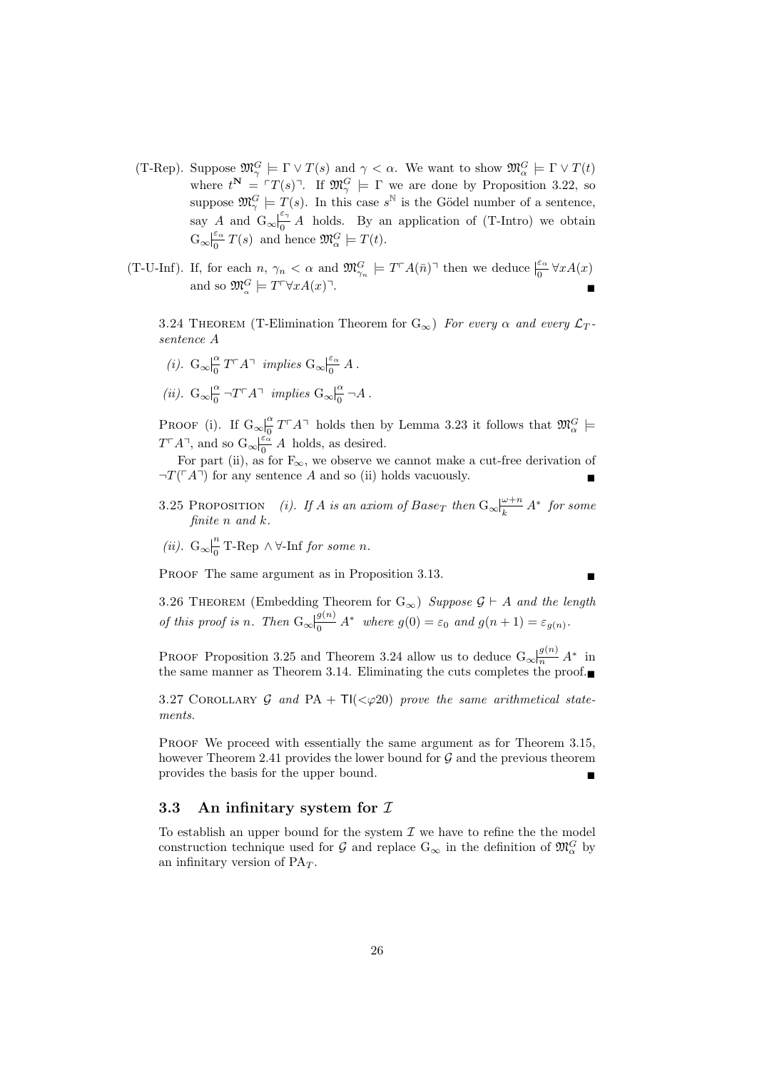(T-Rep). Suppose $\mathfrak{M}^G_\gamma \models \Gamma \vee T(s)$ and $\gamma < \alpha$. We want to show $\mathfrak{M}^G_\alpha \models \Gamma \vee T(t)$ where $t^{\mathbf{N}} = \ulcorner T(s) \urcorner$. If $\mathfrak{M}^G_\gamma \models \Gamma$ we are done by Proposition 3.22, so suppose $\mathfrak{M}^G_\gamma \models T(s)$. In this case $s^{\mathbb{N}}$ is the Gödel number of a sentence, say $A$ and $\mathrm{G}_\infty \vert\!\frac{\varepsilon_\gamma}{0}\, A$ holds. By an application of (T-Intro) we obtain $\mathrm{G}_\infty \vert\!\frac{\varepsilon_\alpha}{0}\, T(s)$ and hence $\mathfrak{M}^G_\alpha \models T(t)$.

(T-U-Inf). If, for each $n$, $\gamma_n < \alpha$ and $\mathfrak{M}^G_{\gamma_n} \models T\ulcorner A(\bar{n})\urcorner$ then we deduce $\vert\!\frac{\varepsilon_\alpha}{0}\, \forall x A(x)$ and so $\mathfrak{M}^G_\alpha \models T\ulcorner \forall x A(x)\urcorner$. ■

3.24 Theorem (T-Elimination Theorem for $\mathrm{G}_\infty$) *For every $\alpha$ and every $\mathcal{L}_T$-sentence $A$*

*(i).* $\mathrm{G}_\infty \vert\!\frac{\alpha}{0}\, T\ulcorner A\urcorner$ *implies* $\mathrm{G}_\infty \vert\!\frac{\varepsilon_\alpha}{0}\, A$.

*(ii).* $\mathrm{G}_\infty \vert\!\frac{\alpha}{0}\, \neg T\ulcorner A\urcorner$ *implies* $\mathrm{G}_\infty \vert\!\frac{\alpha}{0}\, \neg A$.

Proof (i). If $\mathrm{G}_\infty \vert\!\frac{\alpha}{0}\, T\ulcorner A\urcorner$ holds then by Lemma 3.23 it follows that $\mathfrak{M}^G_\alpha \models T\ulcorner A\urcorner$, and so $\mathrm{G}_\infty \vert\!\frac{\varepsilon_\alpha}{0}\, A$ holds, as desired.

For part (ii), as for $\mathrm{F}_\infty$, we observe we cannot make a cut-free derivation of $\neg T(\ulcorner A\urcorner)$ for any sentence $A$ and so (ii) holds vacuously. ■

3.25 Proposition *(i). If $A$ is an axiom of $Base_T$ then* $\mathrm{G}_\infty \vert\!\frac{\omega+n}{k}\, A^*$ *for some finite $n$ and $k$.*

*(ii).* $\mathrm{G}_\infty \vert\!\frac{n}{0}\,$ T-Rep $\wedge$ $\forall$-Inf *for some $n$.*

Proof The same argument as in Proposition 3.13. ■

3.26 Theorem (Embedding Theorem for $\mathrm{G}_\infty$) *Suppose $\mathcal{G} \vdash A$ and the length of this proof is $n$. Then* $\mathrm{G}_\infty \vert\!\frac{g(n)}{0}\, A^*$ *where $g(0) = \varepsilon_0$ and $g(n+1) = \varepsilon_{g(n)}$.*

Proof Proposition 3.25 and Theorem 3.24 allow us to deduce $\mathrm{G}_\infty \vert\!\frac{g(n)}{n}\, A^*$ in the same manner as Theorem 3.14. Eliminating the cuts completes the proof. ■

3.27 Corollary *$\mathcal{G}$ and PA + $\mathsf{TI}(<\varphi 20)$ prove the same arithmetical statements.*

Proof We proceed with essentially the same argument as for Theorem 3.15, however Theorem 2.41 provides the lower bound for $\mathcal{G}$ and the previous theorem provides the basis for the upper bound. ■

### 3.3 An infinitary system for $\mathcal{I}$

To establish an upper bound for the system $\mathcal{I}$ we have to refine the the model construction technique used for $\mathcal{G}$ and replace $\mathrm{G}_\infty$ in the definition of $\mathfrak{M}^G_\alpha$ by an infinitary version of $\mathrm{PA}_T$.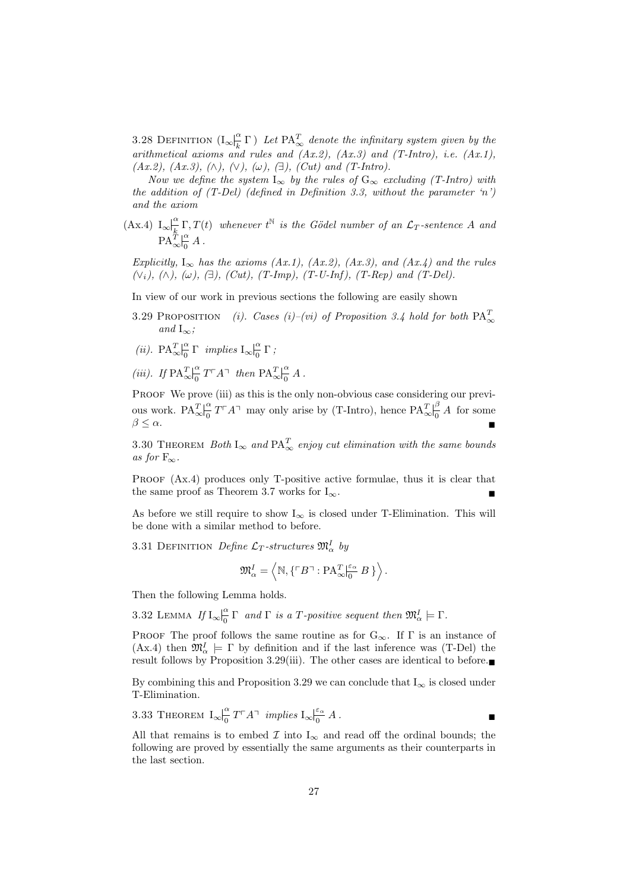3.28 Definition ($\mathrm{I}_\infty \vert\!\frac{\alpha}{k}\, \Gamma$) *Let* $\mathrm{PA}^T_\infty$ *denote the infinitary system given by the arithmetical axioms and rules and (Ax.2), (Ax.3) and (T-Intro), i.e. (Ax.1), (Ax.2), (Ax.3), ($\wedge$), ($\vee$), ($\omega$), ($\exists$), (Cut) and (T-Intro).*

*Now we define the system* $\mathrm{I}_\infty$ *by the rules of* $\mathrm{G}_\infty$ *excluding (T-Intro) with the addition of (T-Del) (defined in Definition 3.3, without the parameter 'n') and the axiom*

(Ax.4) $\mathrm{I}_\infty \vert\!\frac{\alpha}{k}\, \Gamma, T(t)$ *whenever* $t^{\mathbb{N}}$ *is the Gödel number of an* $\mathcal{L}_T$*-sentence* $A$ *and* $\mathrm{PA}^T_\infty \vert\!\frac{\alpha}{0}\, A$ .

*Explicitly,* $\mathrm{I}_\infty$ *has the axioms (Ax.1), (Ax.2), (Ax.3), and (Ax.4) and the rules ($\vee_i$), ($\wedge$), ($\omega$), ($\exists$), (Cut), (T-Imp), (T-U-Inf), (T-Rep) and (T-Del).*

In view of our work in previous sections the following are easily shown

3.29 Proposition *(i). Cases (i)–(vi) of Proposition 3.4 hold for both* $\mathrm{PA}^T_\infty$ *and* $\mathrm{I}_\infty$*;*

*(ii).* $\mathrm{PA}^T_\infty \vert\!\frac{\alpha}{0}\, \Gamma$ *implies* $\mathrm{I}_\infty \vert\!\frac{\alpha}{0}\, \Gamma$ *;*

*(iii). If* $\mathrm{PA}^T_\infty \vert\!\frac{\alpha}{0}\, T\ulcorner A \urcorner$ *then* $\mathrm{PA}^T_\infty \vert\!\frac{\alpha}{0}\, A$ .

Proof We prove (iii) as this is the only non-obvious case considering our previous work. $\mathrm{PA}^T_\infty \vert\!\frac{\alpha}{0}\, T\ulcorner A \urcorner$ may only arise by (T-Intro), hence $\mathrm{PA}^T_\infty \vert\!\frac{\beta}{0}\, A$ for some $\beta \leq \alpha$. ∎

3.30 Theorem *Both* $\mathrm{I}_\infty$ *and* $\mathrm{PA}^T_\infty$ *enjoy cut elimination with the same bounds as for* $\mathrm{F}_\infty$.

Proof (Ax.4) produces only T-positive active formulae, thus it is clear that the same proof as Theorem 3.7 works for $\mathrm{I}_\infty$. ∎

As before we still require to show $\mathrm{I}_\infty$ is closed under T-Elimination. This will be done with a similar method to before.

3.31 Definition *Define* $\mathcal{L}_T$*-structures* $\mathfrak{M}^I_\alpha$ *by*

$$\mathfrak{M}^I_\alpha = \left\langle \mathbb{N}, \{\ulcorner B \urcorner : \mathrm{PA}^T_\infty \vert\!\frac{\varepsilon_\alpha}{0}\, B\,\} \right\rangle .$$

Then the following Lemma holds.

3.32 Lemma *If* $\mathrm{I}_\infty \vert\!\frac{\alpha}{0}\, \Gamma$ *and* $\Gamma$ *is a T-positive sequent then* $\mathfrak{M}^I_\alpha \models \Gamma$.

Proof The proof follows the same routine as for $\mathrm{G}_\infty$. If $\Gamma$ is an instance of (Ax.4) then $\mathfrak{M}^I_\alpha \models \Gamma$ by definition and if the last inference was (T-Del) the result follows by Proposition 3.29(iii). The other cases are identical to before. ∎

By combining this and Proposition 3.29 we can conclude that $\mathrm{I}_\infty$ is closed under T-Elimination.

3.33 Theorem $\mathrm{I}_\infty \vert\!\frac{\alpha}{0}\, T\ulcorner A \urcorner$ *implies* $\mathrm{I}_\infty \vert\!\frac{\varepsilon_\alpha}{0}\, A$ . ∎

All that remains is to embed $\mathcal{I}$ into $\mathrm{I}_\infty$ and read off the ordinal bounds; the following are proved by essentially the same arguments as their counterparts in the last section.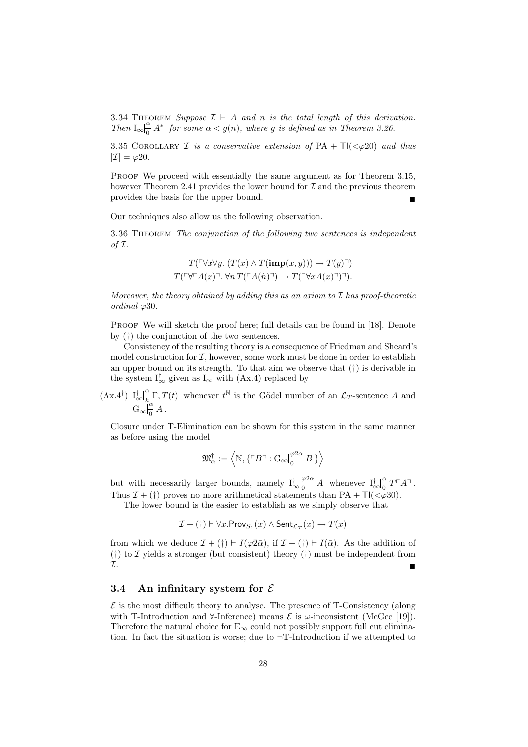3.34 Theorem *Suppose $\mathcal{I} \vdash A$ and $n$ is the total length of this derivation. Then $\mathrm{I}_\infty \frac{\alpha}{0} A^*$ for some $\alpha < g(n)$, where $g$ is defined as in Theorem 3.26.*

3.35 Corollary *$\mathcal{I}$ is a conservative extension of $\mathrm{PA} + \mathsf{TI}(<\varphi 20)$ and thus $|\mathcal{I}| = \varphi 20$.*

Proof We proceed with essentially the same argument as for Theorem 3.15, however Theorem 2.41 provides the lower bound for $\mathcal{I}$ and the previous theorem provides the basis for the upper bound. ∎

Our techniques also allow us the following observation.

3.36 Theorem *The conjunction of the following two sentences is independent of $\mathcal{I}$.*

$$T(\ulcorner \forall x \forall y.\ (T(x) \wedge T(\mathbf{imp}(x,y))) \rightarrow T(y)\urcorner)$$
$$T(\ulcorner \forall \ulcorner A(x)\urcorner .\ \forall n\, T(\ulcorner A(\dot{n})\urcorner) \rightarrow T(\ulcorner \forall x A(x)\urcorner)\urcorner).$$

*Moreover, the theory obtained by adding this as an axiom to $\mathcal{I}$ has proof-theoretic ordinal $\varphi 30$.*

Proof We will sketch the proof here; full details can be found in [18]. Denote by (†) the conjunction of the two sentences.

Consistency of the resulting theory is a consequence of Friedman and Sheard's model construction for $\mathcal{I}$, however, some work must be done in order to establish an upper bound on its strength. To that aim we observe that (†) is derivable in the system $\mathrm{I}^\dagger_\infty$ given as $\mathrm{I}_\infty$ with (Ax.4) replaced by

(Ax.4$^\dagger$) $\mathrm{I}^\dagger_\infty \frac{\alpha}{k} \Gamma, T(t)$ whenever $t^{\mathbb{N}}$ is the Gödel number of an $\mathcal{L}_T$-sentence $A$ and $\mathrm{G}_\infty \frac{\alpha}{0} A$.

Closure under T-Elimination can be shown for this system in the same manner as before using the model

$$\mathfrak{M}^\dagger_\alpha := \left\langle \mathbb{N}, \{\ulcorner B \urcorner : \mathrm{G}_\infty \frac{\varphi 2\alpha}{0} B\} \right\rangle$$

but with necessarily larger bounds, namely $\mathrm{I}^\dagger_\infty \frac{\varphi 2\alpha}{0} A$ whenever $\mathrm{I}^\dagger_\infty \frac{\alpha}{0} T\ulcorner A\urcorner$. Thus $\mathcal{I} + (\dagger)$ proves no more arithmetical statements than $\mathrm{PA} + \mathsf{TI}(<\varphi 30)$.

The lower bound is the easier to establish as we simply observe that

$$\mathcal{I} + (\dagger) \vdash \forall x.\mathsf{Prov}_{S_1}(x) \wedge \mathsf{Sent}_{\mathcal{L}_T}(x) \rightarrow T(x)$$

from which we deduce $\mathcal{I} + (\dagger) \vdash I(\varphi \bar{2}\bar{\alpha})$, if $\mathcal{I} + (\dagger) \vdash I(\bar{\alpha})$. As the addition of (†) to $\mathcal{I}$ yields a stronger (but consistent) theory (†) must be independent from $\mathcal{I}$. ∎

### 3.4 An infinitary system for $\mathcal{E}$

$\mathcal{E}$ is the most difficult theory to analyse. The presence of T-Consistency (along with T-Introduction and ∀-Inference) means $\mathcal{E}$ is $\omega$-inconsistent (McGee [19]). Therefore the natural choice for $\mathrm{E}_\infty$ could not possibly support full cut elimination. In fact the situation is worse; due to ¬T-Introduction if we attempted to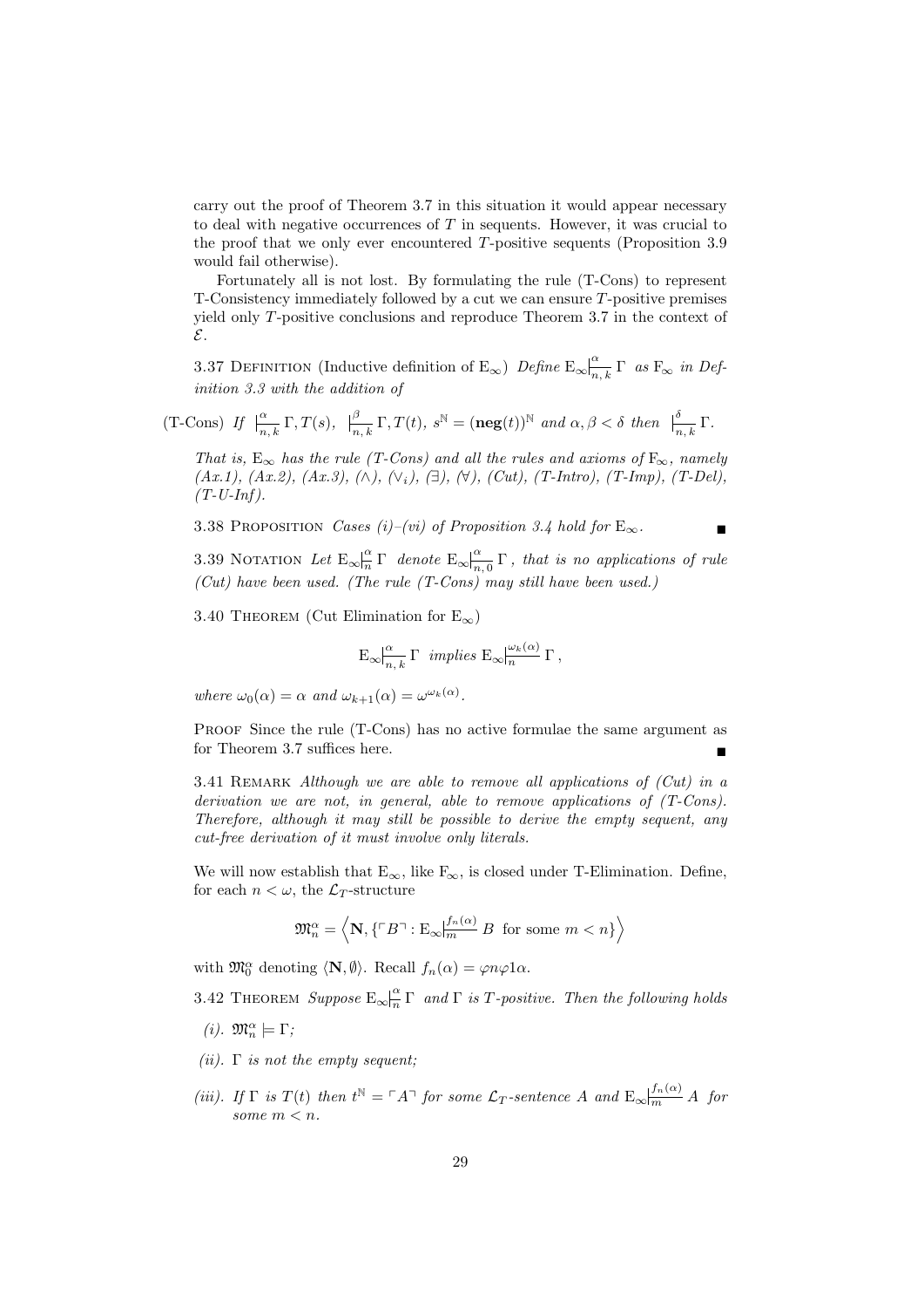carry out the proof of Theorem 3.7 in this situation it would appear necessary to deal with negative occurrences of $T$ in sequents. However, it was crucial to the proof that we only ever encountered $T$-positive sequents (Proposition 3.9 would fail otherwise).

Fortunately all is not lost. By formulating the rule (T-Cons) to represent T-Consistency immediately followed by a cut we can ensure $T$-positive premises yield only $T$-positive conclusions and reproduce Theorem 3.7 in the context of $\mathcal{E}$.

3.37 Definition (Inductive definition of $\mathrm{E}_\infty$) *Define* $\mathrm{E}_\infty\overset{\alpha}{\underset{n,\,k}{|}}\, \Gamma$ *as* $\mathrm{F}_\infty$ *in Definition 3.3 with the addition of*

(T-Cons) *If* $\overset{\alpha}{\underset{n,\,k}{|}}\, \Gamma, T(s),\ \overset{\beta}{\underset{n,\,k}{|}}\, \Gamma, T(t),\ s^{\mathbb{N}} = (\mathbf{neg}(t))^{\mathbb{N}}$ *and* $\alpha, \beta < \delta$ *then* $\overset{\delta}{\underset{n,\,k}{|}}\, \Gamma$.

*That is,* $\mathrm{E}_\infty$ *has the rule (T-Cons) and all the rules and axioms of* $\mathrm{F}_\infty$*, namely (Ax.1), (Ax.2), (Ax.3), ($\wedge$), ($\vee_i$), ($\exists$), ($\forall$), (Cut), (T-Intro), (T-Imp), (T-Del), (T-U-Inf).*

3.38 Proposition *Cases (i)–(vi) of Proposition 3.4 hold for* $\mathrm{E}_\infty$. ∎

3.39 Notation *Let* $\mathrm{E}_\infty\overset{\alpha}{\underset{n}{|}}\, \Gamma$ *denote* $\mathrm{E}_\infty\overset{\alpha}{\underset{n,\,0}{|}}\, \Gamma$*, that is no applications of rule (Cut) have been used. (The rule (T-Cons) may still have been used.)*

3.40 Theorem (Cut Elimination for $\mathrm{E}_\infty$)

$$\mathrm{E}_\infty\overset{\alpha}{\underset{n,\,k}{|}}\, \Gamma \ \text{ implies } \mathrm{E}_\infty\overset{\omega_k(\alpha)}{\underset{n}{|}}\, \Gamma\,,$$

*where* $\omega_0(\alpha) = \alpha$ *and* $\omega_{k+1}(\alpha) = \omega^{\omega_k(\alpha)}$.

Proof Since the rule (T-Cons) has no active formulae the same argument as for Theorem 3.7 suffices here. ∎

3.41 Remark *Although we are able to remove all applications of (Cut) in a derivation we are not, in general, able to remove applications of (T-Cons). Therefore, although it may still be possible to derive the empty sequent, any cut-free derivation of it must involve only literals.*

We will now establish that $\mathrm{E}_\infty$, like $\mathrm{F}_\infty$, is closed under T-Elimination. Define, for each $n < \omega$, the $\mathcal{L}_T$-structure

$$\mathfrak{M}_n^\alpha = \left\langle \mathbf{N}, \{\ulcorner B \urcorner : \mathrm{E}_\infty\overset{f_n(\alpha)}{\underset{m}{|}}\, B \ \text{ for some } m < n\}\right\rangle$$

with $\mathfrak{M}_0^\alpha$ denoting $\langle \mathbf{N}, \emptyset \rangle$. Recall $f_n(\alpha) = \varphi n \varphi 1 \alpha$.

3.42 Theorem *Suppose* $\mathrm{E}_\infty\overset{\alpha}{\underset{n}{|}}\, \Gamma$ *and* $\Gamma$ *is T-positive. Then the following holds*

*(i).* $\mathfrak{M}_n^\alpha \models \Gamma$*;*

*(ii).* $\Gamma$ *is not the empty sequent;*

*(iii). If* $\Gamma$ *is* $T(t)$ *then* $t^{\mathbb{N}} = \ulcorner A \urcorner$ *for some* $\mathcal{L}_T$*-sentence* $A$ *and* $\mathrm{E}_\infty\overset{f_n(\alpha)}{\underset{m}{|}}\, A$ *for some* $m < n$.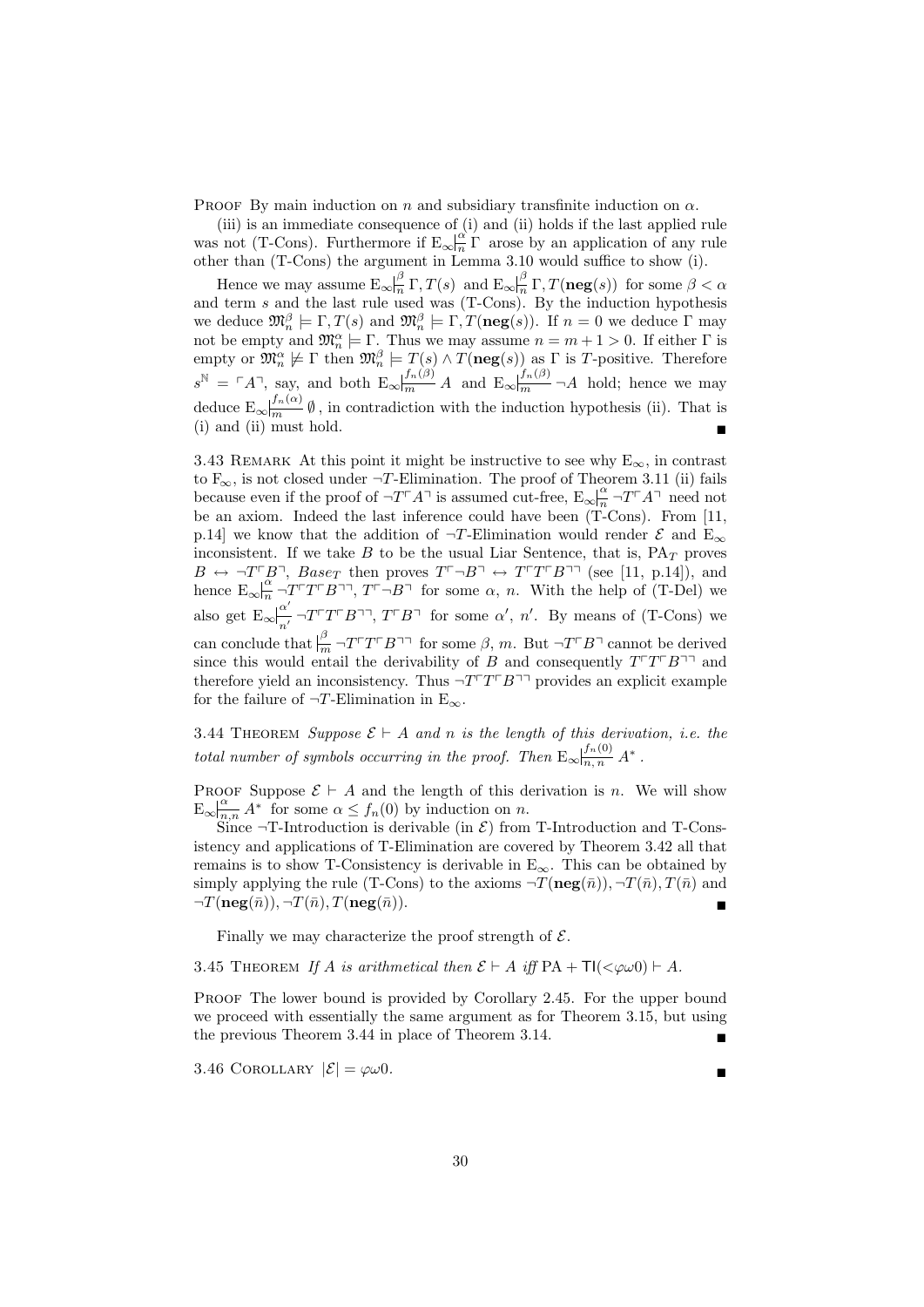Proof By main induction on $n$ and subsidiary transfinite induction on $\alpha$.

(iii) is an immediate consequence of (i) and (ii) holds if the last applied rule was not (T-Cons). Furthermore if $\mathrm{E}_\infty \frac{\alpha}{n} \Gamma$ arose by an application of any rule other than (T-Cons) the argument in Lemma 3.10 would suffice to show (i).

Hence we may assume $\mathrm{E}_\infty \frac{\beta}{n} \Gamma, T(s)$ and $\mathrm{E}_\infty \frac{\beta}{n} \Gamma, T(\mathbf{neg}(s))$ for some $\beta < \alpha$ and term $s$ and the last rule used was (T-Cons). By the induction hypothesis we deduce $\mathfrak{M}_n^\beta \models \Gamma, T(s)$ and $\mathfrak{M}_n^\beta \models \Gamma, T(\mathbf{neg}(s))$. If $n = 0$ we deduce $\Gamma$ may not be empty and $\mathfrak{M}_n^\alpha \models \Gamma$. Thus we may assume $n = m + 1 > 0$. If either $\Gamma$ is empty or $\mathfrak{M}_n^\alpha \not\models \Gamma$ then $\mathfrak{M}_n^\beta \models T(s) \wedge T(\mathbf{neg}(s))$ as $\Gamma$ is $T$-positive. Therefore $s^\mathbb{N} = \ulcorner A \urcorner$, say, and both $\mathrm{E}_\infty \frac{f_n(\beta)}{m} A$ and $\mathrm{E}_\infty \frac{f_n(\beta)}{m} \neg A$ hold; hence we may deduce $\mathrm{E}_\infty \frac{f_n(\alpha)}{m} \emptyset$, in contradiction with the induction hypothesis (ii). That is (i) and (ii) must hold. ■

3.43 Remark At this point it might be instructive to see why $\mathrm{E}_\infty$, in contrast to $\mathrm{F}_\infty$, is not closed under $\neg T$-Elimination. The proof of Theorem 3.11 (ii) fails because even if the proof of $\neg T \ulcorner A \urcorner$ is assumed cut-free, $\mathrm{E}_\infty \frac{\alpha}{n} \neg T \ulcorner A \urcorner$ need not be an axiom. Indeed the last inference could have been (T-Cons). From [11, p.14] we know that the addition of $\neg T$-Elimination would render $\mathcal{E}$ and $\mathrm{E}_\infty$ inconsistent. If we take $B$ to be the usual Liar Sentence, that is, $\mathrm{PA}_T$ proves $B \leftrightarrow \neg T \ulcorner B \urcorner$, $Base_T$ then proves $T \ulcorner \neg B \urcorner \leftrightarrow T \ulcorner T \ulcorner B \urcorner \urcorner$ (see [11, p.14]), and hence $\mathrm{E}_\infty \frac{\alpha}{n} \neg T \ulcorner T \ulcorner B \urcorner \urcorner, T \ulcorner \neg B \urcorner$ for some $\alpha$, $n$. With the help of (T-Del) we also get $\mathrm{E}_\infty \frac{\alpha'}{n'} \neg T \ulcorner T \ulcorner B \urcorner \urcorner, T \ulcorner B \urcorner$ for some $\alpha'$, $n'$. By means of (T-Cons) we can conclude that $\frac{\beta}{m} \neg T \ulcorner T \ulcorner B \urcorner \urcorner$ for some $\beta$, $m$. But $\neg T \ulcorner B \urcorner$ cannot be derived since this would entail the derivability of $B$ and consequently $T \ulcorner T \ulcorner B \urcorner \urcorner$ and therefore yield an inconsistency. Thus $\neg T \ulcorner T \ulcorner B \urcorner \urcorner$ provides an explicit example for the failure of $\neg T$-Elimination in $\mathrm{E}_\infty$.

3.44 Theorem *Suppose $\mathcal{E} \vdash A$ and $n$ is the length of this derivation, i.e. the total number of symbols occurring in the proof. Then $\mathrm{E}_\infty \frac{f_n(0)}{n,\, n} A^*$.*

Proof Suppose $\mathcal{E} \vdash A$ and the length of this derivation is $n$. We will show $\mathrm{E}_\infty \frac{\alpha}{n,n} A^*$ for some $\alpha \le f_n(0)$ by induction on $n$.

Since $\neg$T-Introduction is derivable (in $\mathcal{E}$) from T-Introduction and T-Consistency and applications of T-Elimination are covered by Theorem 3.42 all that remains is to show T-Consistency is derivable in $\mathrm{E}_\infty$. This can be obtained by simply applying the rule (T-Cons) to the axioms $\neg T(\mathbf{neg}(\bar{n})), \neg T(\bar{n}), T(\bar{n})$ and $\neg T(\mathbf{neg}(\bar{n})), \neg T(\bar{n}), T(\mathbf{neg}(\bar{n}))$. ■

Finally we may characterize the proof strength of $\mathcal{E}$.

3.45 Theorem *If $A$ is arithmetical then $\mathcal{E} \vdash A$ iff $\mathrm{PA} + \mathsf{TI}(<\varphi\omega 0) \vdash A$.*

Proof The lower bound is provided by Corollary 2.45. For the upper bound we proceed with essentially the same argument as for Theorem 3.15, but using the previous Theorem 3.44 in place of Theorem 3.14. ■

3.46 Corollary $|\mathcal{E}| = \varphi\omega 0$. ■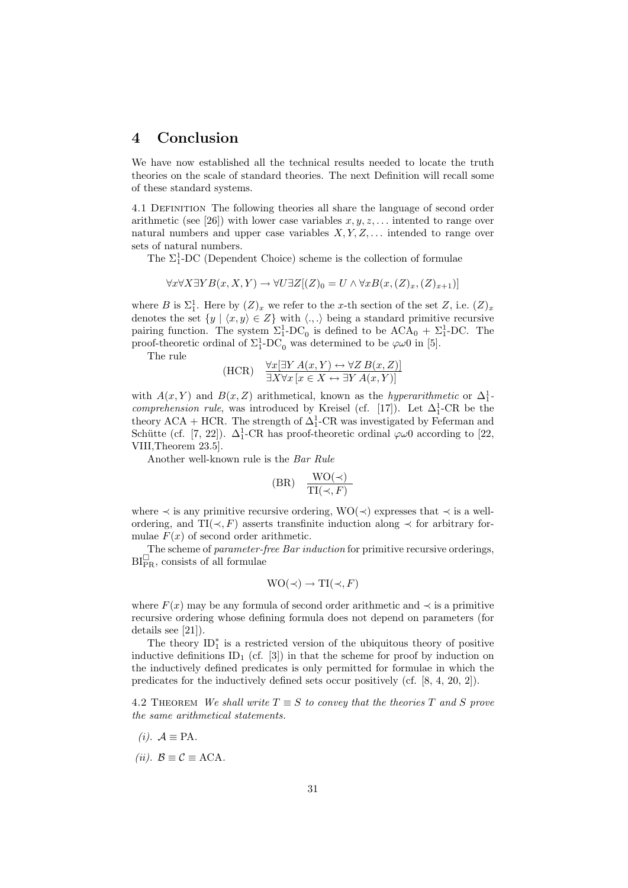# 4 Conclusion

We have now established all the technical results needed to locate the truth theories on the scale of standard theories. The next Definition will recall some of these standard systems.

4.1 Definition The following theories all share the language of second order arithmetic (see [26]) with lower case variables $x, y, z, \ldots$ intented to range over natural numbers and upper case variables $X, Y, Z, \ldots$ intended to range over sets of natural numbers.

The $\Sigma^1_1$-DC (Dependent Choice) scheme is the collection of formulae

$$\forall x \forall X \exists Y B(x, X, Y) \rightarrow \forall U \exists Z[(Z)_0 = U \wedge \forall x B(x, (Z)_x, (Z)_{x+1})]$$

where $B$ is $\Sigma^1_1$. Here by $(Z)_x$ we refer to the $x$-th section of the set $Z$, i.e. $(Z)_x$ denotes the set $\{y \mid \langle x, y \rangle \in Z\}$ with $\langle ., . \rangle$ being a standard primitive recursive pairing function. The system $\Sigma^1_1\text{-DC}_0$ is defined to be $\text{ACA}_0$ + $\Sigma^1_1$-DC. The proof-theoretic ordinal of $\Sigma^1_1\text{-DC}_0$ was determined to be $\varphi\omega 0$ in [5].

The rule

$$\text{(HCR)} \quad \frac{\forall x[\exists Y\, A(x, Y) \leftrightarrow \forall Z\, B(x, Z)]}{\exists X \forall x\, [x \in X \leftrightarrow \exists Y\, A(x, Y)]}$$

with $A(x, Y)$ and $B(x, Z)$ arithmetical, known as the *hyperarithmetic* or $\Delta^1_1$-*comprehension rule*, was introduced by Kreisel (cf. [17]). Let $\Delta^1_1$-CR be the theory ACA + HCR. The strength of $\Delta^1_1$-CR was investigated by Feferman and Schütte (cf. [7, 22]). $\Delta^1_1$-CR has proof-theoretic ordinal $\varphi\omega 0$ according to [22, VIII,Theorem 23.5].

Another well-known rule is the *Bar Rule*

$$\text{(BR)} \quad \frac{\text{WO}(\prec)}{\text{TI}(\prec, F)}$$

where $\prec$ is any primitive recursive ordering, $\text{WO}(\prec)$ expresses that $\prec$ is a well-ordering, and $\text{TI}(\prec, F)$ asserts transfinite induction along $\prec$ for arbitrary formulae $F(x)$ of second order arithmetic.

The scheme of *parameter-free Bar induction* for primitive recursive orderings, $\text{BI}^{\square}_{\text{PR}}$, consists of all formulae

$$\text{WO}(\prec) \rightarrow \text{TI}(\prec, F)$$

where $F(x)$ may be any formula of second order arithmetic and $\prec$ is a primitive recursive ordering whose defining formula does not depend on parameters (for details see [21]).

The theory $\text{ID}^*_1$ is a restricted version of the ubiquitous theory of positive inductive definitions $\text{ID}_1$ (cf. [3]) in that the scheme for proof by induction on the inductively defined predicates is only permitted for formulae in which the predicates for the inductively defined sets occur positively (cf. [8, 4, 20, 2]).

4.2 Theorem *We shall write $T \equiv S$ to convey that the theories $T$ and $S$ prove the same arithmetical statements.*

*(i).* $\mathcal{A} \equiv \text{PA}$.

*(ii).* $\mathcal{B} \equiv \mathcal{C} \equiv \text{ACA}$.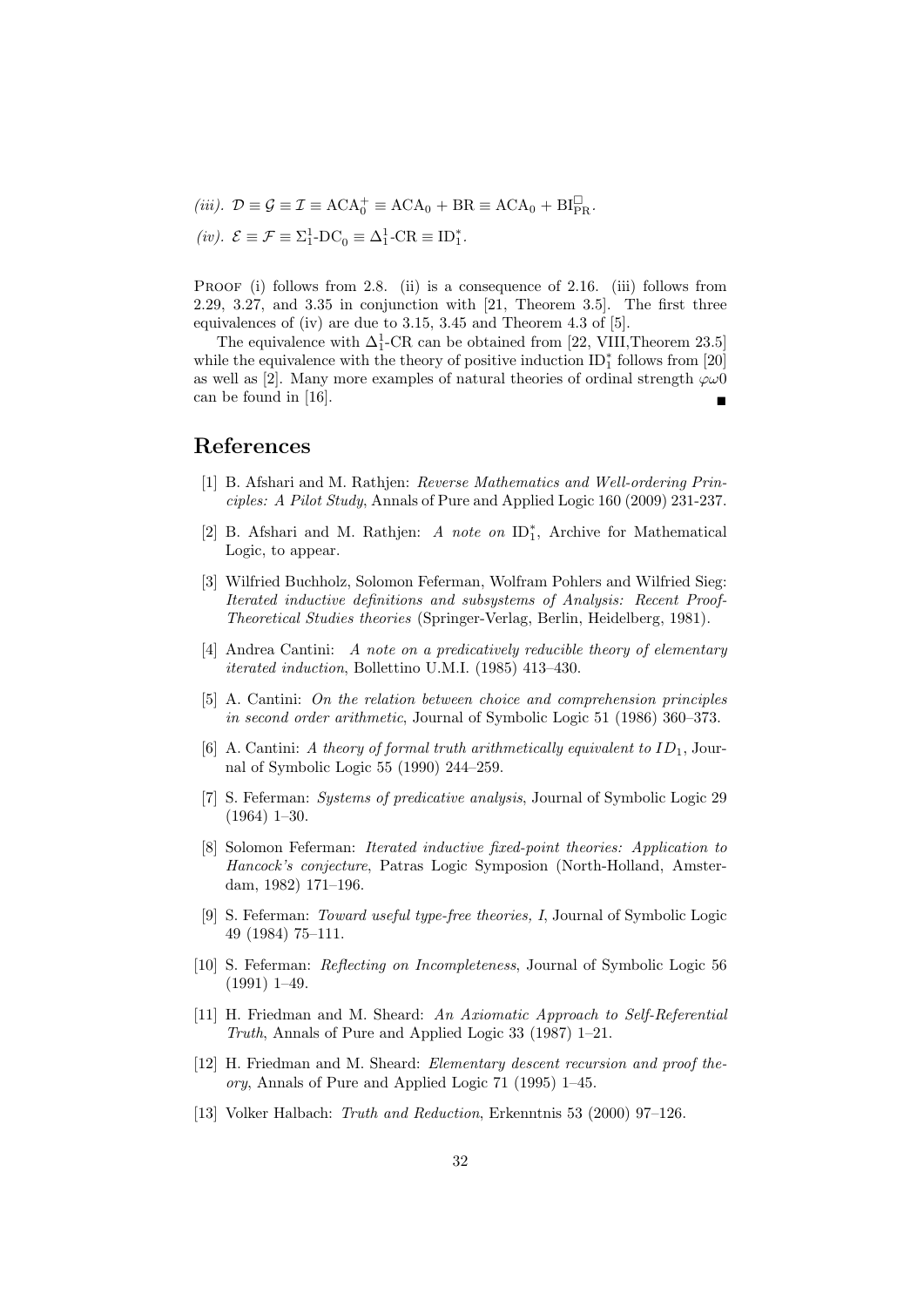*(iii).* $\mathcal{D} \equiv \mathcal{G} \equiv \mathcal{I} \equiv \mathrm{ACA}_0^+ \equiv \mathrm{ACA}_0 + \mathrm{BR} \equiv \mathrm{ACA}_0 + \mathrm{BI}^{\square}_{\mathrm{PR}}$.

*(iv).* $\mathcal{E} \equiv \mathcal{F} \equiv \Sigma^1_1\text{-DC}_0 \equiv \Delta^1_1\text{-CR} \equiv \mathrm{ID}_1^*$.

Proof (i) follows from 2.8. (ii) is a consequence of 2.16. (iii) follows from 2.29, 3.27, and 3.35 in conjunction with [21, Theorem 3.5]. The first three equivalences of (iv) are due to 3.15, 3.45 and Theorem 4.3 of [5].

The equivalence with $\Delta^1_1$-CR can be obtained from [22, VIII,Theorem 23.5] while the equivalence with the theory of positive induction $\mathrm{ID}_1^*$ follows from [20] as well as [2]. Many more examples of natural theories of ordinal strength $\varphi\omega 0$ can be found in [16]. ■

## References

[1] B. Afshari and M. Rathjen: *Reverse Mathematics and Well-ordering Principles: A Pilot Study*, Annals of Pure and Applied Logic 160 (2009) 231-237.

[2] B. Afshari and M. Rathjen: *A note on* $\mathrm{ID}_1^*$, Archive for Mathematical Logic, to appear.

[3] Wilfried Buchholz, Solomon Feferman, Wolfram Pohlers and Wilfried Sieg: *Iterated inductive definitions and subsystems of Analysis: Recent Proof-Theoretical Studies theories* (Springer-Verlag, Berlin, Heidelberg, 1981).

[4] Andrea Cantini: *A note on a predicatively reducible theory of elementary iterated induction*, Bollettino U.M.I. (1985) 413–430.

[5] A. Cantini: *On the relation between choice and comprehension principles in second order arithmetic*, Journal of Symbolic Logic 51 (1986) 360–373.

[6] A. Cantini: *A theory of formal truth arithmetically equivalent to* $ID_1$, Journal of Symbolic Logic 55 (1990) 244–259.

[7] S. Feferman: *Systems of predicative analysis*, Journal of Symbolic Logic 29 (1964) 1–30.

[8] Solomon Feferman: *Iterated inductive fixed-point theories: Application to Hancock's conjecture*, Patras Logic Symposion (North-Holland, Amsterdam, 1982) 171–196.

[9] S. Feferman: *Toward useful type-free theories, I*, Journal of Symbolic Logic 49 (1984) 75–111.

[10] S. Feferman: *Reflecting on Incompleteness*, Journal of Symbolic Logic 56 (1991) 1–49.

[11] H. Friedman and M. Sheard: *An Axiomatic Approach to Self-Referential Truth*, Annals of Pure and Applied Logic 33 (1987) 1–21.

[12] H. Friedman and M. Sheard: *Elementary descent recursion and proof theory*, Annals of Pure and Applied Logic 71 (1995) 1–45.

[13] Volker Halbach: *Truth and Reduction*, Erkenntnis 53 (2000) 97–126.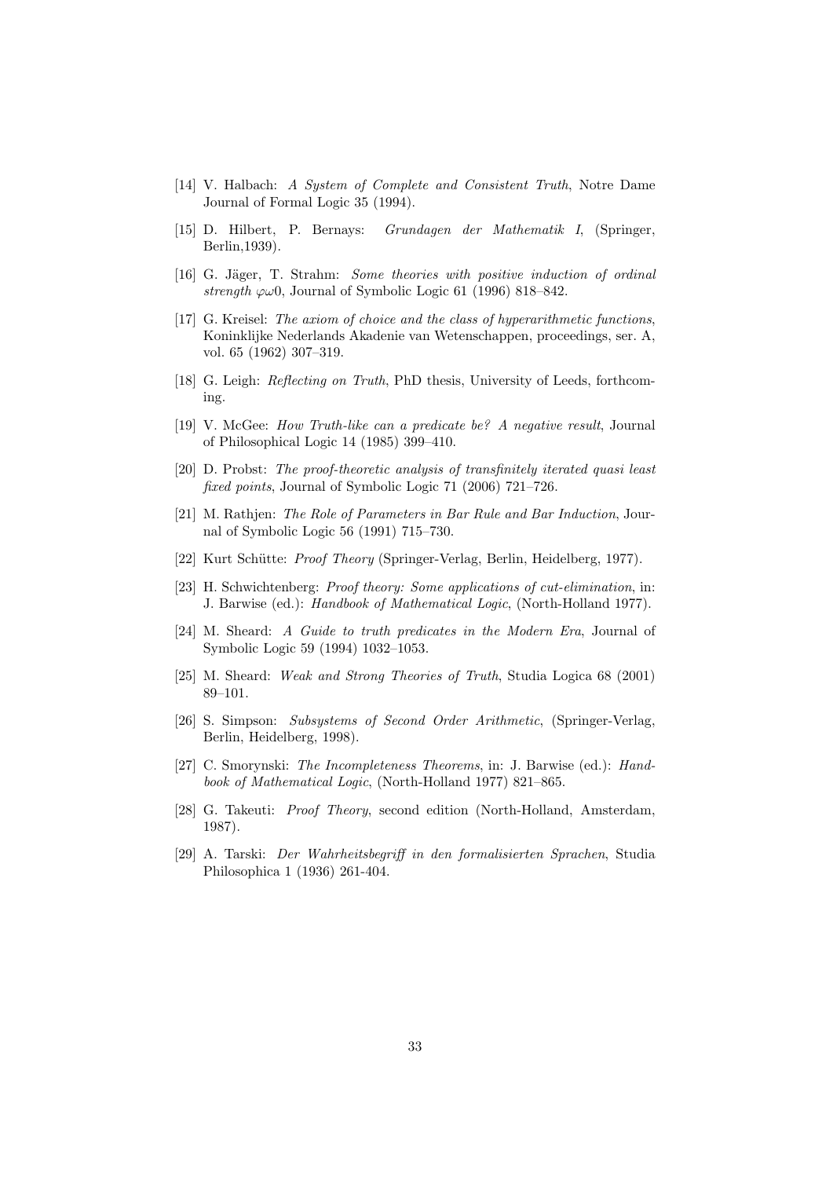[14] V. Halbach: *A System of Complete and Consistent Truth*, Notre Dame Journal of Formal Logic 35 (1994).

[15] D. Hilbert, P. Bernays: *Grundagen der Mathematik I*, (Springer, Berlin,1939).

[16] G. Jäger, T. Strahm: *Some theories with positive induction of ordinal strength $\varphi\omega 0$*, Journal of Symbolic Logic 61 (1996) 818–842.

[17] G. Kreisel: *The axiom of choice and the class of hyperarithmetic functions*, Koninklijke Nederlands Akadenie van Wetenschappen, proceedings, ser. A, vol. 65 (1962) 307–319.

[18] G. Leigh: *Reflecting on Truth*, PhD thesis, University of Leeds, forthcoming.

[19] V. McGee: *How Truth-like can a predicate be? A negative result*, Journal of Philosophical Logic 14 (1985) 399–410.

[20] D. Probst: *The proof-theoretic analysis of transfinitely iterated quasi least fixed points*, Journal of Symbolic Logic 71 (2006) 721–726.

[21] M. Rathjen: *The Role of Parameters in Bar Rule and Bar Induction*, Journal of Symbolic Logic 56 (1991) 715–730.

[22] Kurt Schütte: *Proof Theory* (Springer-Verlag, Berlin, Heidelberg, 1977).

[23] H. Schwichtenberg: *Proof theory: Some applications of cut-elimination*, in: J. Barwise (ed.): *Handbook of Mathematical Logic*, (North-Holland 1977).

[24] M. Sheard: *A Guide to truth predicates in the Modern Era*, Journal of Symbolic Logic 59 (1994) 1032–1053.

[25] M. Sheard: *Weak and Strong Theories of Truth*, Studia Logica 68 (2001) 89–101.

[26] S. Simpson: *Subsystems of Second Order Arithmetic*, (Springer-Verlag, Berlin, Heidelberg, 1998).

[27] C. Smorynski: *The Incompleteness Theorems*, in: J. Barwise (ed.): *Handbook of Mathematical Logic*, (North-Holland 1977) 821–865.

[28] G. Takeuti: *Proof Theory*, second edition (North-Holland, Amsterdam, 1987).

[29] A. Tarski: *Der Wahrheitsbegriff in den formalisierten Sprachen*, Studia Philosophica 1 (1936) 261-404.